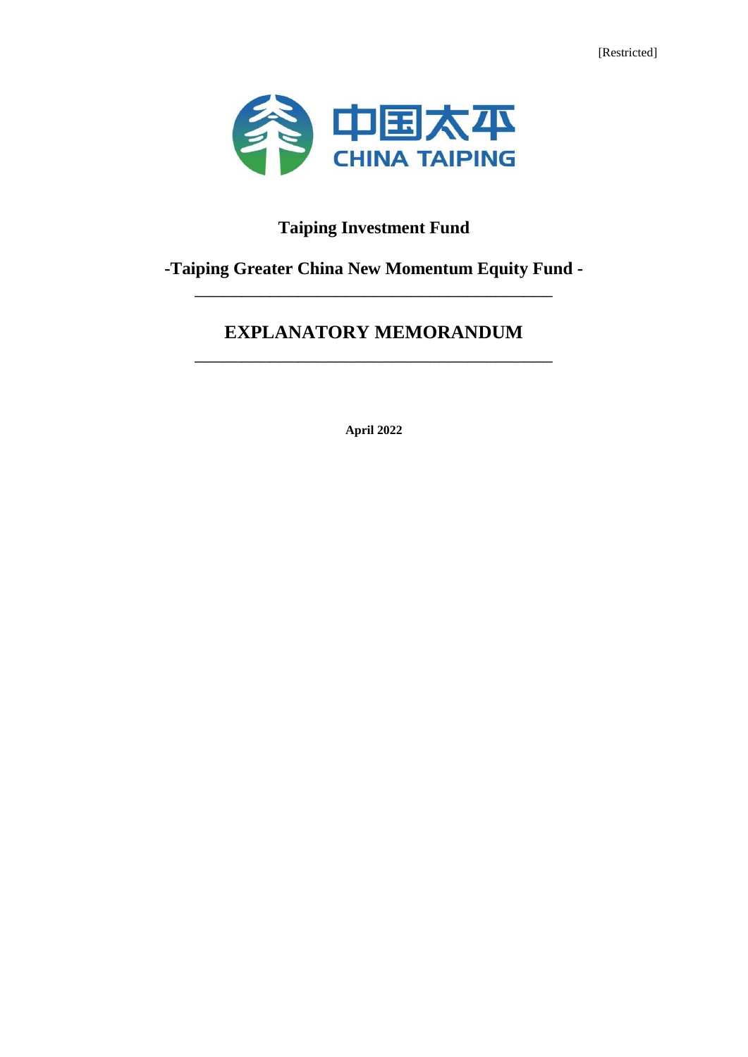[Restricted]

中国太平
CHINA TAIPING

# Taiping Investment Fund

## -Taiping Greater China New Momentum Equity Fund -

---

# EXPLANATORY MEMORANDUM

---

**April 2022**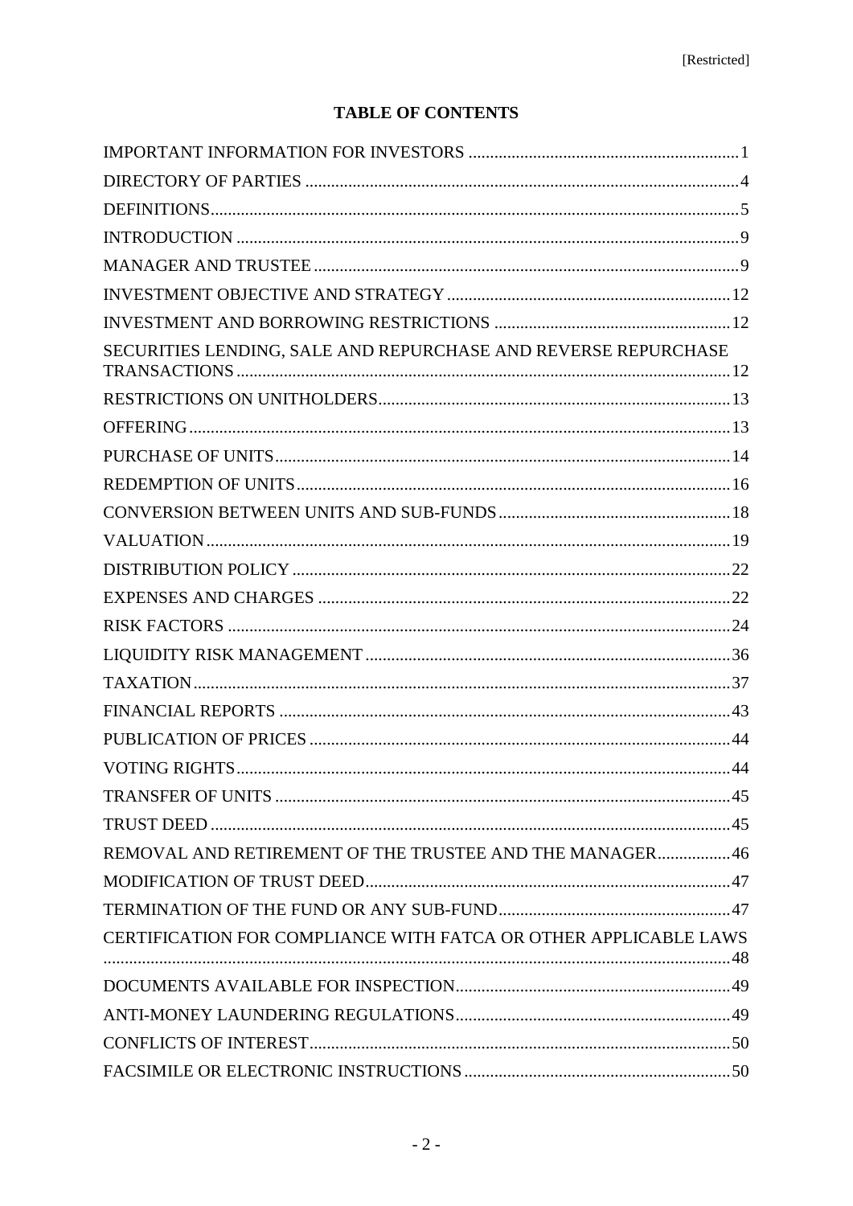## TABLE OF CONTENTS

| | |
|---|---|
| IMPORTANT INFORMATION FOR INVESTORS | 1 |
| DIRECTORY OF PARTIES | 4 |
| DEFINITIONS | 5 |
| INTRODUCTION | 9 |
| MANAGER AND TRUSTEE | 9 |
| INVESTMENT OBJECTIVE AND STRATEGY | 12 |
| INVESTMENT AND BORROWING RESTRICTIONS | 12 |
| SECURITIES LENDING, SALE AND REPURCHASE AND REVERSE REPURCHASE TRANSACTIONS | 12 |
| RESTRICTIONS ON UNITHOLDERS | 13 |
| OFFERING | 13 |
| PURCHASE OF UNITS | 14 |
| REDEMPTION OF UNITS | 16 |
| CONVERSION BETWEEN UNITS AND SUB-FUNDS | 18 |
| VALUATION | 19 |
| DISTRIBUTION POLICY | 22 |
| EXPENSES AND CHARGES | 22 |
| RISK FACTORS | 24 |
| LIQUIDITY RISK MANAGEMENT | 36 |
| TAXATION | 37 |
| FINANCIAL REPORTS | 43 |
| PUBLICATION OF PRICES | 44 |
| VOTING RIGHTS | 44 |
| TRANSFER OF UNITS | 45 |
| TRUST DEED | 45 |
| REMOVAL AND RETIREMENT OF THE TRUSTEE AND THE MANAGER | 46 |
| MODIFICATION OF TRUST DEED | 47 |
| TERMINATION OF THE FUND OR ANY SUB-FUND | 47 |
| CERTIFICATION FOR COMPLIANCE WITH FATCA OR OTHER APPLICABLE LAWS | 48 |
| DOCUMENTS AVAILABLE FOR INSPECTION | 49 |
| ANTI-MONEY LAUNDERING REGULATIONS | 49 |
| CONFLICTS OF INTEREST | 50 |
| FACSIMILE OR ELECTRONIC INSTRUCTIONS | 50 |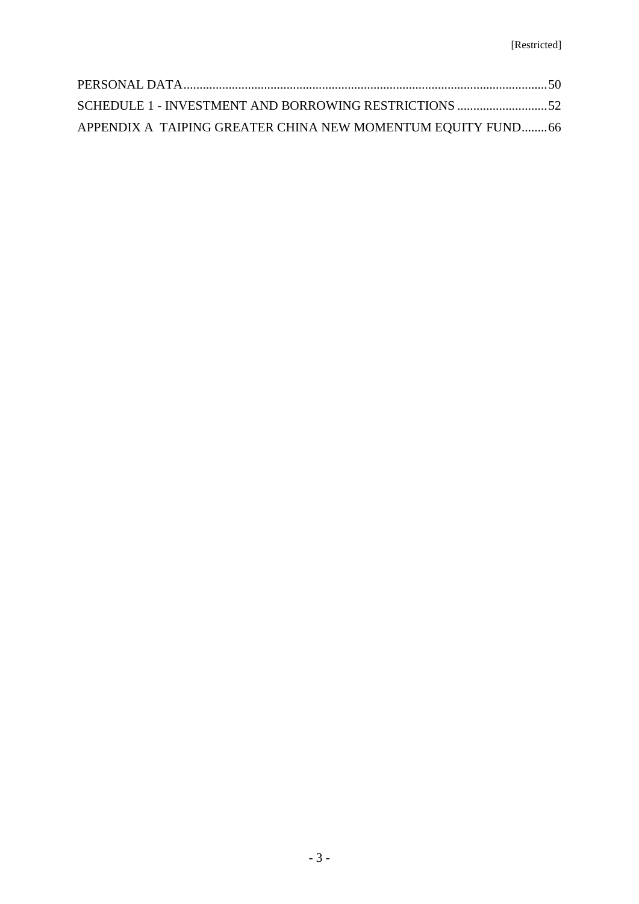PERSONAL DATA....................................................................................................................50
SCHEDULE 1 - INVESTMENT AND BORROWING RESTRICTIONS ............................52
APPENDIX A TAIPING GREATER CHINA NEW MOMENTUM EQUITY FUND........66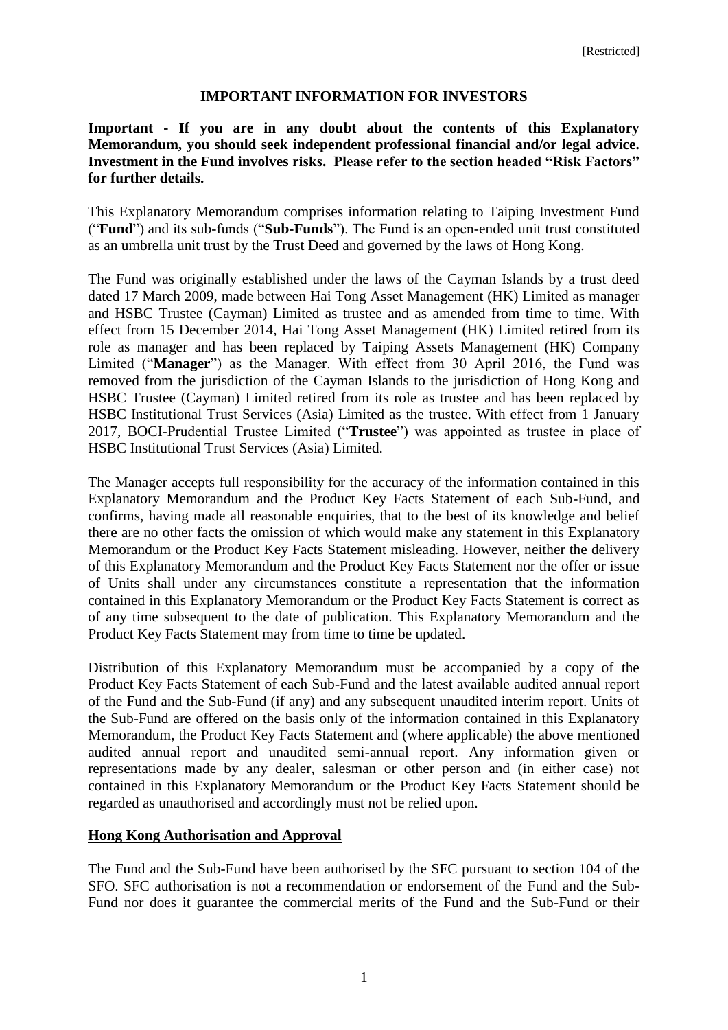[Restricted]

# IMPORTANT INFORMATION FOR INVESTORS

**Important - If you are in any doubt about the contents of this Explanatory Memorandum, you should seek independent professional financial and/or legal advice. Investment in the Fund involves risks. Please refer to the section headed "Risk Factors" for further details.**

This Explanatory Memorandum comprises information relating to Taiping Investment Fund ("**Fund**") and its sub-funds ("**Sub-Funds**"). The Fund is an open-ended unit trust constituted as an umbrella unit trust by the Trust Deed and governed by the laws of Hong Kong.

The Fund was originally established under the laws of the Cayman Islands by a trust deed dated 17 March 2009, made between Hai Tong Asset Management (HK) Limited as manager and HSBC Trustee (Cayman) Limited as trustee and as amended from time to time. With effect from 15 December 2014, Hai Tong Asset Management (HK) Limited retired from its role as manager and has been replaced by Taiping Assets Management (HK) Company Limited ("**Manager**") as the Manager. With effect from 30 April 2016, the Fund was removed from the jurisdiction of the Cayman Islands to the jurisdiction of Hong Kong and HSBC Trustee (Cayman) Limited retired from its role as trustee and has been replaced by HSBC Institutional Trust Services (Asia) Limited as the trustee. With effect from 1 January 2017, BOCI-Prudential Trustee Limited ("**Trustee**") was appointed as trustee in place of HSBC Institutional Trust Services (Asia) Limited.

The Manager accepts full responsibility for the accuracy of the information contained in this Explanatory Memorandum and the Product Key Facts Statement of each Sub-Fund, and confirms, having made all reasonable enquiries, that to the best of its knowledge and belief there are no other facts the omission of which would make any statement in this Explanatory Memorandum or the Product Key Facts Statement misleading. However, neither the delivery of this Explanatory Memorandum and the Product Key Facts Statement nor the offer or issue of Units shall under any circumstances constitute a representation that the information contained in this Explanatory Memorandum or the Product Key Facts Statement is correct as of any time subsequent to the date of publication. This Explanatory Memorandum and the Product Key Facts Statement may from time to time be updated.

Distribution of this Explanatory Memorandum must be accompanied by a copy of the Product Key Facts Statement of each Sub-Fund and the latest available audited annual report of the Fund and the Sub-Fund (if any) and any subsequent unaudited interim report. Units of the Sub-Fund are offered on the basis only of the information contained in this Explanatory Memorandum, the Product Key Facts Statement and (where applicable) the above mentioned audited annual report and unaudited semi-annual report. Any information given or representations made by any dealer, salesman or other person and (in either case) not contained in this Explanatory Memorandum or the Product Key Facts Statement should be regarded as unauthorised and accordingly must not be relied upon.

## Hong Kong Authorisation and Approval

The Fund and the Sub-Fund have been authorised by the SFC pursuant to section 104 of the SFO. SFC authorisation is not a recommendation or endorsement of the Fund and the Sub-Fund nor does it guarantee the commercial merits of the Fund and the Sub-Fund or their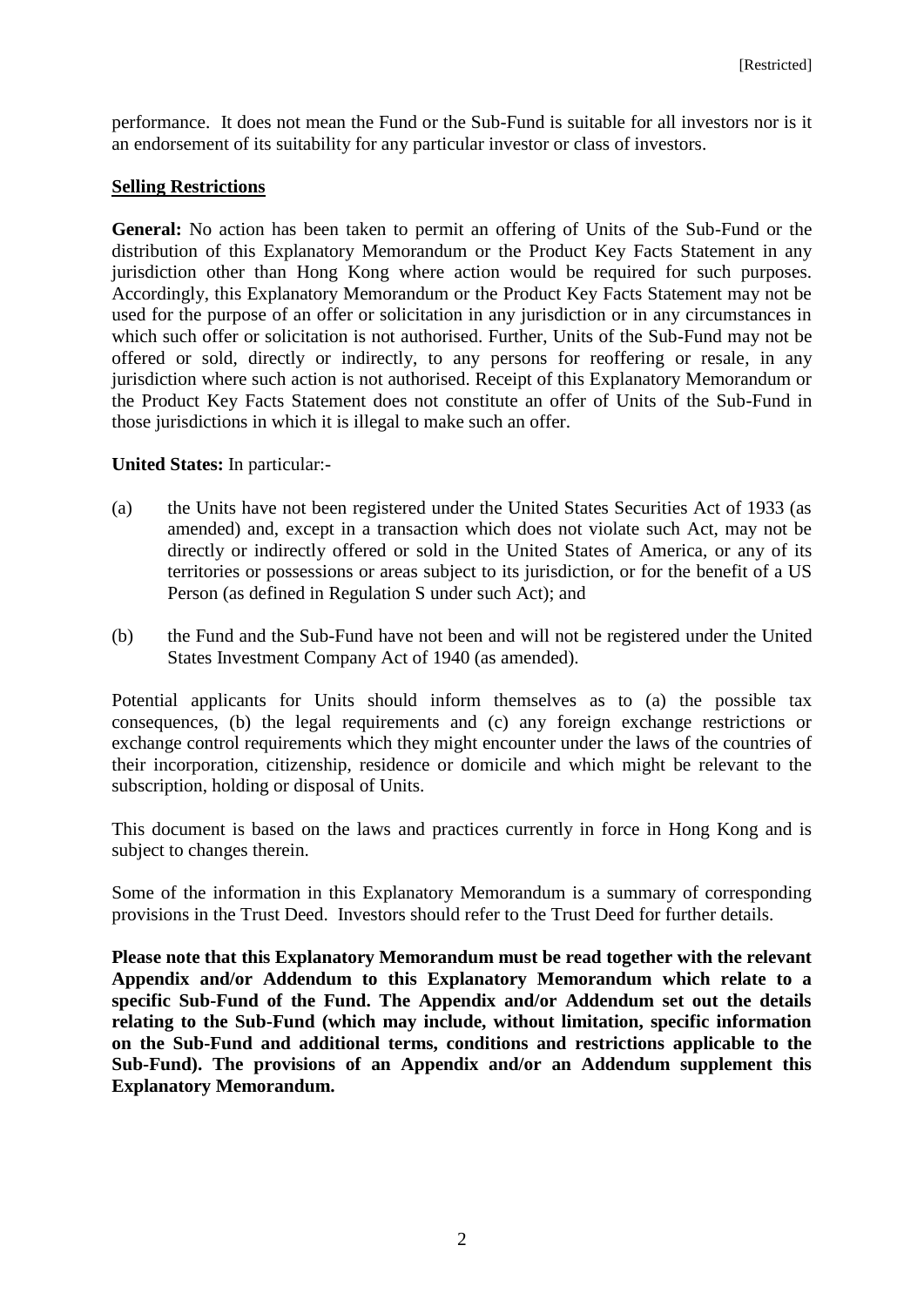performance. It does not mean the Fund or the Sub-Fund is suitable for all investors nor is it an endorsement of its suitability for any particular investor or class of investors.

**Selling Restrictions**

**General:** No action has been taken to permit an offering of Units of the Sub-Fund or the distribution of this Explanatory Memorandum or the Product Key Facts Statement in any jurisdiction other than Hong Kong where action would be required for such purposes. Accordingly, this Explanatory Memorandum or the Product Key Facts Statement may not be used for the purpose of an offer or solicitation in any jurisdiction or in any circumstances in which such offer or solicitation is not authorised. Further, Units of the Sub-Fund may not be offered or sold, directly or indirectly, to any persons for reoffering or resale, in any jurisdiction where such action is not authorised. Receipt of this Explanatory Memorandum or the Product Key Facts Statement does not constitute an offer of Units of the Sub-Fund in those jurisdictions in which it is illegal to make such an offer.

**United States:** In particular:-

(a) the Units have not been registered under the United States Securities Act of 1933 (as amended) and, except in a transaction which does not violate such Act, may not be directly or indirectly offered or sold in the United States of America, or any of its territories or possessions or areas subject to its jurisdiction, or for the benefit of a US Person (as defined in Regulation S under such Act); and

(b) the Fund and the Sub-Fund have not been and will not be registered under the United States Investment Company Act of 1940 (as amended).

Potential applicants for Units should inform themselves as to (a) the possible tax consequences, (b) the legal requirements and (c) any foreign exchange restrictions or exchange control requirements which they might encounter under the laws of the countries of their incorporation, citizenship, residence or domicile and which might be relevant to the subscription, holding or disposal of Units.

This document is based on the laws and practices currently in force in Hong Kong and is subject to changes therein.

Some of the information in this Explanatory Memorandum is a summary of corresponding provisions in the Trust Deed. Investors should refer to the Trust Deed for further details.

**Please note that this Explanatory Memorandum must be read together with the relevant Appendix and/or Addendum to this Explanatory Memorandum which relate to a specific Sub-Fund of the Fund. The Appendix and/or Addendum set out the details relating to the Sub-Fund (which may include, without limitation, specific information on the Sub-Fund and additional terms, conditions and restrictions applicable to the Sub-Fund). The provisions of an Appendix and/or an Addendum supplement this Explanatory Memorandum.**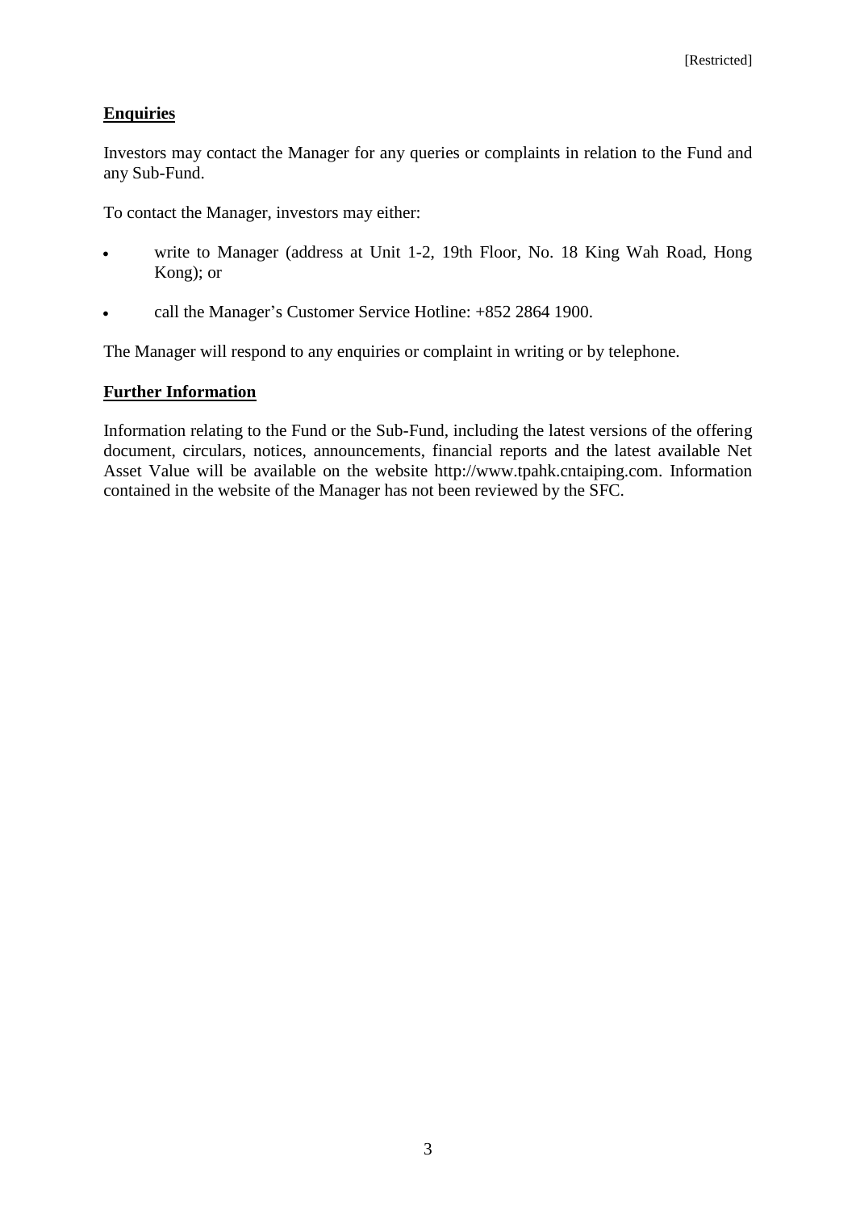## Enquiries

Investors may contact the Manager for any queries or complaints in relation to the Fund and any Sub-Fund.

To contact the Manager, investors may either:

- write to Manager (address at Unit 1-2, 19th Floor, No. 18 King Wah Road, Hong Kong); or
- call the Manager's Customer Service Hotline: +852 2864 1900.

The Manager will respond to any enquiries or complaint in writing or by telephone.

## Further Information

Information relating to the Fund or the Sub-Fund, including the latest versions of the offering document, circulars, notices, announcements, financial reports and the latest available Net Asset Value will be available on the website http://www.tpahk.cntaiping.com. Information contained in the website of the Manager has not been reviewed by the SFC.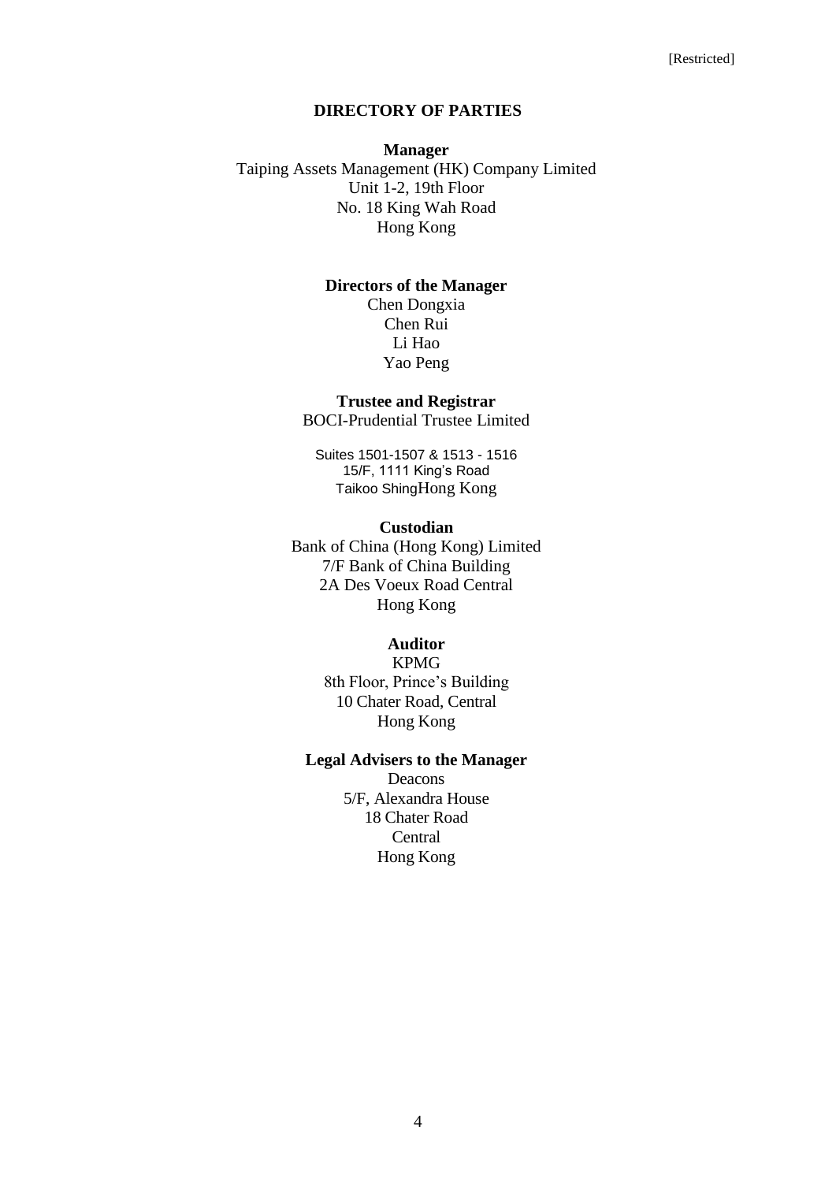## DIRECTORY OF PARTIES

**Manager**

Taiping Assets Management (HK) Company Limited
Unit 1-2, 19th Floor
No. 18 King Wah Road
Hong Kong

**Directors of the Manager**

Chen Dongxia
Chen Rui
Li Hao
Yao Peng

**Trustee and Registrar**

BOCI-Prudential Trustee Limited

Suites 1501-1507 & 1513 - 1516
15/F, 1111 King's Road
Taikoo ShingHong Kong

**Custodian**

Bank of China (Hong Kong) Limited
7/F Bank of China Building
2A Des Voeux Road Central
Hong Kong

**Auditor**

KPMG
8th Floor, Prince's Building
10 Chater Road, Central
Hong Kong

**Legal Advisers to the Manager**

Deacons
5/F, Alexandra House
18 Chater Road
Central
Hong Kong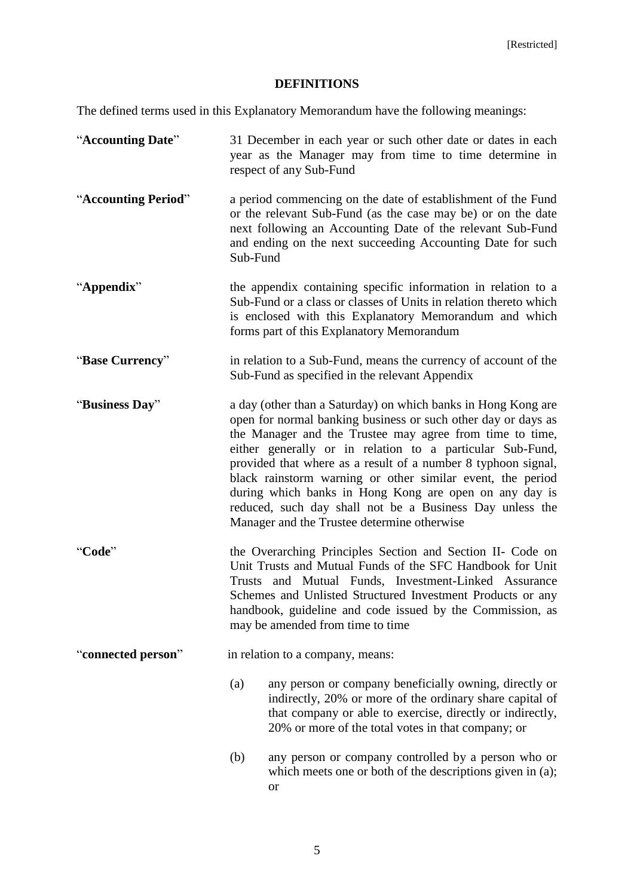## DEFINITIONS

The defined terms used in this Explanatory Memorandum have the following meanings:

"**Accounting Date**" 31 December in each year or such other date or dates in each year as the Manager may from time to time determine in respect of any Sub-Fund

"**Accounting Period**" a period commencing on the date of establishment of the Fund or the relevant Sub-Fund (as the case may be) or on the date next following an Accounting Date of the relevant Sub-Fund and ending on the next succeeding Accounting Date for such Sub-Fund

"**Appendix**" the appendix containing specific information in relation to a Sub-Fund or a class or classes of Units in relation thereto which is enclosed with this Explanatory Memorandum and which forms part of this Explanatory Memorandum

"**Base Currency**" in relation to a Sub-Fund, means the currency of account of the Sub-Fund as specified in the relevant Appendix

"**Business Day**" a day (other than a Saturday) on which banks in Hong Kong are open for normal banking business or such other day or days as the Manager and the Trustee may agree from time to time, either generally or in relation to a particular Sub-Fund, provided that where as a result of a number 8 typhoon signal, black rainstorm warning or other similar event, the period during which banks in Hong Kong are open on any day is reduced, such day shall not be a Business Day unless the Manager and the Trustee determine otherwise

"**Code**" the Overarching Principles Section and Section II- Code on Unit Trusts and Mutual Funds of the SFC Handbook for Unit Trusts and Mutual Funds, Investment-Linked Assurance Schemes and Unlisted Structured Investment Products or any handbook, guideline and code issued by the Commission, as may be amended from time to time

"**connected person**" in relation to a company, means:

(a) any person or company beneficially owning, directly or indirectly, 20% or more of the ordinary share capital of that company or able to exercise, directly or indirectly, 20% or more of the total votes in that company; or

(b) any person or company controlled by a person who or which meets one or both of the descriptions given in (a); or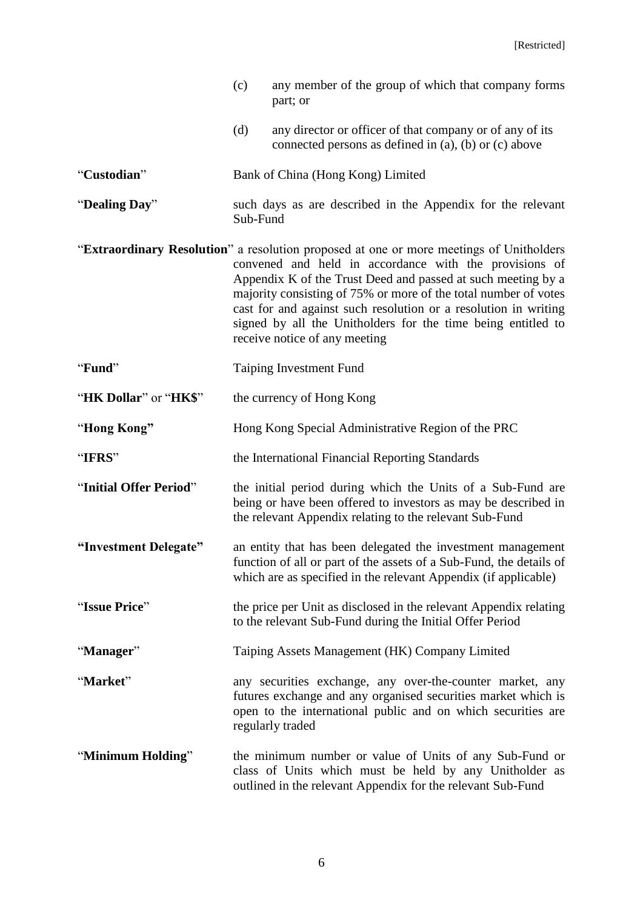(c) any member of the group of which that company forms part; or

(d) any director or officer of that company or of any of its connected persons as defined in (a), (b) or (c) above

| | |
|---|---|
| "**Custodian**" | Bank of China (Hong Kong) Limited |
| "**Dealing Day**" | such days as are described in the Appendix for the relevant Sub-Fund |
| "**Extraordinary Resolution**" | a resolution proposed at one or more meetings of Unitholders convened and held in accordance with the provisions of Appendix K of the Trust Deed and passed at such meeting by a majority consisting of 75% or more of the total number of votes cast for and against such resolution or a resolution in writing signed by all the Unitholders for the time being entitled to receive notice of any meeting |
| "**Fund**" | Taiping Investment Fund |
| "**HK Dollar**" or "**HK$**" | the currency of Hong Kong |
| "**Hong Kong**" | Hong Kong Special Administrative Region of the PRC |
| "**IFRS**" | the International Financial Reporting Standards |
| "**Initial Offer Period**" | the initial period during which the Units of a Sub-Fund are being or have been offered to investors as may be described in the relevant Appendix relating to the relevant Sub-Fund |
| **"Investment Delegate"** | an entity that has been delegated the investment management function of all or part of the assets of a Sub-Fund, the details of which are as specified in the relevant Appendix (if applicable) |
| "**Issue Price**" | the price per Unit as disclosed in the relevant Appendix relating to the relevant Sub-Fund during the Initial Offer Period |
| "**Manager**" | Taiping Assets Management (HK) Company Limited |
| "**Market**" | any securities exchange, any over-the-counter market, any futures exchange and any organised securities market which is open to the international public and on which securities are regularly traded |
| "**Minimum Holding**" | the minimum number or value of Units of any Sub-Fund or class of Units which must be held by any Unitholder as outlined in the relevant Appendix for the relevant Sub-Fund |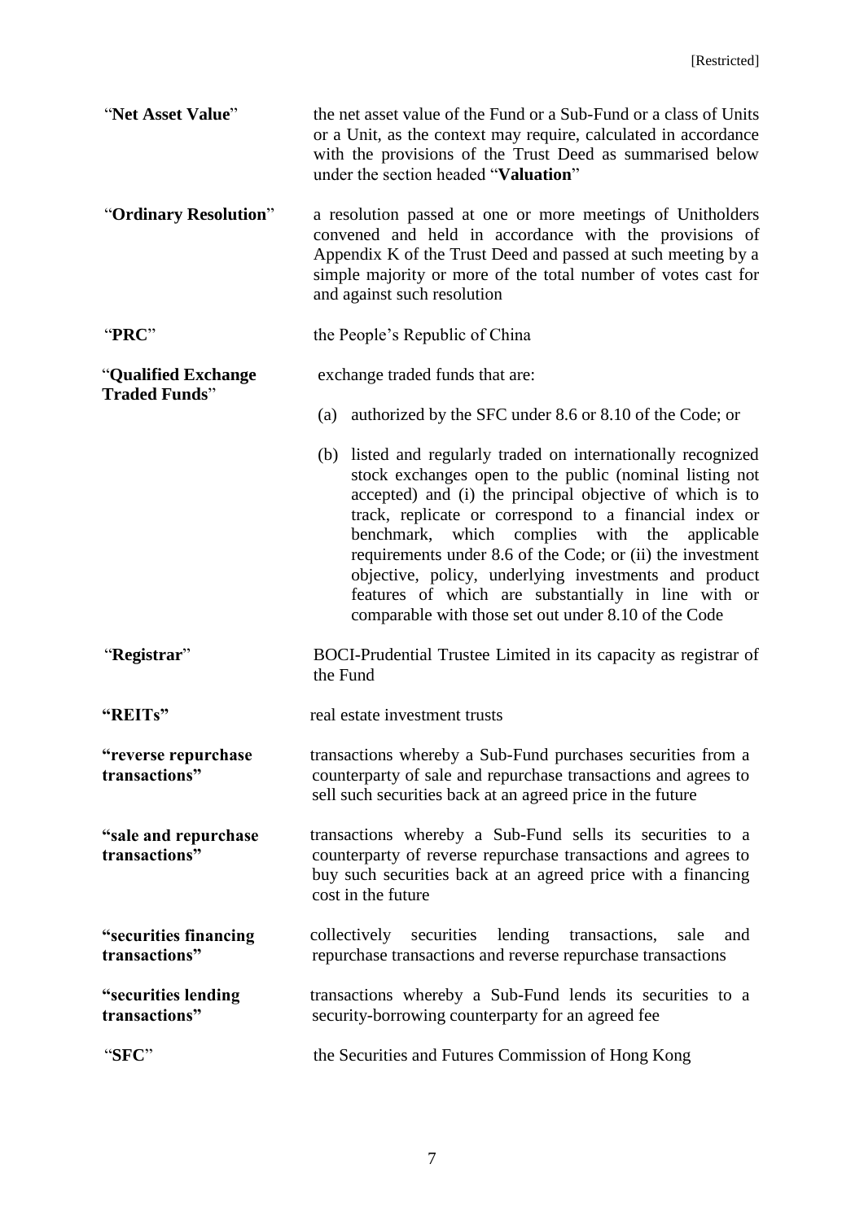**"Net Asset Value"** the net asset value of the Fund or a Sub-Fund or a class of Units or a Unit, as the context may require, calculated in accordance with the provisions of the Trust Deed as summarised below under the section headed "**Valuation**"

**"Ordinary Resolution"** a resolution passed at one or more meetings of Unitholders convened and held in accordance with the provisions of Appendix K of the Trust Deed and passed at such meeting by a simple majority or more of the total number of votes cast for and against such resolution

**"PRC"** the People's Republic of China

**"Qualified Exchange Traded Funds"** exchange traded funds that are:

(a) authorized by the SFC under 8.6 or 8.10 of the Code; or

(b) listed and regularly traded on internationally recognized stock exchanges open to the public (nominal listing not accepted) and (i) the principal objective of which is to track, replicate or correspond to a financial index or benchmark, which complies with the applicable requirements under 8.6 of the Code; or (ii) the investment objective, policy, underlying investments and product features of which are substantially in line with or comparable with those set out under 8.10 of the Code

**"Registrar"** BOCI-Prudential Trustee Limited in its capacity as registrar of the Fund

**"REITs"** real estate investment trusts

**"reverse repurchase transactions"** transactions whereby a Sub-Fund purchases securities from a counterparty of sale and repurchase transactions and agrees to sell such securities back at an agreed price in the future

**"sale and repurchase transactions"** transactions whereby a Sub-Fund sells its securities to a counterparty of reverse repurchase transactions and agrees to buy such securities back at an agreed price with a financing cost in the future

**"securities financing transactions"** collectively securities lending transactions, sale and repurchase transactions and reverse repurchase transactions

**"securities lending transactions"** transactions whereby a Sub-Fund lends its securities to a security-borrowing counterparty for an agreed fee

**"SFC"** the Securities and Futures Commission of Hong Kong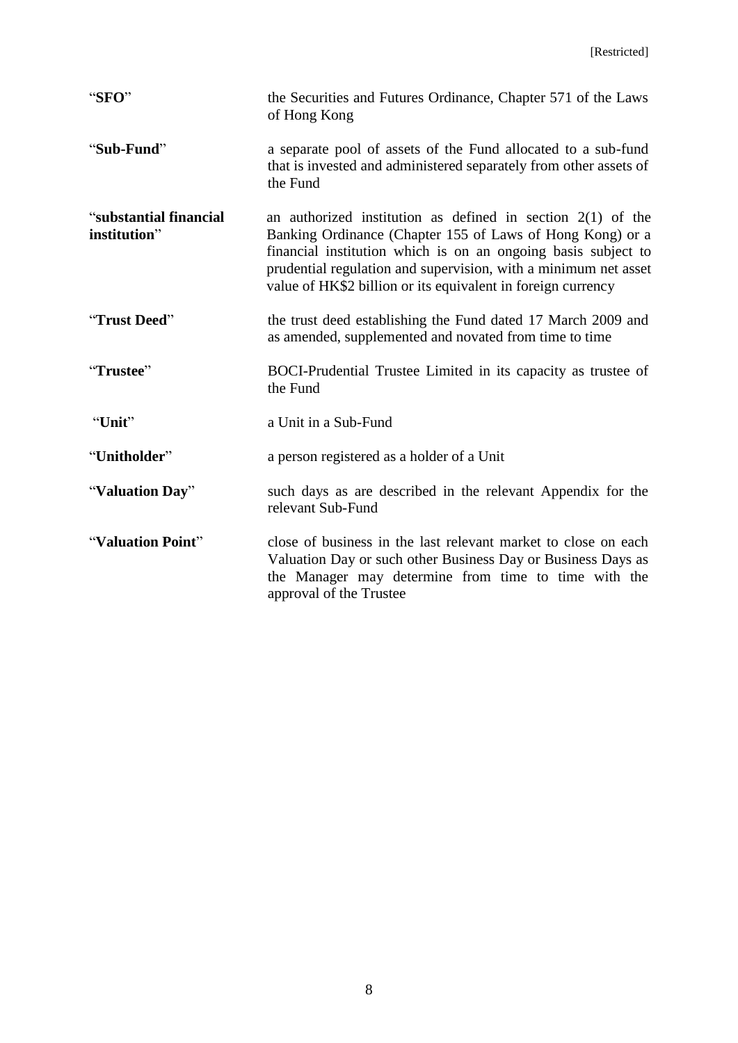| | |
|---|---|
| "**SFO**" | the Securities and Futures Ordinance, Chapter 571 of the Laws of Hong Kong |
| "**Sub-Fund**" | a separate pool of assets of the Fund allocated to a sub-fund that is invested and administered separately from other assets of the Fund |
| "**substantial financial institution**" | an authorized institution as defined in section 2(1) of the Banking Ordinance (Chapter 155 of Laws of Hong Kong) or a financial institution which is on an ongoing basis subject to prudential regulation and supervision, with a minimum net asset value of HK$2 billion or its equivalent in foreign currency |
| "**Trust Deed**" | the trust deed establishing the Fund dated 17 March 2009 and as amended, supplemented and novated from time to time |
| "**Trustee**" | BOCI-Prudential Trustee Limited in its capacity as trustee of the Fund |
| "**Unit**" | a Unit in a Sub-Fund |
| "**Unitholder**" | a person registered as a holder of a Unit |
| "**Valuation Day**" | such days as are described in the relevant Appendix for the relevant Sub-Fund |
| "**Valuation Point**" | close of business in the last relevant market to close on each Valuation Day or such other Business Day or Business Days as the Manager may determine from time to time with the approval of the Trustee |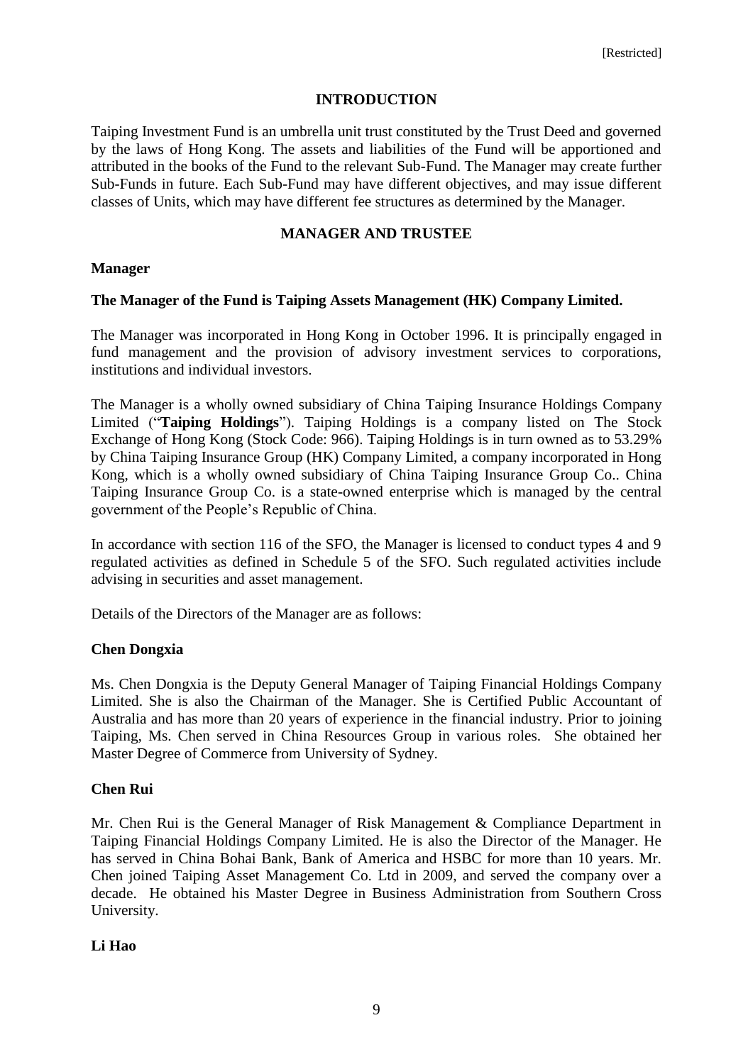## INTRODUCTION

Taiping Investment Fund is an umbrella unit trust constituted by the Trust Deed and governed by the laws of Hong Kong. The assets and liabilities of the Fund will be apportioned and attributed in the books of the Fund to the relevant Sub-Fund. The Manager may create further Sub-Funds in future. Each Sub-Fund may have different objectives, and may issue different classes of Units, which may have different fee structures as determined by the Manager.

## MANAGER AND TRUSTEE

### Manager

**The Manager of the Fund is Taiping Assets Management (HK) Company Limited.**

The Manager was incorporated in Hong Kong in October 1996. It is principally engaged in fund management and the provision of advisory investment services to corporations, institutions and individual investors.

The Manager is a wholly owned subsidiary of China Taiping Insurance Holdings Company Limited ("**Taiping Holdings**"). Taiping Holdings is a company listed on The Stock Exchange of Hong Kong (Stock Code: 966). Taiping Holdings is in turn owned as to 53.29% by China Taiping Insurance Group (HK) Company Limited, a company incorporated in Hong Kong, which is a wholly owned subsidiary of China Taiping Insurance Group Co.. China Taiping Insurance Group Co. is a state-owned enterprise which is managed by the central government of the People's Republic of China.

In accordance with section 116 of the SFO, the Manager is licensed to conduct types 4 and 9 regulated activities as defined in Schedule 5 of the SFO. Such regulated activities include advising in securities and asset management.

Details of the Directors of the Manager are as follows:

**Chen Dongxia**

Ms. Chen Dongxia is the Deputy General Manager of Taiping Financial Holdings Company Limited. She is also the Chairman of the Manager. She is Certified Public Accountant of Australia and has more than 20 years of experience in the financial industry. Prior to joining Taiping, Ms. Chen served in China Resources Group in various roles. She obtained her Master Degree of Commerce from University of Sydney.

**Chen Rui**

Mr. Chen Rui is the General Manager of Risk Management & Compliance Department in Taiping Financial Holdings Company Limited. He is also the Director of the Manager. He has served in China Bohai Bank, Bank of America and HSBC for more than 10 years. Mr. Chen joined Taiping Asset Management Co. Ltd in 2009, and served the company over a decade. He obtained his Master Degree in Business Administration from Southern Cross University.

**Li Hao**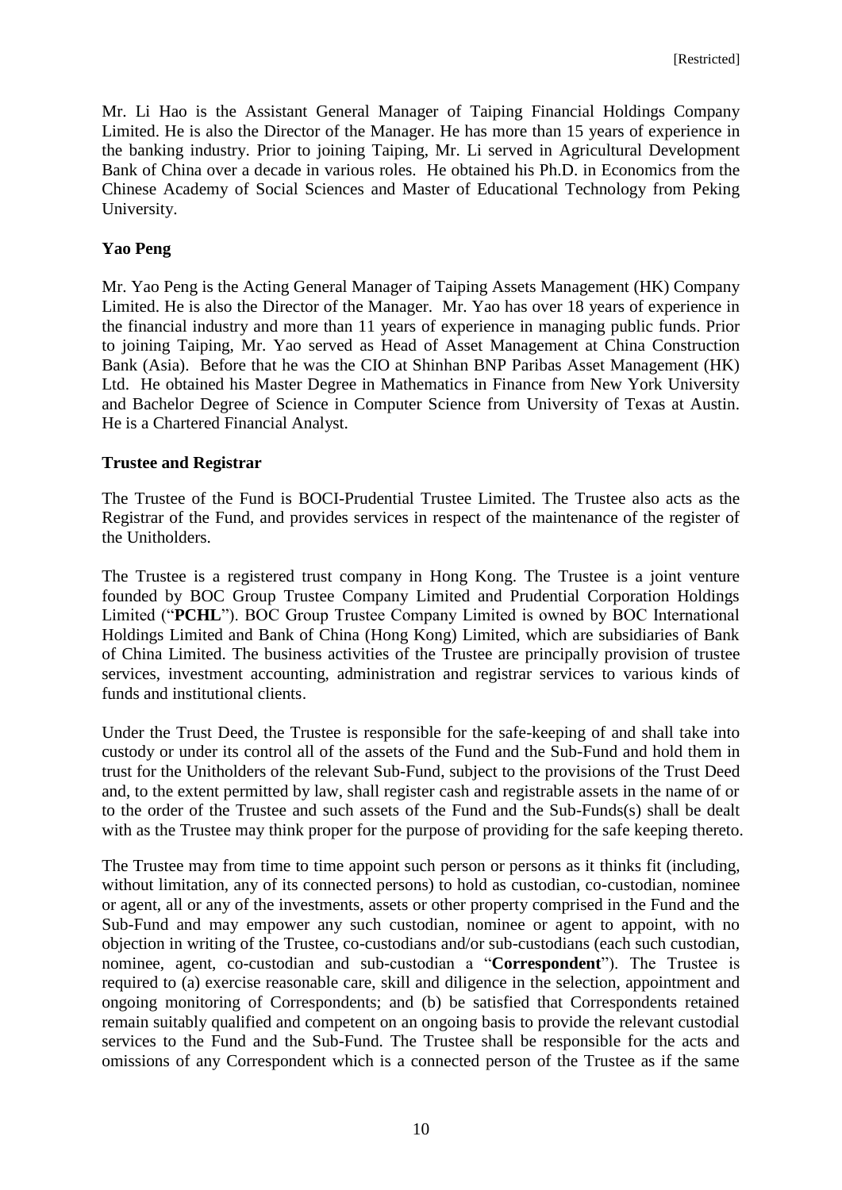Mr. Li Hao is the Assistant General Manager of Taiping Financial Holdings Company Limited. He is also the Director of the Manager. He has more than 15 years of experience in the banking industry. Prior to joining Taiping, Mr. Li served in Agricultural Development Bank of China over a decade in various roles. He obtained his Ph.D. in Economics from the Chinese Academy of Social Sciences and Master of Educational Technology from Peking University.

**Yao Peng**

Mr. Yao Peng is the Acting General Manager of Taiping Assets Management (HK) Company Limited. He is also the Director of the Manager. Mr. Yao has over 18 years of experience in the financial industry and more than 11 years of experience in managing public funds. Prior to joining Taiping, Mr. Yao served as Head of Asset Management at China Construction Bank (Asia). Before that he was the CIO at Shinhan BNP Paribas Asset Management (HK) Ltd. He obtained his Master Degree in Mathematics in Finance from New York University and Bachelor Degree of Science in Computer Science from University of Texas at Austin. He is a Chartered Financial Analyst.

**Trustee and Registrar**

The Trustee of the Fund is BOCI-Prudential Trustee Limited. The Trustee also acts as the Registrar of the Fund, and provides services in respect of the maintenance of the register of the Unitholders.

The Trustee is a registered trust company in Hong Kong. The Trustee is a joint venture founded by BOC Group Trustee Company Limited and Prudential Corporation Holdings Limited ("**PCHL**"). BOC Group Trustee Company Limited is owned by BOC International Holdings Limited and Bank of China (Hong Kong) Limited, which are subsidiaries of Bank of China Limited. The business activities of the Trustee are principally provision of trustee services, investment accounting, administration and registrar services to various kinds of funds and institutional clients.

Under the Trust Deed, the Trustee is responsible for the safe-keeping of and shall take into custody or under its control all of the assets of the Fund and the Sub-Fund and hold them in trust for the Unitholders of the relevant Sub-Fund, subject to the provisions of the Trust Deed and, to the extent permitted by law, shall register cash and registrable assets in the name of or to the order of the Trustee and such assets of the Fund and the Sub-Funds(s) shall be dealt with as the Trustee may think proper for the purpose of providing for the safe keeping thereto.

The Trustee may from time to time appoint such person or persons as it thinks fit (including, without limitation, any of its connected persons) to hold as custodian, co-custodian, nominee or agent, all or any of the investments, assets or other property comprised in the Fund and the Sub-Fund and may empower any such custodian, nominee or agent to appoint, with no objection in writing of the Trustee, co-custodians and/or sub-custodians (each such custodian, nominee, agent, co-custodian and sub-custodian a "**Correspondent**"). The Trustee is required to (a) exercise reasonable care, skill and diligence in the selection, appointment and ongoing monitoring of Correspondents; and (b) be satisfied that Correspondents retained remain suitably qualified and competent on an ongoing basis to provide the relevant custodial services to the Fund and the Sub-Fund. The Trustee shall be responsible for the acts and omissions of any Correspondent which is a connected person of the Trustee as if the same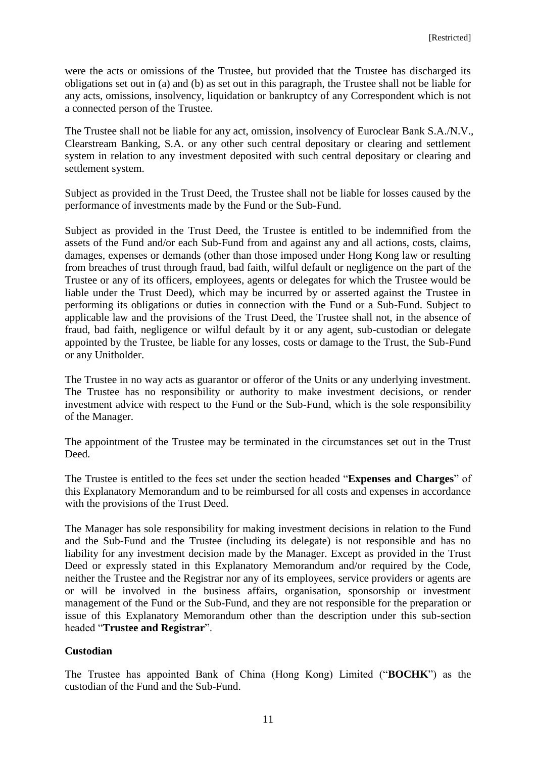were the acts or omissions of the Trustee, but provided that the Trustee has discharged its obligations set out in (a) and (b) as set out in this paragraph, the Trustee shall not be liable for any acts, omissions, insolvency, liquidation or bankruptcy of any Correspondent which is not a connected person of the Trustee.

The Trustee shall not be liable for any act, omission, insolvency of Euroclear Bank S.A./N.V., Clearstream Banking, S.A. or any other such central depositary or clearing and settlement system in relation to any investment deposited with such central depositary or clearing and settlement system.

Subject as provided in the Trust Deed, the Trustee shall not be liable for losses caused by the performance of investments made by the Fund or the Sub-Fund.

Subject as provided in the Trust Deed, the Trustee is entitled to be indemnified from the assets of the Fund and/or each Sub-Fund from and against any and all actions, costs, claims, damages, expenses or demands (other than those imposed under Hong Kong law or resulting from breaches of trust through fraud, bad faith, wilful default or negligence on the part of the Trustee or any of its officers, employees, agents or delegates for which the Trustee would be liable under the Trust Deed), which may be incurred by or asserted against the Trustee in performing its obligations or duties in connection with the Fund or a Sub-Fund. Subject to applicable law and the provisions of the Trust Deed, the Trustee shall not, in the absence of fraud, bad faith, negligence or wilful default by it or any agent, sub-custodian or delegate appointed by the Trustee, be liable for any losses, costs or damage to the Trust, the Sub-Fund or any Unitholder.

The Trustee in no way acts as guarantor or offeror of the Units or any underlying investment. The Trustee has no responsibility or authority to make investment decisions, or render investment advice with respect to the Fund or the Sub-Fund, which is the sole responsibility of the Manager.

The appointment of the Trustee may be terminated in the circumstances set out in the Trust Deed.

The Trustee is entitled to the fees set under the section headed "**Expenses and Charges**" of this Explanatory Memorandum and to be reimbursed for all costs and expenses in accordance with the provisions of the Trust Deed.

The Manager has sole responsibility for making investment decisions in relation to the Fund and the Sub-Fund and the Trustee (including its delegate) is not responsible and has no liability for any investment decision made by the Manager. Except as provided in the Trust Deed or expressly stated in this Explanatory Memorandum and/or required by the Code, neither the Trustee and the Registrar nor any of its employees, service providers or agents are or will be involved in the business affairs, organisation, sponsorship or investment management of the Fund or the Sub-Fund, and they are not responsible for the preparation or issue of this Explanatory Memorandum other than the description under this sub-section headed "**Trustee and Registrar**".

**Custodian**

The Trustee has appointed Bank of China (Hong Kong) Limited ("**BOCHK**") as the custodian of the Fund and the Sub-Fund.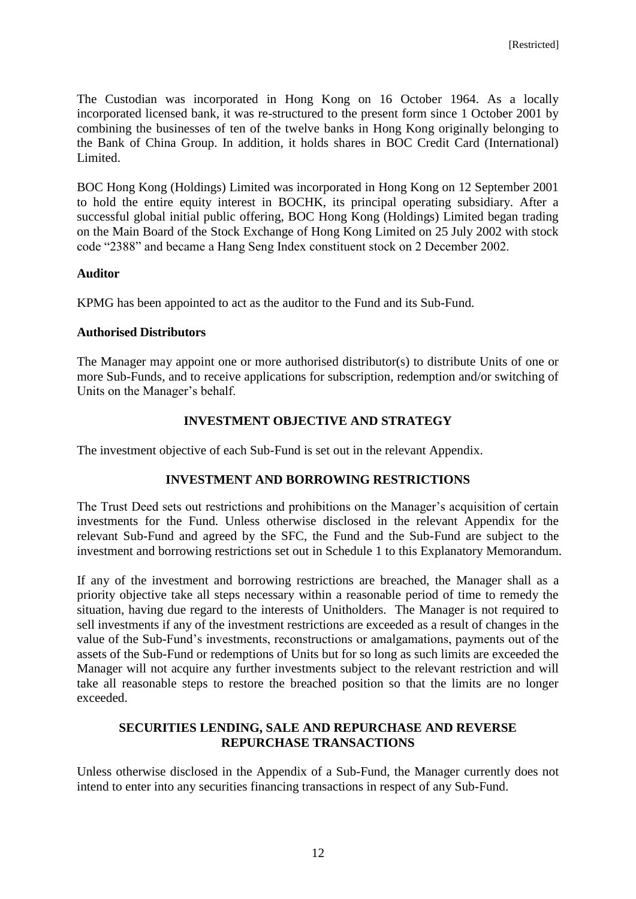The Custodian was incorporated in Hong Kong on 16 October 1964. As a locally incorporated licensed bank, it was re-structured to the present form since 1 October 2001 by combining the businesses of ten of the twelve banks in Hong Kong originally belonging to the Bank of China Group. In addition, it holds shares in BOC Credit Card (International) Limited.

BOC Hong Kong (Holdings) Limited was incorporated in Hong Kong on 12 September 2001 to hold the entire equity interest in BOCHK, its principal operating subsidiary. After a successful global initial public offering, BOC Hong Kong (Holdings) Limited began trading on the Main Board of the Stock Exchange of Hong Kong Limited on 25 July 2002 with stock code "2388" and became a Hang Seng Index constituent stock on 2 December 2002.

**Auditor**

KPMG has been appointed to act as the auditor to the Fund and its Sub-Fund.

**Authorised Distributors**

The Manager may appoint one or more authorised distributor(s) to distribute Units of one or more Sub-Funds, and to receive applications for subscription, redemption and/or switching of Units on the Manager's behalf.

## INVESTMENT OBJECTIVE AND STRATEGY

The investment objective of each Sub-Fund is set out in the relevant Appendix.

## INVESTMENT AND BORROWING RESTRICTIONS

The Trust Deed sets out restrictions and prohibitions on the Manager's acquisition of certain investments for the Fund. Unless otherwise disclosed in the relevant Appendix for the relevant Sub-Fund and agreed by the SFC, the Fund and the Sub-Fund are subject to the investment and borrowing restrictions set out in Schedule 1 to this Explanatory Memorandum.

If any of the investment and borrowing restrictions are breached, the Manager shall as a priority objective take all steps necessary within a reasonable period of time to remedy the situation, having due regard to the interests of Unitholders. The Manager is not required to sell investments if any of the investment restrictions are exceeded as a result of changes in the value of the Sub-Fund's investments, reconstructions or amalgamations, payments out of the assets of the Sub-Fund or redemptions of Units but for so long as such limits are exceeded the Manager will not acquire any further investments subject to the relevant restriction and will take all reasonable steps to restore the breached position so that the limits are no longer exceeded.

## SECURITIES LENDING, SALE AND REPURCHASE AND REVERSE REPURCHASE TRANSACTIONS

Unless otherwise disclosed in the Appendix of a Sub-Fund, the Manager currently does not intend to enter into any securities financing transactions in respect of any Sub-Fund.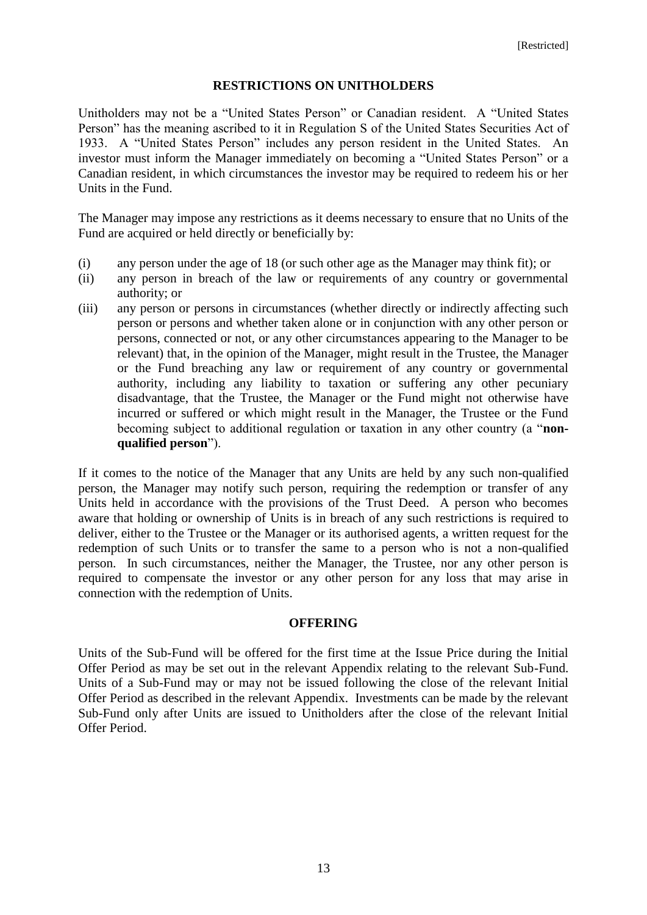## RESTRICTIONS ON UNITHOLDERS

Unitholders may not be a "United States Person" or Canadian resident. A "United States Person" has the meaning ascribed to it in Regulation S of the United States Securities Act of 1933. A "United States Person" includes any person resident in the United States. An investor must inform the Manager immediately on becoming a "United States Person" or a Canadian resident, in which circumstances the investor may be required to redeem his or her Units in the Fund.

The Manager may impose any restrictions as it deems necessary to ensure that no Units of the Fund are acquired or held directly or beneficially by:

(i) any person under the age of 18 (or such other age as the Manager may think fit); or

(ii) any person in breach of the law or requirements of any country or governmental authority; or

(iii) any person or persons in circumstances (whether directly or indirectly affecting such person or persons and whether taken alone or in conjunction with any other person or persons, connected or not, or any other circumstances appearing to the Manager to be relevant) that, in the opinion of the Manager, might result in the Trustee, the Manager or the Fund breaching any law or requirement of any country or governmental authority, including any liability to taxation or suffering any other pecuniary disadvantage, that the Trustee, the Manager or the Fund might not otherwise have incurred or suffered or which might result in the Manager, the Trustee or the Fund becoming subject to additional regulation or taxation in any other country (a "**non-qualified person**").

If it comes to the notice of the Manager that any Units are held by any such non-qualified person, the Manager may notify such person, requiring the redemption or transfer of any Units held in accordance with the provisions of the Trust Deed. A person who becomes aware that holding or ownership of Units is in breach of any such restrictions is required to deliver, either to the Trustee or the Manager or its authorised agents, a written request for the redemption of such Units or to transfer the same to a person who is not a non-qualified person. In such circumstances, neither the Manager, the Trustee, nor any other person is required to compensate the investor or any other person for any loss that may arise in connection with the redemption of Units.

## OFFERING

Units of the Sub-Fund will be offered for the first time at the Issue Price during the Initial Offer Period as may be set out in the relevant Appendix relating to the relevant Sub-Fund. Units of a Sub-Fund may or may not be issued following the close of the relevant Initial Offer Period as described in the relevant Appendix. Investments can be made by the relevant Sub-Fund only after Units are issued to Unitholders after the close of the relevant Initial Offer Period.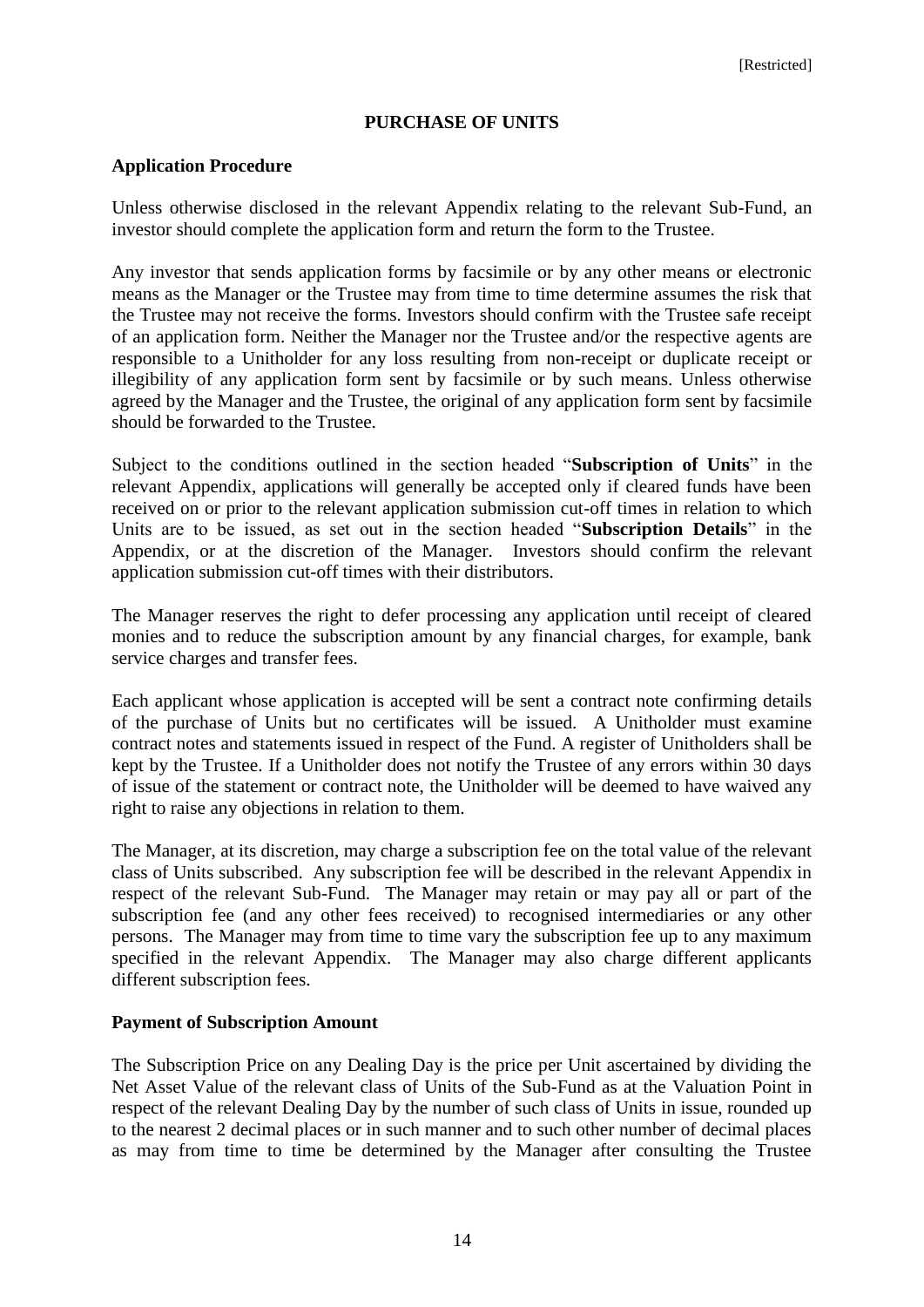# PURCHASE OF UNITS

## Application Procedure

Unless otherwise disclosed in the relevant Appendix relating to the relevant Sub-Fund, an investor should complete the application form and return the form to the Trustee.

Any investor that sends application forms by facsimile or by any other means or electronic means as the Manager or the Trustee may from time to time determine assumes the risk that the Trustee may not receive the forms. Investors should confirm with the Trustee safe receipt of an application form. Neither the Manager nor the Trustee and/or the respective agents are responsible to a Unitholder for any loss resulting from non-receipt or duplicate receipt or illegibility of any application form sent by facsimile or by such means. Unless otherwise agreed by the Manager and the Trustee, the original of any application form sent by facsimile should be forwarded to the Trustee.

Subject to the conditions outlined in the section headed "**Subscription of Units**" in the relevant Appendix, applications will generally be accepted only if cleared funds have been received on or prior to the relevant application submission cut-off times in relation to which Units are to be issued, as set out in the section headed "**Subscription Details**" in the Appendix, or at the discretion of the Manager. Investors should confirm the relevant application submission cut-off times with their distributors.

The Manager reserves the right to defer processing any application until receipt of cleared monies and to reduce the subscription amount by any financial charges, for example, bank service charges and transfer fees.

Each applicant whose application is accepted will be sent a contract note confirming details of the purchase of Units but no certificates will be issued. A Unitholder must examine contract notes and statements issued in respect of the Fund. A register of Unitholders shall be kept by the Trustee. If a Unitholder does not notify the Trustee of any errors within 30 days of issue of the statement or contract note, the Unitholder will be deemed to have waived any right to raise any objections in relation to them.

The Manager, at its discretion, may charge a subscription fee on the total value of the relevant class of Units subscribed. Any subscription fee will be described in the relevant Appendix in respect of the relevant Sub-Fund. The Manager may retain or may pay all or part of the subscription fee (and any other fees received) to recognised intermediaries or any other persons. The Manager may from time to time vary the subscription fee up to any maximum specified in the relevant Appendix. The Manager may also charge different applicants different subscription fees.

## Payment of Subscription Amount

The Subscription Price on any Dealing Day is the price per Unit ascertained by dividing the Net Asset Value of the relevant class of Units of the Sub-Fund as at the Valuation Point in respect of the relevant Dealing Day by the number of such class of Units in issue, rounded up to the nearest 2 decimal places or in such manner and to such other number of decimal places as may from time to time be determined by the Manager after consulting the Trustee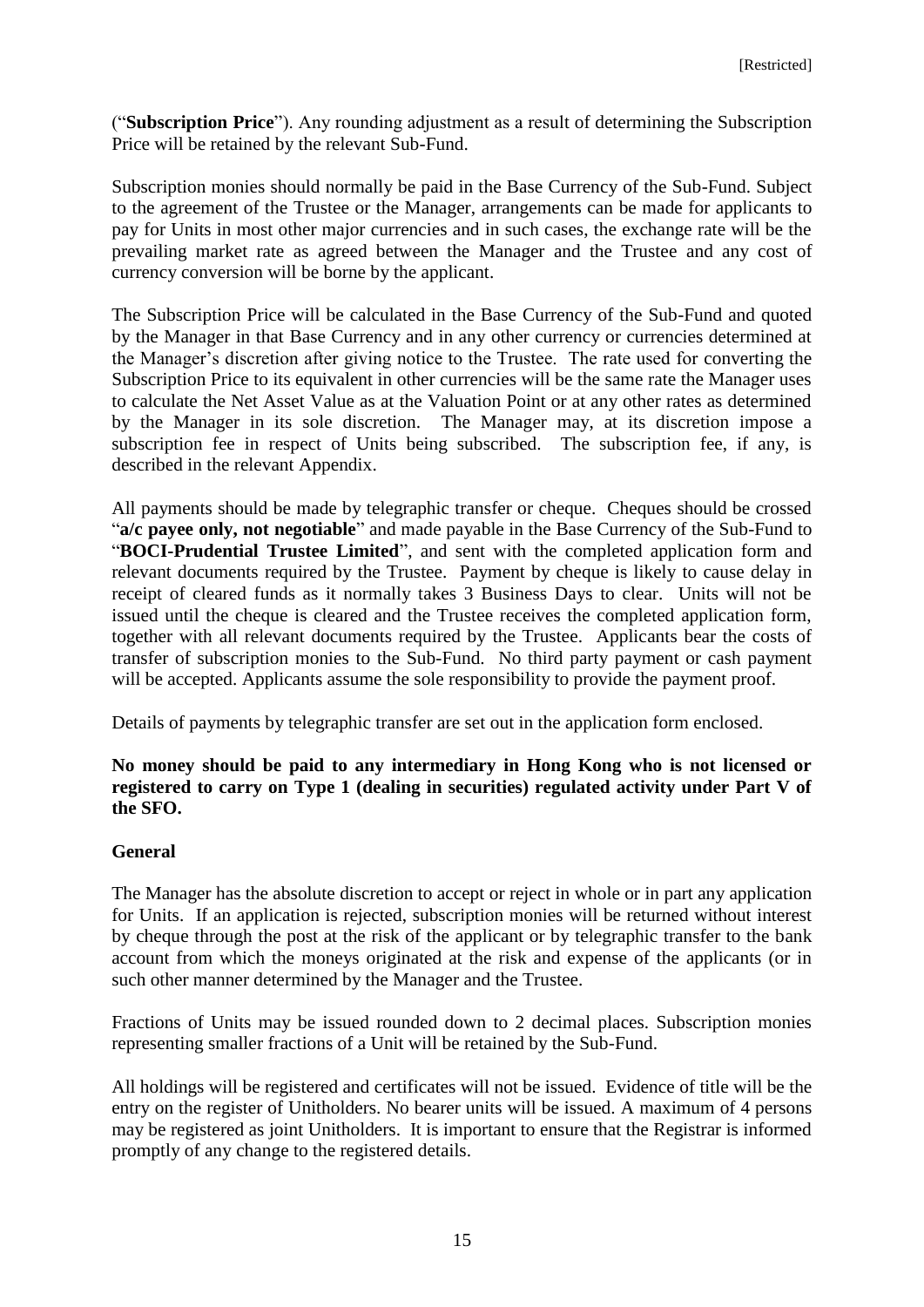("**Subscription Price**"). Any rounding adjustment as a result of determining the Subscription Price will be retained by the relevant Sub-Fund.

Subscription monies should normally be paid in the Base Currency of the Sub-Fund. Subject to the agreement of the Trustee or the Manager, arrangements can be made for applicants to pay for Units in most other major currencies and in such cases, the exchange rate will be the prevailing market rate as agreed between the Manager and the Trustee and any cost of currency conversion will be borne by the applicant.

The Subscription Price will be calculated in the Base Currency of the Sub-Fund and quoted by the Manager in that Base Currency and in any other currency or currencies determined at the Manager's discretion after giving notice to the Trustee. The rate used for converting the Subscription Price to its equivalent in other currencies will be the same rate the Manager uses to calculate the Net Asset Value as at the Valuation Point or at any other rates as determined by the Manager in its sole discretion. The Manager may, at its discretion impose a subscription fee in respect of Units being subscribed. The subscription fee, if any, is described in the relevant Appendix.

All payments should be made by telegraphic transfer or cheque. Cheques should be crossed "**a/c payee only, not negotiable**" and made payable in the Base Currency of the Sub-Fund to "**BOCI-Prudential Trustee Limited**", and sent with the completed application form and relevant documents required by the Trustee. Payment by cheque is likely to cause delay in receipt of cleared funds as it normally takes 3 Business Days to clear. Units will not be issued until the cheque is cleared and the Trustee receives the completed application form, together with all relevant documents required by the Trustee. Applicants bear the costs of transfer of subscription monies to the Sub-Fund. No third party payment or cash payment will be accepted. Applicants assume the sole responsibility to provide the payment proof.

Details of payments by telegraphic transfer are set out in the application form enclosed.

**No money should be paid to any intermediary in Hong Kong who is not licensed or registered to carry on Type 1 (dealing in securities) regulated activity under Part V of the SFO.**

**General**

The Manager has the absolute discretion to accept or reject in whole or in part any application for Units. If an application is rejected, subscription monies will be returned without interest by cheque through the post at the risk of the applicant or by telegraphic transfer to the bank account from which the moneys originated at the risk and expense of the applicants (or in such other manner determined by the Manager and the Trustee.

Fractions of Units may be issued rounded down to 2 decimal places. Subscription monies representing smaller fractions of a Unit will be retained by the Sub-Fund.

All holdings will be registered and certificates will not be issued. Evidence of title will be the entry on the register of Unitholders. No bearer units will be issued. A maximum of 4 persons may be registered as joint Unitholders. It is important to ensure that the Registrar is informed promptly of any change to the registered details.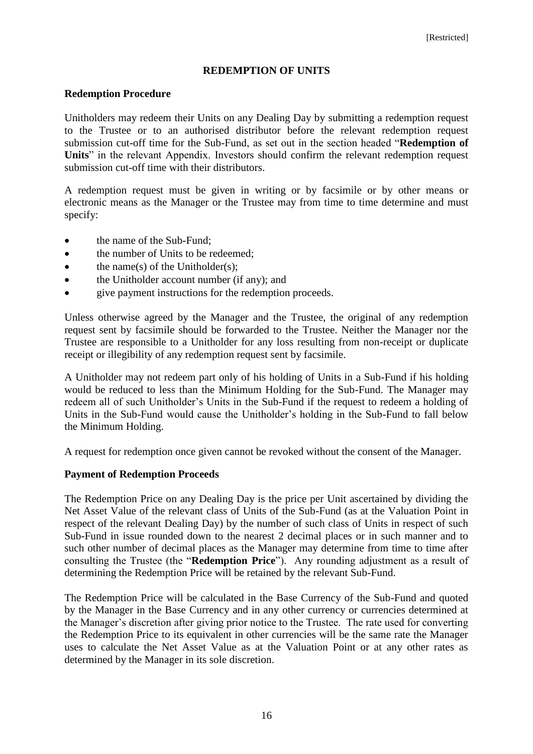## REDEMPTION OF UNITS

### Redemption Procedure

Unitholders may redeem their Units on any Dealing Day by submitting a redemption request to the Trustee or to an authorised distributor before the relevant redemption request submission cut-off time for the Sub-Fund, as set out in the section headed "**Redemption of Units**" in the relevant Appendix. Investors should confirm the relevant redemption request submission cut-off time with their distributors.

A redemption request must be given in writing or by facsimile or by other means or electronic means as the Manager or the Trustee may from time to time determine and must specify:

- the name of the Sub-Fund;
- the number of Units to be redeemed;
- the name(s) of the Unitholder(s);
- the Unitholder account number (if any); and
- give payment instructions for the redemption proceeds.

Unless otherwise agreed by the Manager and the Trustee, the original of any redemption request sent by facsimile should be forwarded to the Trustee. Neither the Manager nor the Trustee are responsible to a Unitholder for any loss resulting from non-receipt or duplicate receipt or illegibility of any redemption request sent by facsimile.

A Unitholder may not redeem part only of his holding of Units in a Sub-Fund if his holding would be reduced to less than the Minimum Holding for the Sub-Fund. The Manager may redeem all of such Unitholder's Units in the Sub-Fund if the request to redeem a holding of Units in the Sub-Fund would cause the Unitholder's holding in the Sub-Fund to fall below the Minimum Holding.

A request for redemption once given cannot be revoked without the consent of the Manager.

### Payment of Redemption Proceeds

The Redemption Price on any Dealing Day is the price per Unit ascertained by dividing the Net Asset Value of the relevant class of Units of the Sub-Fund (as at the Valuation Point in respect of the relevant Dealing Day) by the number of such class of Units in respect of such Sub-Fund in issue rounded down to the nearest 2 decimal places or in such manner and to such other number of decimal places as the Manager may determine from time to time after consulting the Trustee (the "**Redemption Price**"). Any rounding adjustment as a result of determining the Redemption Price will be retained by the relevant Sub-Fund.

The Redemption Price will be calculated in the Base Currency of the Sub-Fund and quoted by the Manager in the Base Currency and in any other currency or currencies determined at the Manager's discretion after giving prior notice to the Trustee. The rate used for converting the Redemption Price to its equivalent in other currencies will be the same rate the Manager uses to calculate the Net Asset Value as at the Valuation Point or at any other rates as determined by the Manager in its sole discretion.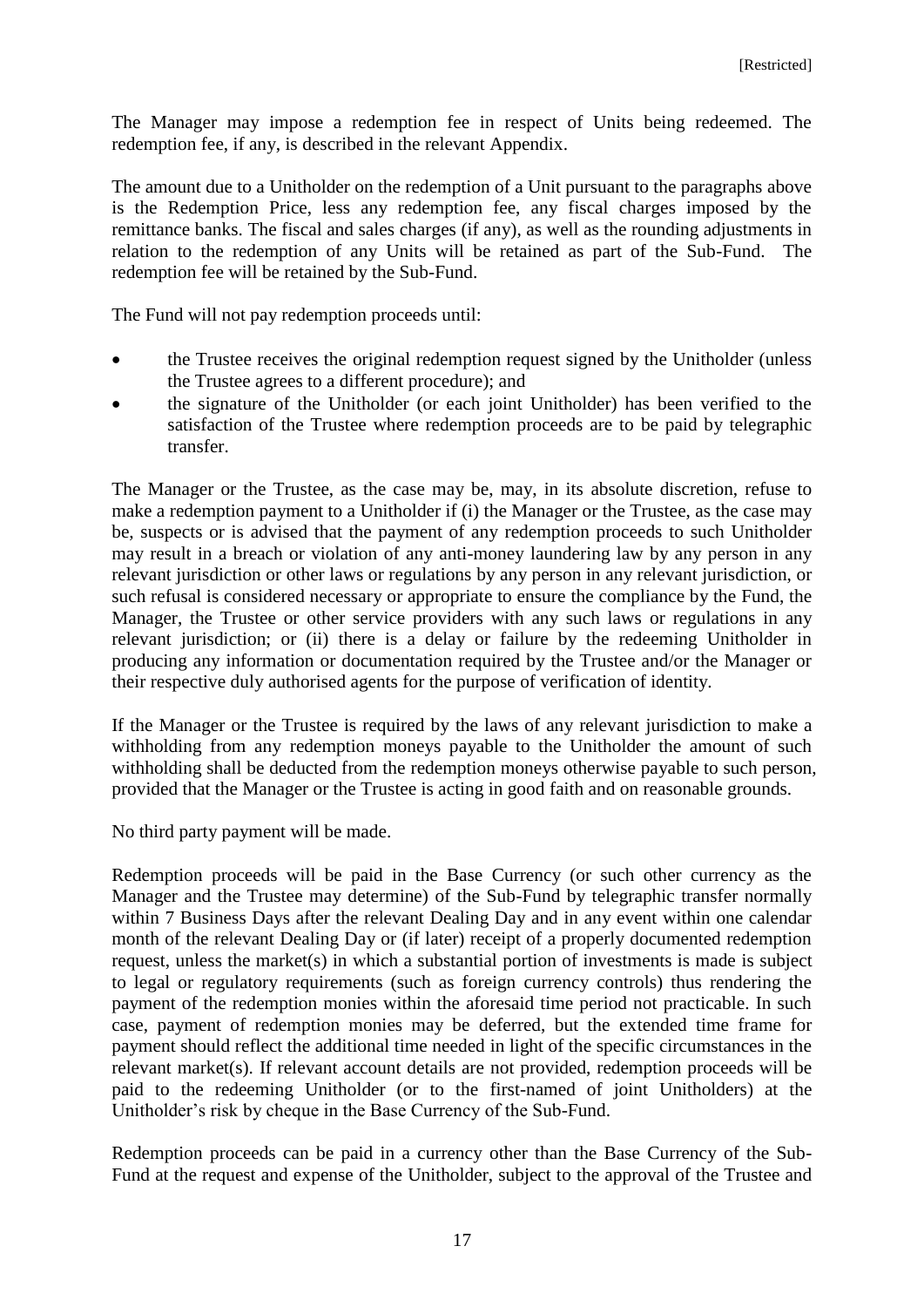The Manager may impose a redemption fee in respect of Units being redeemed. The redemption fee, if any, is described in the relevant Appendix.

The amount due to a Unitholder on the redemption of a Unit pursuant to the paragraphs above is the Redemption Price, less any redemption fee, any fiscal charges imposed by the remittance banks. The fiscal and sales charges (if any), as well as the rounding adjustments in relation to the redemption of any Units will be retained as part of the Sub-Fund. The redemption fee will be retained by the Sub-Fund.

The Fund will not pay redemption proceeds until:

- the Trustee receives the original redemption request signed by the Unitholder (unless the Trustee agrees to a different procedure); and
- the signature of the Unitholder (or each joint Unitholder) has been verified to the satisfaction of the Trustee where redemption proceeds are to be paid by telegraphic transfer.

The Manager or the Trustee, as the case may be, may, in its absolute discretion, refuse to make a redemption payment to a Unitholder if (i) the Manager or the Trustee, as the case may be, suspects or is advised that the payment of any redemption proceeds to such Unitholder may result in a breach or violation of any anti-money laundering law by any person in any relevant jurisdiction or other laws or regulations by any person in any relevant jurisdiction, or such refusal is considered necessary or appropriate to ensure the compliance by the Fund, the Manager, the Trustee or other service providers with any such laws or regulations in any relevant jurisdiction; or (ii) there is a delay or failure by the redeeming Unitholder in producing any information or documentation required by the Trustee and/or the Manager or their respective duly authorised agents for the purpose of verification of identity.

If the Manager or the Trustee is required by the laws of any relevant jurisdiction to make a withholding from any redemption moneys payable to the Unitholder the amount of such withholding shall be deducted from the redemption moneys otherwise payable to such person, provided that the Manager or the Trustee is acting in good faith and on reasonable grounds.

No third party payment will be made.

Redemption proceeds will be paid in the Base Currency (or such other currency as the Manager and the Trustee may determine) of the Sub-Fund by telegraphic transfer normally within 7 Business Days after the relevant Dealing Day and in any event within one calendar month of the relevant Dealing Day or (if later) receipt of a properly documented redemption request, unless the market(s) in which a substantial portion of investments is made is subject to legal or regulatory requirements (such as foreign currency controls) thus rendering the payment of the redemption monies within the aforesaid time period not practicable. In such case, payment of redemption monies may be deferred, but the extended time frame for payment should reflect the additional time needed in light of the specific circumstances in the relevant market(s). If relevant account details are not provided, redemption proceeds will be paid to the redeeming Unitholder (or to the first-named of joint Unitholders) at the Unitholder's risk by cheque in the Base Currency of the Sub-Fund.

Redemption proceeds can be paid in a currency other than the Base Currency of the Sub-Fund at the request and expense of the Unitholder, subject to the approval of the Trustee and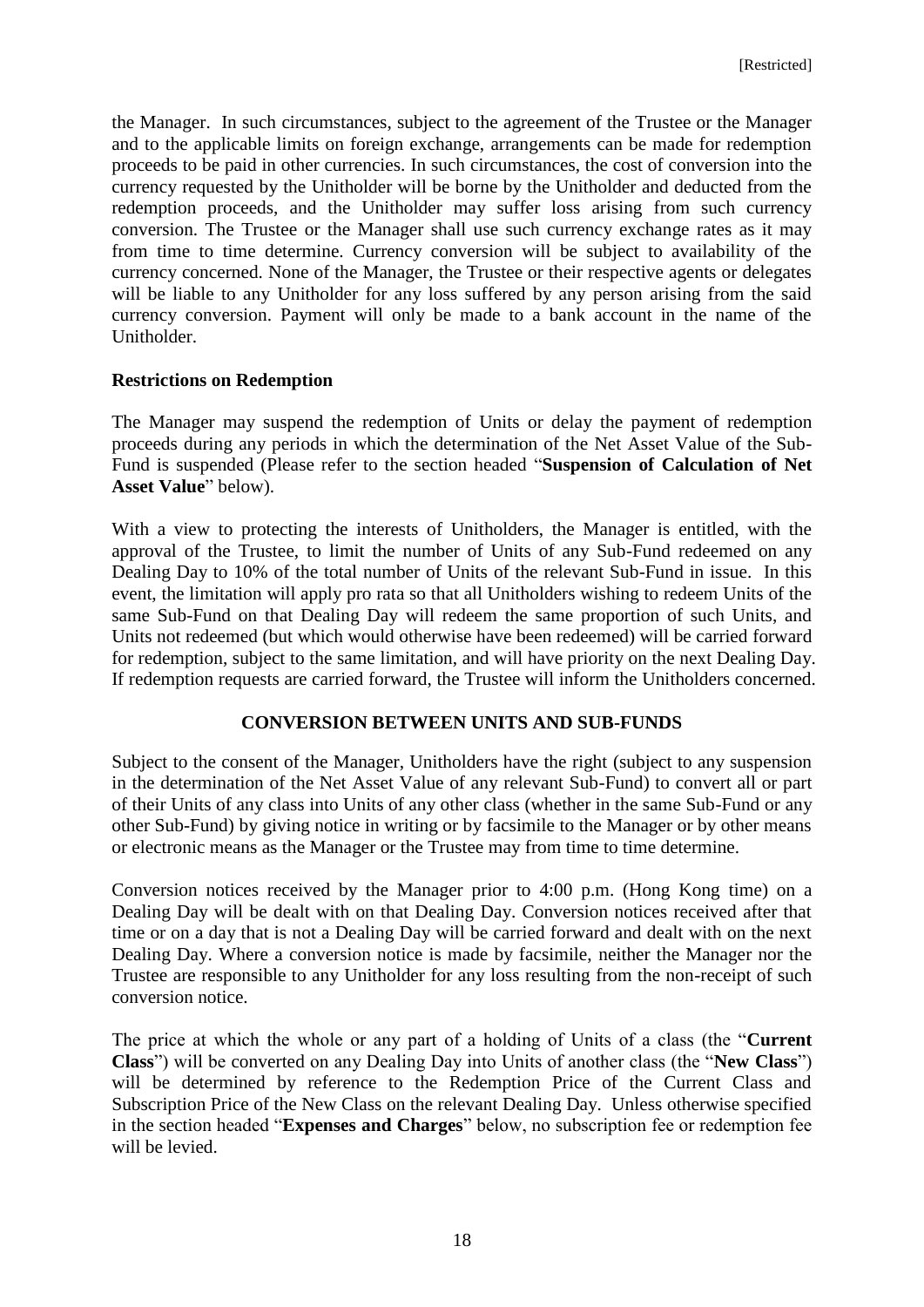the Manager. In such circumstances, subject to the agreement of the Trustee or the Manager and to the applicable limits on foreign exchange, arrangements can be made for redemption proceeds to be paid in other currencies. In such circumstances, the cost of conversion into the currency requested by the Unitholder will be borne by the Unitholder and deducted from the redemption proceeds, and the Unitholder may suffer loss arising from such currency conversion. The Trustee or the Manager shall use such currency exchange rates as it may from time to time determine. Currency conversion will be subject to availability of the currency concerned. None of the Manager, the Trustee or their respective agents or delegates will be liable to any Unitholder for any loss suffered by any person arising from the said currency conversion. Payment will only be made to a bank account in the name of the Unitholder.

**Restrictions on Redemption**

The Manager may suspend the redemption of Units or delay the payment of redemption proceeds during any periods in which the determination of the Net Asset Value of the Sub-Fund is suspended (Please refer to the section headed "**Suspension of Calculation of Net Asset Value**" below).

With a view to protecting the interests of Unitholders, the Manager is entitled, with the approval of the Trustee, to limit the number of Units of any Sub-Fund redeemed on any Dealing Day to 10% of the total number of Units of the relevant Sub-Fund in issue. In this event, the limitation will apply pro rata so that all Unitholders wishing to redeem Units of the same Sub-Fund on that Dealing Day will redeem the same proportion of such Units, and Units not redeemed (but which would otherwise have been redeemed) will be carried forward for redemption, subject to the same limitation, and will have priority on the next Dealing Day. If redemption requests are carried forward, the Trustee will inform the Unitholders concerned.

## CONVERSION BETWEEN UNITS AND SUB-FUNDS

Subject to the consent of the Manager, Unitholders have the right (subject to any suspension in the determination of the Net Asset Value of any relevant Sub-Fund) to convert all or part of their Units of any class into Units of any other class (whether in the same Sub-Fund or any other Sub-Fund) by giving notice in writing or by facsimile to the Manager or by other means or electronic means as the Manager or the Trustee may from time to time determine.

Conversion notices received by the Manager prior to 4:00 p.m. (Hong Kong time) on a Dealing Day will be dealt with on that Dealing Day. Conversion notices received after that time or on a day that is not a Dealing Day will be carried forward and dealt with on the next Dealing Day. Where a conversion notice is made by facsimile, neither the Manager nor the Trustee are responsible to any Unitholder for any loss resulting from the non-receipt of such conversion notice.

The price at which the whole or any part of a holding of Units of a class (the "**Current Class**") will be converted on any Dealing Day into Units of another class (the "**New Class**") will be determined by reference to the Redemption Price of the Current Class and Subscription Price of the New Class on the relevant Dealing Day. Unless otherwise specified in the section headed "**Expenses and Charges**" below, no subscription fee or redemption fee will be levied.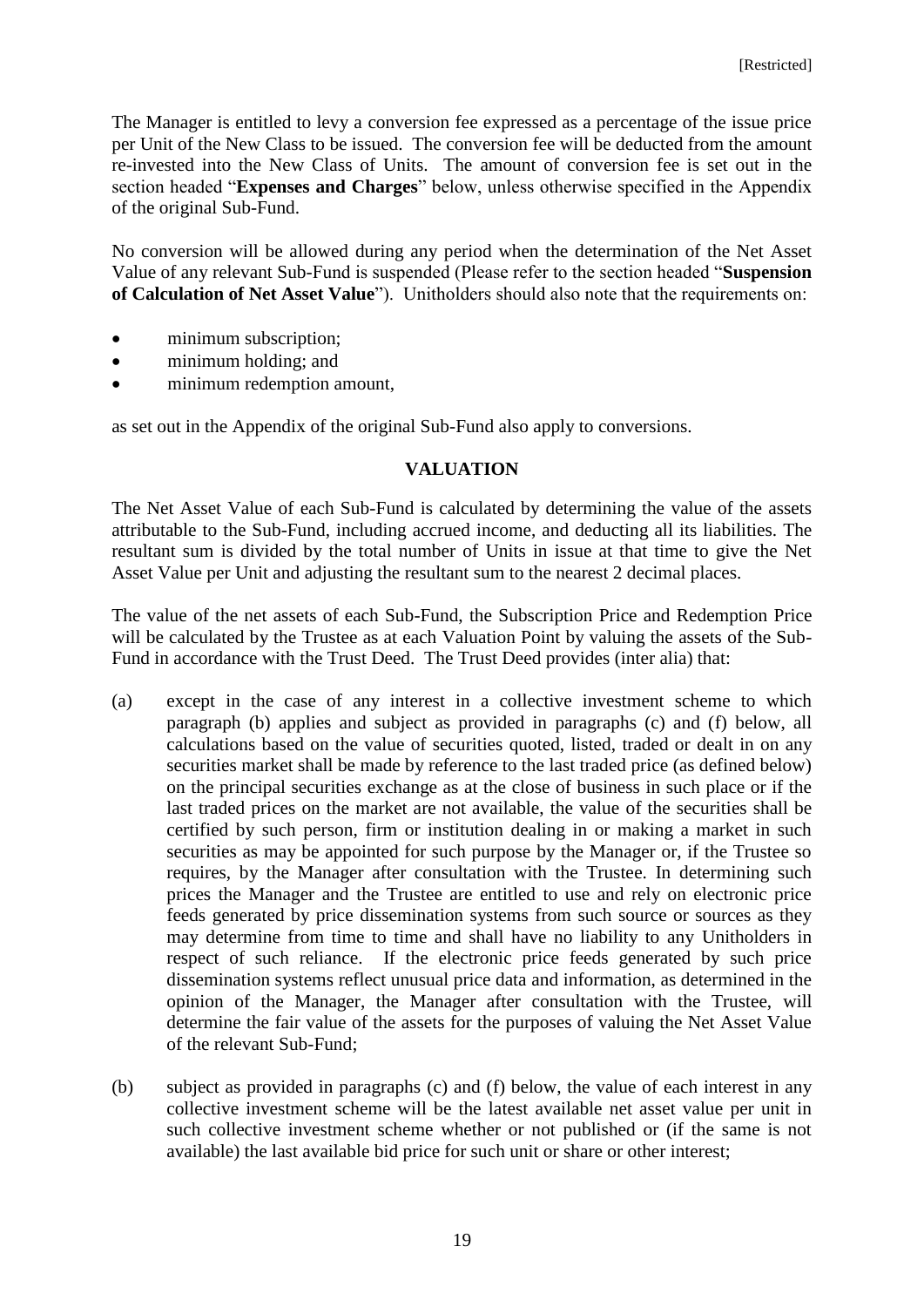The Manager is entitled to levy a conversion fee expressed as a percentage of the issue price per Unit of the New Class to be issued. The conversion fee will be deducted from the amount re-invested into the New Class of Units. The amount of conversion fee is set out in the section headed "**Expenses and Charges**" below, unless otherwise specified in the Appendix of the original Sub-Fund.

No conversion will be allowed during any period when the determination of the Net Asset Value of any relevant Sub-Fund is suspended (Please refer to the section headed "**Suspension of Calculation of Net Asset Value**"). Unitholders should also note that the requirements on:

- minimum subscription;
- minimum holding; and
- minimum redemption amount,

as set out in the Appendix of the original Sub-Fund also apply to conversions.

## VALUATION

The Net Asset Value of each Sub-Fund is calculated by determining the value of the assets attributable to the Sub-Fund, including accrued income, and deducting all its liabilities. The resultant sum is divided by the total number of Units in issue at that time to give the Net Asset Value per Unit and adjusting the resultant sum to the nearest 2 decimal places.

The value of the net assets of each Sub-Fund, the Subscription Price and Redemption Price will be calculated by the Trustee as at each Valuation Point by valuing the assets of the Sub-Fund in accordance with the Trust Deed. The Trust Deed provides (inter alia) that:

(a) except in the case of any interest in a collective investment scheme to which paragraph (b) applies and subject as provided in paragraphs (c) and (f) below, all calculations based on the value of securities quoted, listed, traded or dealt in on any securities market shall be made by reference to the last traded price (as defined below) on the principal securities exchange as at the close of business in such place or if the last traded prices on the market are not available, the value of the securities shall be certified by such person, firm or institution dealing in or making a market in such securities as may be appointed for such purpose by the Manager or, if the Trustee so requires, by the Manager after consultation with the Trustee. In determining such prices the Manager and the Trustee are entitled to use and rely on electronic price feeds generated by price dissemination systems from such source or sources as they may determine from time to time and shall have no liability to any Unitholders in respect of such reliance. If the electronic price feeds generated by such price dissemination systems reflect unusual price data and information, as determined in the opinion of the Manager, the Manager after consultation with the Trustee, will determine the fair value of the assets for the purposes of valuing the Net Asset Value of the relevant Sub-Fund;

(b) subject as provided in paragraphs (c) and (f) below, the value of each interest in any collective investment scheme will be the latest available net asset value per unit in such collective investment scheme whether or not published or (if the same is not available) the last available bid price for such unit or share or other interest;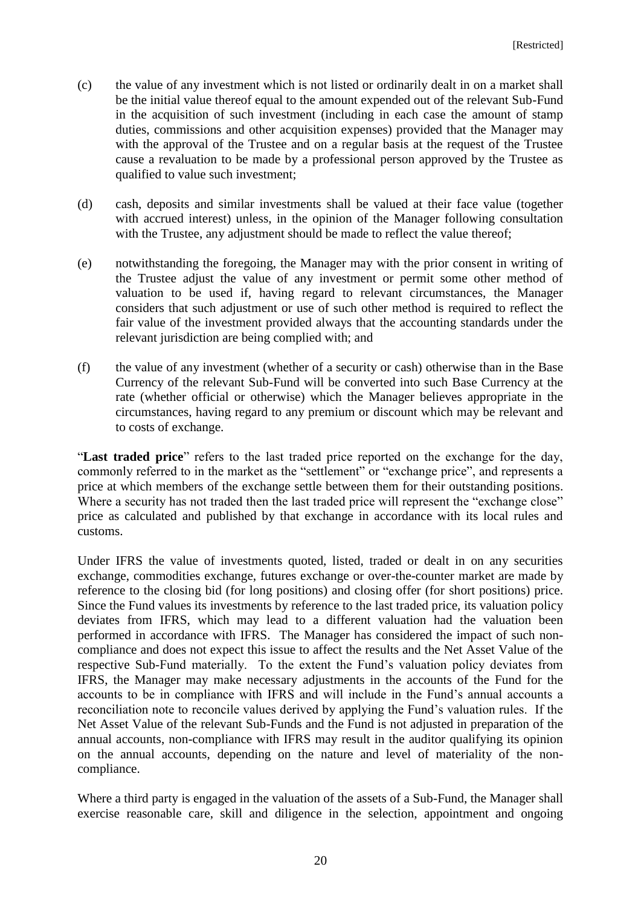(c) the value of any investment which is not listed or ordinarily dealt in on a market shall be the initial value thereof equal to the amount expended out of the relevant Sub-Fund in the acquisition of such investment (including in each case the amount of stamp duties, commissions and other acquisition expenses) provided that the Manager may with the approval of the Trustee and on a regular basis at the request of the Trustee cause a revaluation to be made by a professional person approved by the Trustee as qualified to value such investment;

(d) cash, deposits and similar investments shall be valued at their face value (together with accrued interest) unless, in the opinion of the Manager following consultation with the Trustee, any adjustment should be made to reflect the value thereof;

(e) notwithstanding the foregoing, the Manager may with the prior consent in writing of the Trustee adjust the value of any investment or permit some other method of valuation to be used if, having regard to relevant circumstances, the Manager considers that such adjustment or use of such other method is required to reflect the fair value of the investment provided always that the accounting standards under the relevant jurisdiction are being complied with; and

(f) the value of any investment (whether of a security or cash) otherwise than in the Base Currency of the relevant Sub-Fund will be converted into such Base Currency at the rate (whether official or otherwise) which the Manager believes appropriate in the circumstances, having regard to any premium or discount which may be relevant and to costs of exchange.

"**Last traded price**" refers to the last traded price reported on the exchange for the day, commonly referred to in the market as the "settlement" or "exchange price", and represents a price at which members of the exchange settle between them for their outstanding positions. Where a security has not traded then the last traded price will represent the "exchange close" price as calculated and published by that exchange in accordance with its local rules and customs.

Under IFRS the value of investments quoted, listed, traded or dealt in on any securities exchange, commodities exchange, futures exchange or over-the-counter market are made by reference to the closing bid (for long positions) and closing offer (for short positions) price. Since the Fund values its investments by reference to the last traded price, its valuation policy deviates from IFRS, which may lead to a different valuation had the valuation been performed in accordance with IFRS. The Manager has considered the impact of such non-compliance and does not expect this issue to affect the results and the Net Asset Value of the respective Sub-Fund materially. To the extent the Fund's valuation policy deviates from IFRS, the Manager may make necessary adjustments in the accounts of the Fund for the accounts to be in compliance with IFRS and will include in the Fund's annual accounts a reconciliation note to reconcile values derived by applying the Fund's valuation rules. If the Net Asset Value of the relevant Sub-Funds and the Fund is not adjusted in preparation of the annual accounts, non-compliance with IFRS may result in the auditor qualifying its opinion on the annual accounts, depending on the nature and level of materiality of the non-compliance.

Where a third party is engaged in the valuation of the assets of a Sub-Fund, the Manager shall exercise reasonable care, skill and diligence in the selection, appointment and ongoing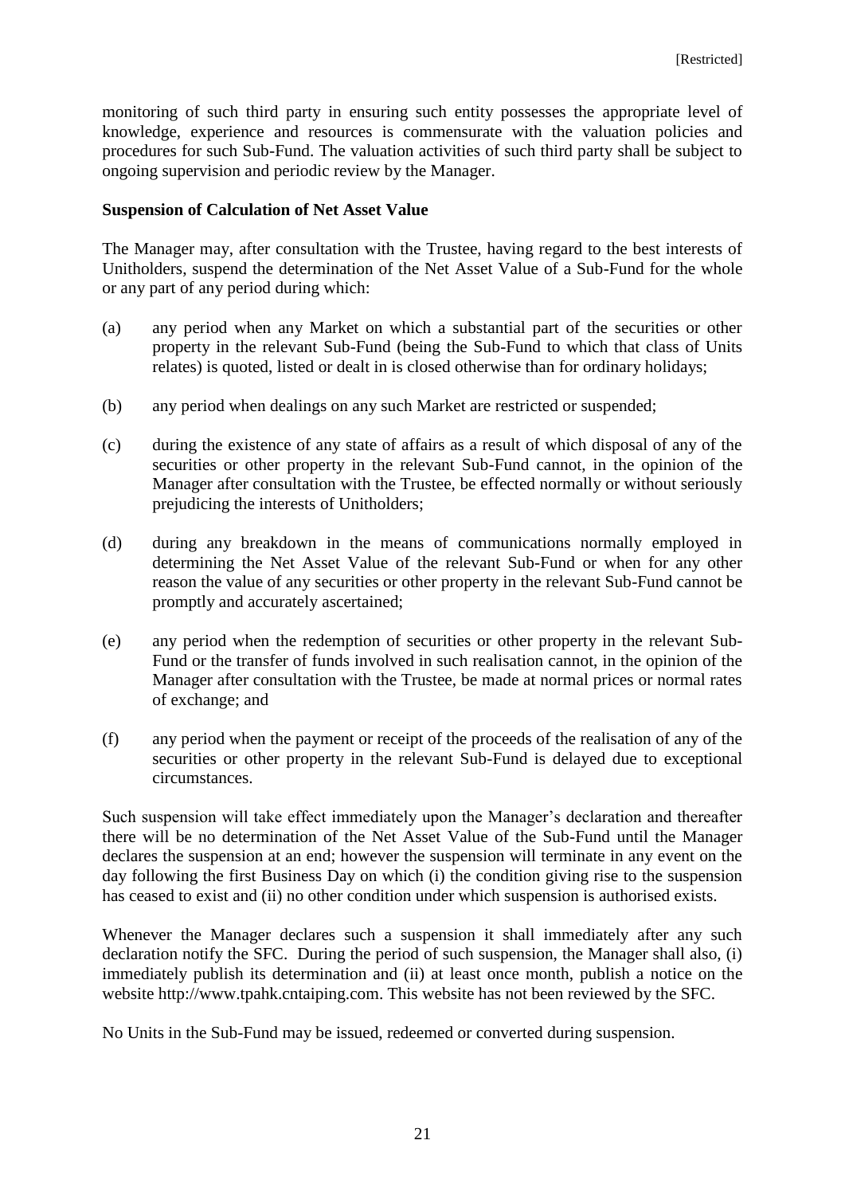monitoring of such third party in ensuring such entity possesses the appropriate level of knowledge, experience and resources is commensurate with the valuation policies and procedures for such Sub-Fund. The valuation activities of such third party shall be subject to ongoing supervision and periodic review by the Manager.

**Suspension of Calculation of Net Asset Value**

The Manager may, after consultation with the Trustee, having regard to the best interests of Unitholders, suspend the determination of the Net Asset Value of a Sub-Fund for the whole or any part of any period during which:

(a) any period when any Market on which a substantial part of the securities or other property in the relevant Sub-Fund (being the Sub-Fund to which that class of Units relates) is quoted, listed or dealt in is closed otherwise than for ordinary holidays;

(b) any period when dealings on any such Market are restricted or suspended;

(c) during the existence of any state of affairs as a result of which disposal of any of the securities or other property in the relevant Sub-Fund cannot, in the opinion of the Manager after consultation with the Trustee, be effected normally or without seriously prejudicing the interests of Unitholders;

(d) during any breakdown in the means of communications normally employed in determining the Net Asset Value of the relevant Sub-Fund or when for any other reason the value of any securities or other property in the relevant Sub-Fund cannot be promptly and accurately ascertained;

(e) any period when the redemption of securities or other property in the relevant Sub-Fund or the transfer of funds involved in such realisation cannot, in the opinion of the Manager after consultation with the Trustee, be made at normal prices or normal rates of exchange; and

(f) any period when the payment or receipt of the proceeds of the realisation of any of the securities or other property in the relevant Sub-Fund is delayed due to exceptional circumstances.

Such suspension will take effect immediately upon the Manager's declaration and thereafter there will be no determination of the Net Asset Value of the Sub-Fund until the Manager declares the suspension at an end; however the suspension will terminate in any event on the day following the first Business Day on which (i) the condition giving rise to the suspension has ceased to exist and (ii) no other condition under which suspension is authorised exists.

Whenever the Manager declares such a suspension it shall immediately after any such declaration notify the SFC. During the period of such suspension, the Manager shall also, (i) immediately publish its determination and (ii) at least once month, publish a notice on the website http://www.tpahk.cntaiping.com. This website has not been reviewed by the SFC.

No Units in the Sub-Fund may be issued, redeemed or converted during suspension.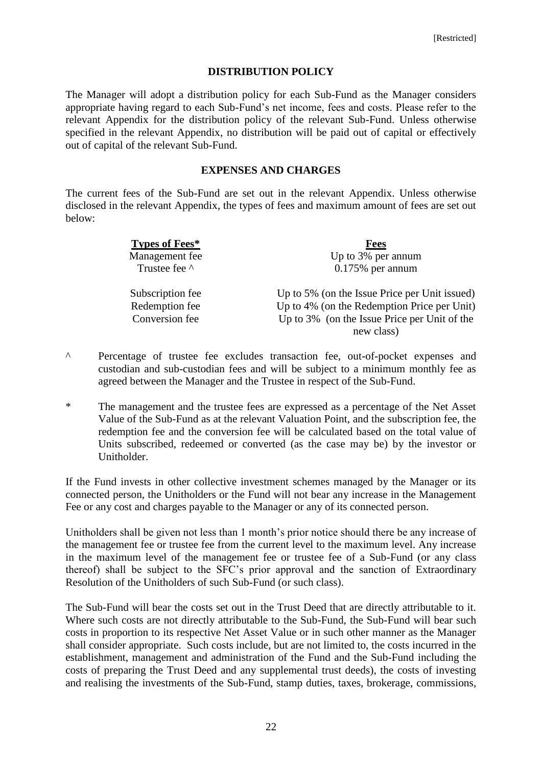## DISTRIBUTION POLICY

The Manager will adopt a distribution policy for each Sub-Fund as the Manager considers appropriate having regard to each Sub-Fund's net income, fees and costs. Please refer to the relevant Appendix for the distribution policy of the relevant Sub-Fund. Unless otherwise specified in the relevant Appendix, no distribution will be paid out of capital or effectively out of capital of the relevant Sub-Fund.

## EXPENSES AND CHARGES

The current fees of the Sub-Fund are set out in the relevant Appendix. Unless otherwise disclosed in the relevant Appendix, the types of fees and maximum amount of fees are set out below:

| **Types of Fees*** | **Fees** |
|---|---|
| Management fee | Up to 3% per annum |
| Trustee fee ^ | 0.175% per annum |
| Subscription fee | Up to 5% (on the Issue Price per Unit issued) |
| Redemption fee | Up to 4% (on the Redemption Price per Unit) |
| Conversion fee | Up to 3% (on the Issue Price per Unit of the new class) |

^ Percentage of trustee fee excludes transaction fee, out-of-pocket expenses and custodian and sub-custodian fees and will be subject to a minimum monthly fee as agreed between the Manager and the Trustee in respect of the Sub-Fund.

* The management and the trustee fees are expressed as a percentage of the Net Asset Value of the Sub-Fund as at the relevant Valuation Point, and the subscription fee, the redemption fee and the conversion fee will be calculated based on the total value of Units subscribed, redeemed or converted (as the case may be) by the investor or Unitholder.

If the Fund invests in other collective investment schemes managed by the Manager or its connected person, the Unitholders or the Fund will not bear any increase in the Management Fee or any cost and charges payable to the Manager or any of its connected person.

Unitholders shall be given not less than 1 month's prior notice should there be any increase of the management fee or trustee fee from the current level to the maximum level. Any increase in the maximum level of the management fee or trustee fee of a Sub-Fund (or any class thereof) shall be subject to the SFC's prior approval and the sanction of Extraordinary Resolution of the Unitholders of such Sub-Fund (or such class).

The Sub-Fund will bear the costs set out in the Trust Deed that are directly attributable to it. Where such costs are not directly attributable to the Sub-Fund, the Sub-Fund will bear such costs in proportion to its respective Net Asset Value or in such other manner as the Manager shall consider appropriate. Such costs include, but are not limited to, the costs incurred in the establishment, management and administration of the Fund and the Sub-Fund including the costs of preparing the Trust Deed and any supplemental trust deeds), the costs of investing and realising the investments of the Sub-Fund, stamp duties, taxes, brokerage, commissions,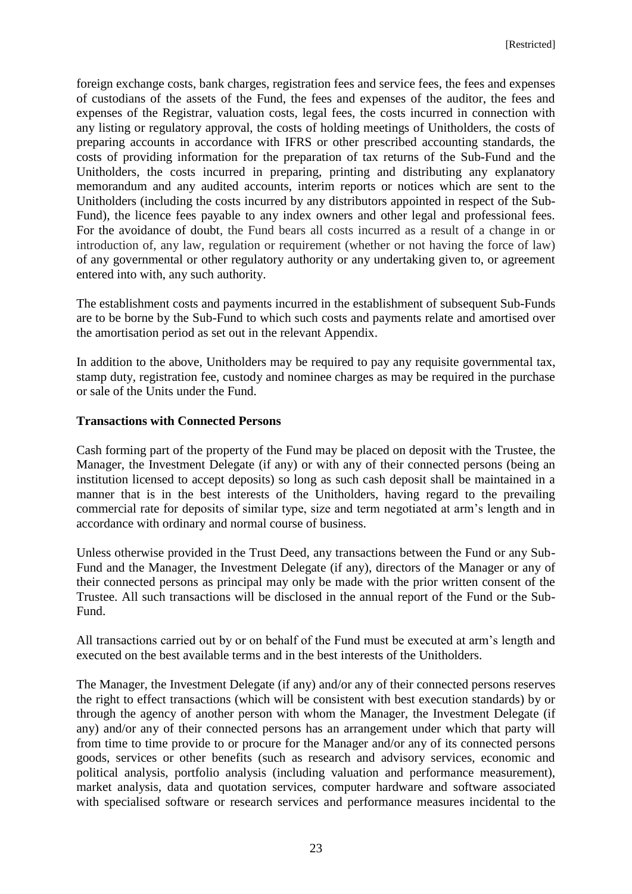foreign exchange costs, bank charges, registration fees and service fees, the fees and expenses of custodians of the assets of the Fund, the fees and expenses of the auditor, the fees and expenses of the Registrar, valuation costs, legal fees, the costs incurred in connection with any listing or regulatory approval, the costs of holding meetings of Unitholders, the costs of preparing accounts in accordance with IFRS or other prescribed accounting standards, the costs of providing information for the preparation of tax returns of the Sub-Fund and the Unitholders, the costs incurred in preparing, printing and distributing any explanatory memorandum and any audited accounts, interim reports or notices which are sent to the Unitholders (including the costs incurred by any distributors appointed in respect of the Sub-Fund), the licence fees payable to any index owners and other legal and professional fees. For the avoidance of doubt, the Fund bears all costs incurred as a result of a change in or introduction of, any law, regulation or requirement (whether or not having the force of law) of any governmental or other regulatory authority or any undertaking given to, or agreement entered into with, any such authority.

The establishment costs and payments incurred in the establishment of subsequent Sub-Funds are to be borne by the Sub-Fund to which such costs and payments relate and amortised over the amortisation period as set out in the relevant Appendix.

In addition to the above, Unitholders may be required to pay any requisite governmental tax, stamp duty, registration fee, custody and nominee charges as may be required in the purchase or sale of the Units under the Fund.

**Transactions with Connected Persons**

Cash forming part of the property of the Fund may be placed on deposit with the Trustee, the Manager, the Investment Delegate (if any) or with any of their connected persons (being an institution licensed to accept deposits) so long as such cash deposit shall be maintained in a manner that is in the best interests of the Unitholders, having regard to the prevailing commercial rate for deposits of similar type, size and term negotiated at arm's length and in accordance with ordinary and normal course of business.

Unless otherwise provided in the Trust Deed, any transactions between the Fund or any Sub-Fund and the Manager, the Investment Delegate (if any), directors of the Manager or any of their connected persons as principal may only be made with the prior written consent of the Trustee. All such transactions will be disclosed in the annual report of the Fund or the Sub-Fund.

All transactions carried out by or on behalf of the Fund must be executed at arm's length and executed on the best available terms and in the best interests of the Unitholders.

The Manager, the Investment Delegate (if any) and/or any of their connected persons reserves the right to effect transactions (which will be consistent with best execution standards) by or through the agency of another person with whom the Manager, the Investment Delegate (if any) and/or any of their connected persons has an arrangement under which that party will from time to time provide to or procure for the Manager and/or any of its connected persons goods, services or other benefits (such as research and advisory services, economic and political analysis, portfolio analysis (including valuation and performance measurement), market analysis, data and quotation services, computer hardware and software associated with specialised software or research services and performance measures incidental to the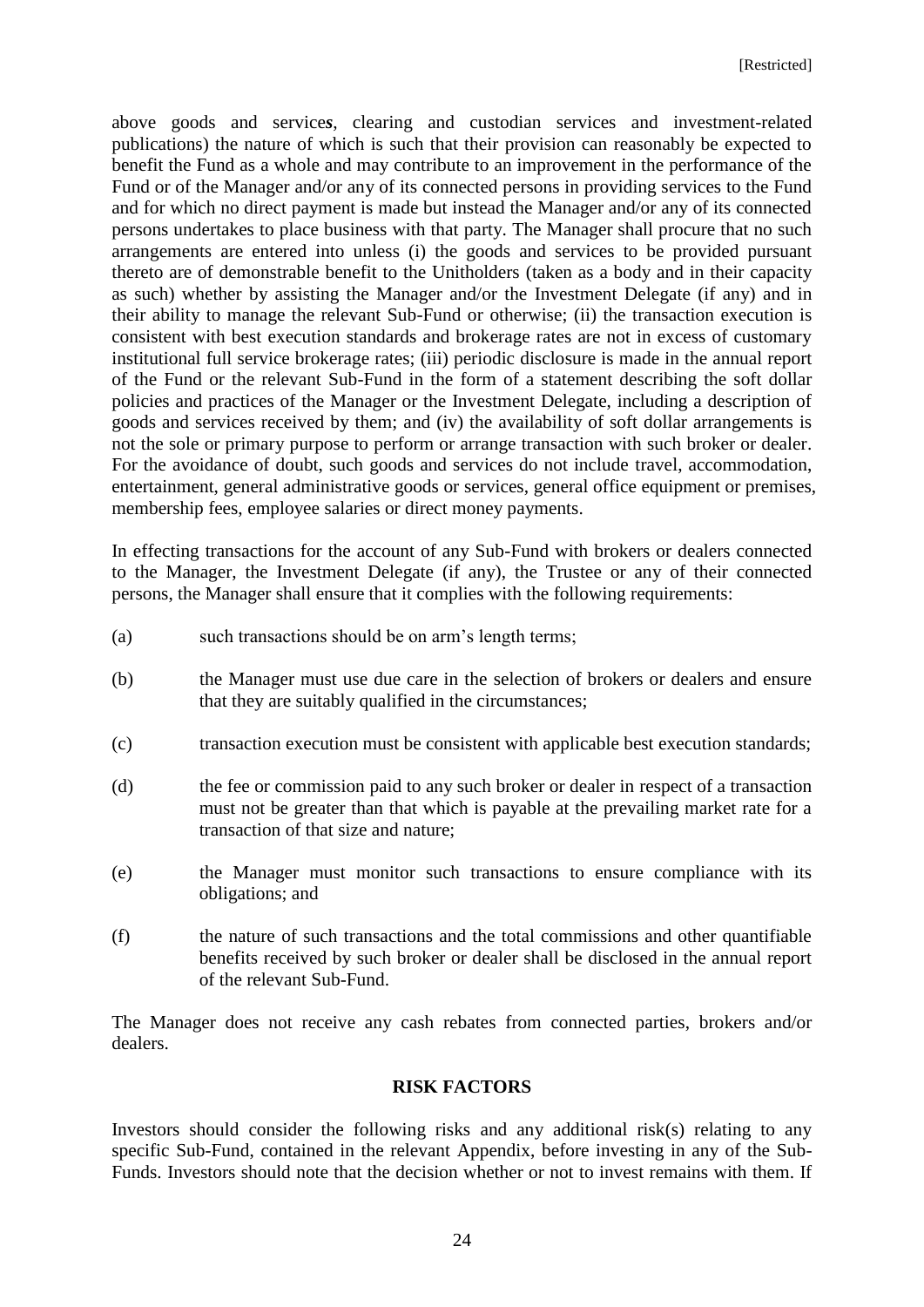above goods and service*s*, clearing and custodian services and investment-related publications) the nature of which is such that their provision can reasonably be expected to benefit the Fund as a whole and may contribute to an improvement in the performance of the Fund or of the Manager and/or any of its connected persons in providing services to the Fund and for which no direct payment is made but instead the Manager and/or any of its connected persons undertakes to place business with that party. The Manager shall procure that no such arrangements are entered into unless (i) the goods and services to be provided pursuant thereto are of demonstrable benefit to the Unitholders (taken as a body and in their capacity as such) whether by assisting the Manager and/or the Investment Delegate (if any) and in their ability to manage the relevant Sub-Fund or otherwise; (ii) the transaction execution is consistent with best execution standards and brokerage rates are not in excess of customary institutional full service brokerage rates; (iii) periodic disclosure is made in the annual report of the Fund or the relevant Sub-Fund in the form of a statement describing the soft dollar policies and practices of the Manager or the Investment Delegate, including a description of goods and services received by them; and (iv) the availability of soft dollar arrangements is not the sole or primary purpose to perform or arrange transaction with such broker or dealer. For the avoidance of doubt, such goods and services do not include travel, accommodation, entertainment, general administrative goods or services, general office equipment or premises, membership fees, employee salaries or direct money payments.

In effecting transactions for the account of any Sub-Fund with brokers or dealers connected to the Manager, the Investment Delegate (if any), the Trustee or any of their connected persons, the Manager shall ensure that it complies with the following requirements:

(a) such transactions should be on arm's length terms;

(b) the Manager must use due care in the selection of brokers or dealers and ensure that they are suitably qualified in the circumstances;

(c) transaction execution must be consistent with applicable best execution standards;

(d) the fee or commission paid to any such broker or dealer in respect of a transaction must not be greater than that which is payable at the prevailing market rate for a transaction of that size and nature;

(e) the Manager must monitor such transactions to ensure compliance with its obligations; and

(f) the nature of such transactions and the total commissions and other quantifiable benefits received by such broker or dealer shall be disclosed in the annual report of the relevant Sub-Fund.

The Manager does not receive any cash rebates from connected parties, brokers and/or dealers.

## RISK FACTORS

Investors should consider the following risks and any additional risk(s) relating to any specific Sub-Fund, contained in the relevant Appendix, before investing in any of the Sub-Funds. Investors should note that the decision whether or not to invest remains with them. If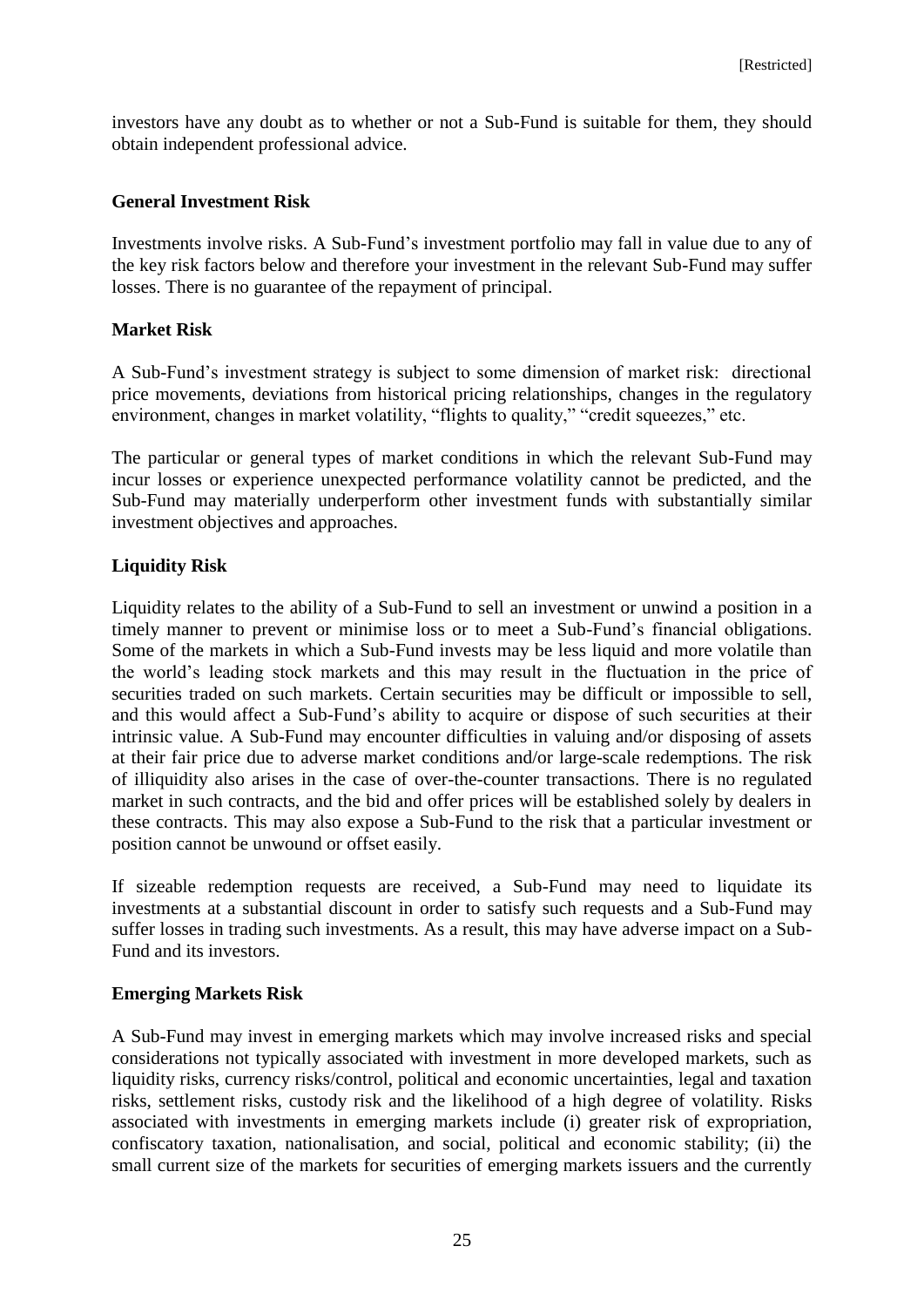investors have any doubt as to whether or not a Sub-Fund is suitable for them, they should obtain independent professional advice.

**General Investment Risk**

Investments involve risks. A Sub-Fund's investment portfolio may fall in value due to any of the key risk factors below and therefore your investment in the relevant Sub-Fund may suffer losses. There is no guarantee of the repayment of principal.

**Market Risk**

A Sub-Fund's investment strategy is subject to some dimension of market risk: directional price movements, deviations from historical pricing relationships, changes in the regulatory environment, changes in market volatility, "flights to quality," "credit squeezes," etc.

The particular or general types of market conditions in which the relevant Sub-Fund may incur losses or experience unexpected performance volatility cannot be predicted, and the Sub-Fund may materially underperform other investment funds with substantially similar investment objectives and approaches.

**Liquidity Risk**

Liquidity relates to the ability of a Sub-Fund to sell an investment or unwind a position in a timely manner to prevent or minimise loss or to meet a Sub-Fund's financial obligations. Some of the markets in which a Sub-Fund invests may be less liquid and more volatile than the world's leading stock markets and this may result in the fluctuation in the price of securities traded on such markets. Certain securities may be difficult or impossible to sell, and this would affect a Sub-Fund's ability to acquire or dispose of such securities at their intrinsic value. A Sub-Fund may encounter difficulties in valuing and/or disposing of assets at their fair price due to adverse market conditions and/or large-scale redemptions. The risk of illiquidity also arises in the case of over-the-counter transactions. There is no regulated market in such contracts, and the bid and offer prices will be established solely by dealers in these contracts. This may also expose a Sub-Fund to the risk that a particular investment or position cannot be unwound or offset easily.

If sizeable redemption requests are received, a Sub-Fund may need to liquidate its investments at a substantial discount in order to satisfy such requests and a Sub-Fund may suffer losses in trading such investments. As a result, this may have adverse impact on a Sub-Fund and its investors.

**Emerging Markets Risk**

A Sub-Fund may invest in emerging markets which may involve increased risks and special considerations not typically associated with investment in more developed markets, such as liquidity risks, currency risks/control, political and economic uncertainties, legal and taxation risks, settlement risks, custody risk and the likelihood of a high degree of volatility. Risks associated with investments in emerging markets include (i) greater risk of expropriation, confiscatory taxation, nationalisation, and social, political and economic stability; (ii) the small current size of the markets for securities of emerging markets issuers and the currently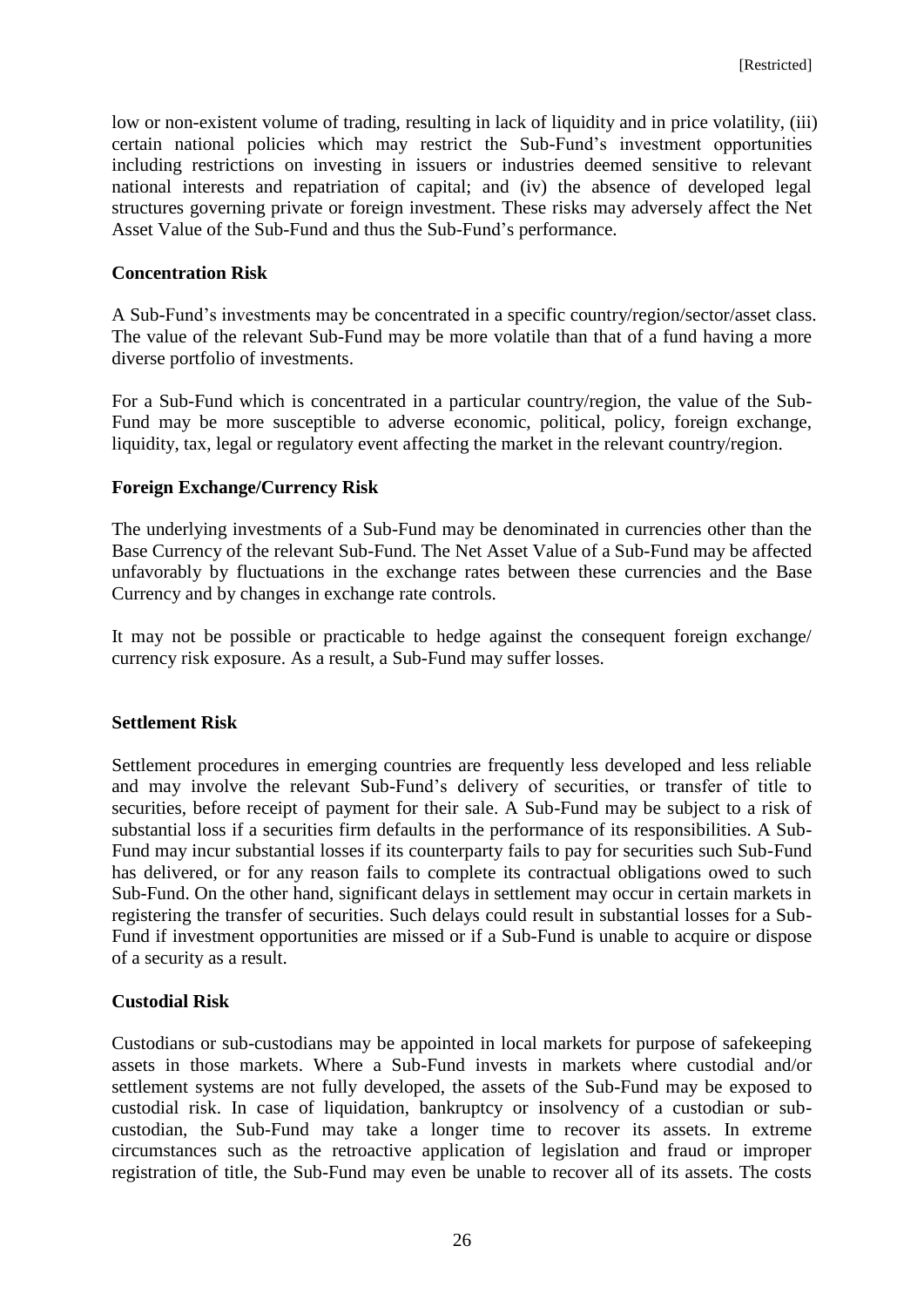low or non-existent volume of trading, resulting in lack of liquidity and in price volatility, (iii) certain national policies which may restrict the Sub-Fund's investment opportunities including restrictions on investing in issuers or industries deemed sensitive to relevant national interests and repatriation of capital; and (iv) the absence of developed legal structures governing private or foreign investment. These risks may adversely affect the Net Asset Value of the Sub-Fund and thus the Sub-Fund's performance.

**Concentration Risk**

A Sub-Fund's investments may be concentrated in a specific country/region/sector/asset class. The value of the relevant Sub-Fund may be more volatile than that of a fund having a more diverse portfolio of investments.

For a Sub-Fund which is concentrated in a particular country/region, the value of the Sub-Fund may be more susceptible to adverse economic, political, policy, foreign exchange, liquidity, tax, legal or regulatory event affecting the market in the relevant country/region.

**Foreign Exchange/Currency Risk**

The underlying investments of a Sub-Fund may be denominated in currencies other than the Base Currency of the relevant Sub-Fund. The Net Asset Value of a Sub-Fund may be affected unfavorably by fluctuations in the exchange rates between these currencies and the Base Currency and by changes in exchange rate controls.

It may not be possible or practicable to hedge against the consequent foreign exchange/ currency risk exposure. As a result, a Sub-Fund may suffer losses.

**Settlement Risk**

Settlement procedures in emerging countries are frequently less developed and less reliable and may involve the relevant Sub-Fund's delivery of securities, or transfer of title to securities, before receipt of payment for their sale. A Sub-Fund may be subject to a risk of substantial loss if a securities firm defaults in the performance of its responsibilities. A Sub-Fund may incur substantial losses if its counterparty fails to pay for securities such Sub-Fund has delivered, or for any reason fails to complete its contractual obligations owed to such Sub-Fund. On the other hand, significant delays in settlement may occur in certain markets in registering the transfer of securities. Such delays could result in substantial losses for a Sub-Fund if investment opportunities are missed or if a Sub-Fund is unable to acquire or dispose of a security as a result.

**Custodial Risk**

Custodians or sub-custodians may be appointed in local markets for purpose of safekeeping assets in those markets. Where a Sub-Fund invests in markets where custodial and/or settlement systems are not fully developed, the assets of the Sub-Fund may be exposed to custodial risk. In case of liquidation, bankruptcy or insolvency of a custodian or sub-custodian, the Sub-Fund may take a longer time to recover its assets. In extreme circumstances such as the retroactive application of legislation and fraud or improper registration of title, the Sub-Fund may even be unable to recover all of its assets. The costs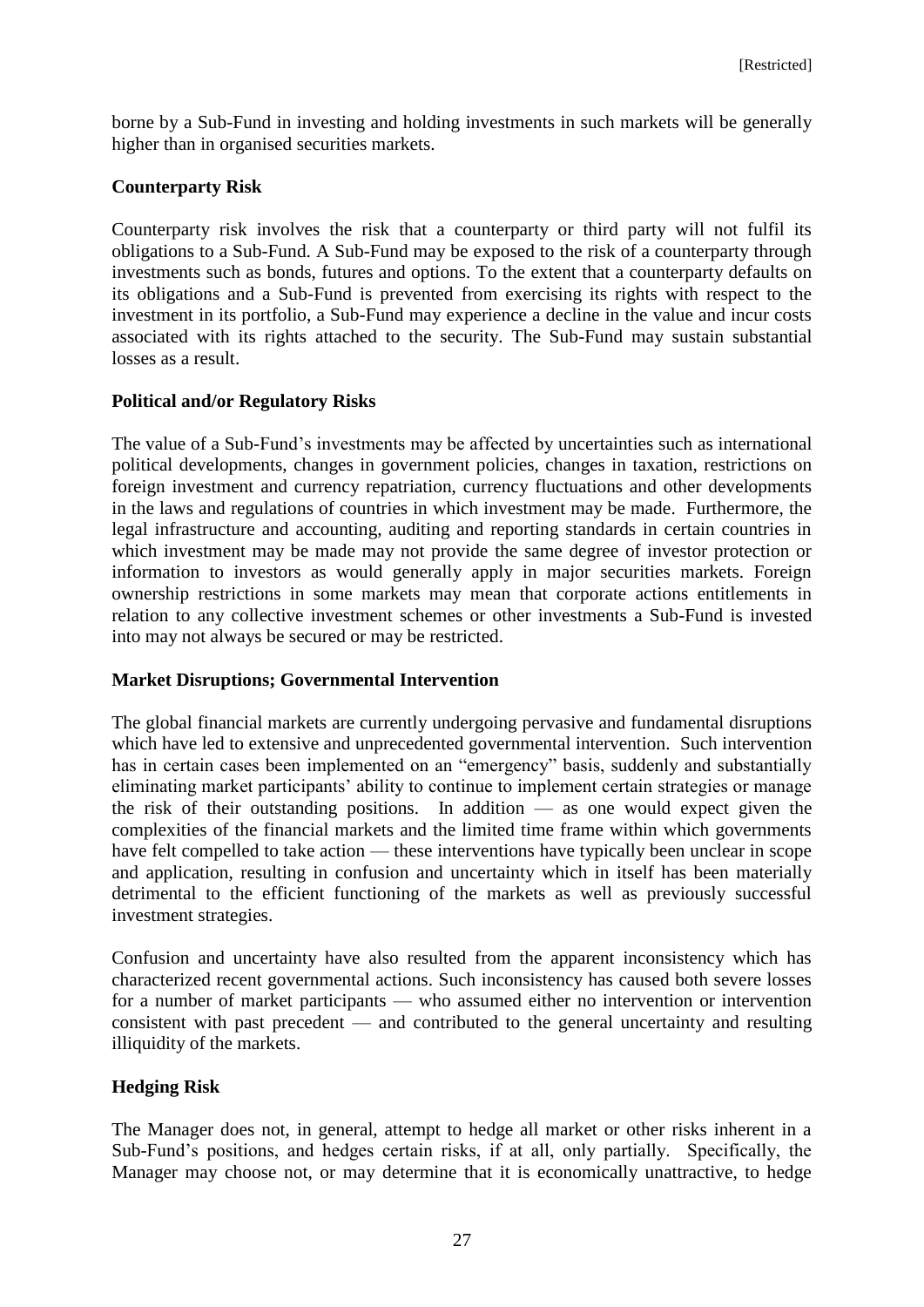borne by a Sub-Fund in investing and holding investments in such markets will be generally higher than in organised securities markets.

**Counterparty Risk**

Counterparty risk involves the risk that a counterparty or third party will not fulfil its obligations to a Sub-Fund. A Sub-Fund may be exposed to the risk of a counterparty through investments such as bonds, futures and options. To the extent that a counterparty defaults on its obligations and a Sub-Fund is prevented from exercising its rights with respect to the investment in its portfolio, a Sub-Fund may experience a decline in the value and incur costs associated with its rights attached to the security. The Sub-Fund may sustain substantial losses as a result.

**Political and/or Regulatory Risks**

The value of a Sub-Fund's investments may be affected by uncertainties such as international political developments, changes in government policies, changes in taxation, restrictions on foreign investment and currency repatriation, currency fluctuations and other developments in the laws and regulations of countries in which investment may be made. Furthermore, the legal infrastructure and accounting, auditing and reporting standards in certain countries in which investment may be made may not provide the same degree of investor protection or information to investors as would generally apply in major securities markets. Foreign ownership restrictions in some markets may mean that corporate actions entitlements in relation to any collective investment schemes or other investments a Sub-Fund is invested into may not always be secured or may be restricted.

**Market Disruptions; Governmental Intervention**

The global financial markets are currently undergoing pervasive and fundamental disruptions which have led to extensive and unprecedented governmental intervention. Such intervention has in certain cases been implemented on an "emergency" basis, suddenly and substantially eliminating market participants' ability to continue to implement certain strategies or manage the risk of their outstanding positions. In addition — as one would expect given the complexities of the financial markets and the limited time frame within which governments have felt compelled to take action — these interventions have typically been unclear in scope and application, resulting in confusion and uncertainty which in itself has been materially detrimental to the efficient functioning of the markets as well as previously successful investment strategies.

Confusion and uncertainty have also resulted from the apparent inconsistency which has characterized recent governmental actions. Such inconsistency has caused both severe losses for a number of market participants — who assumed either no intervention or intervention consistent with past precedent — and contributed to the general uncertainty and resulting illiquidity of the markets.

**Hedging Risk**

The Manager does not, in general, attempt to hedge all market or other risks inherent in a Sub-Fund's positions, and hedges certain risks, if at all, only partially. Specifically, the Manager may choose not, or may determine that it is economically unattractive, to hedge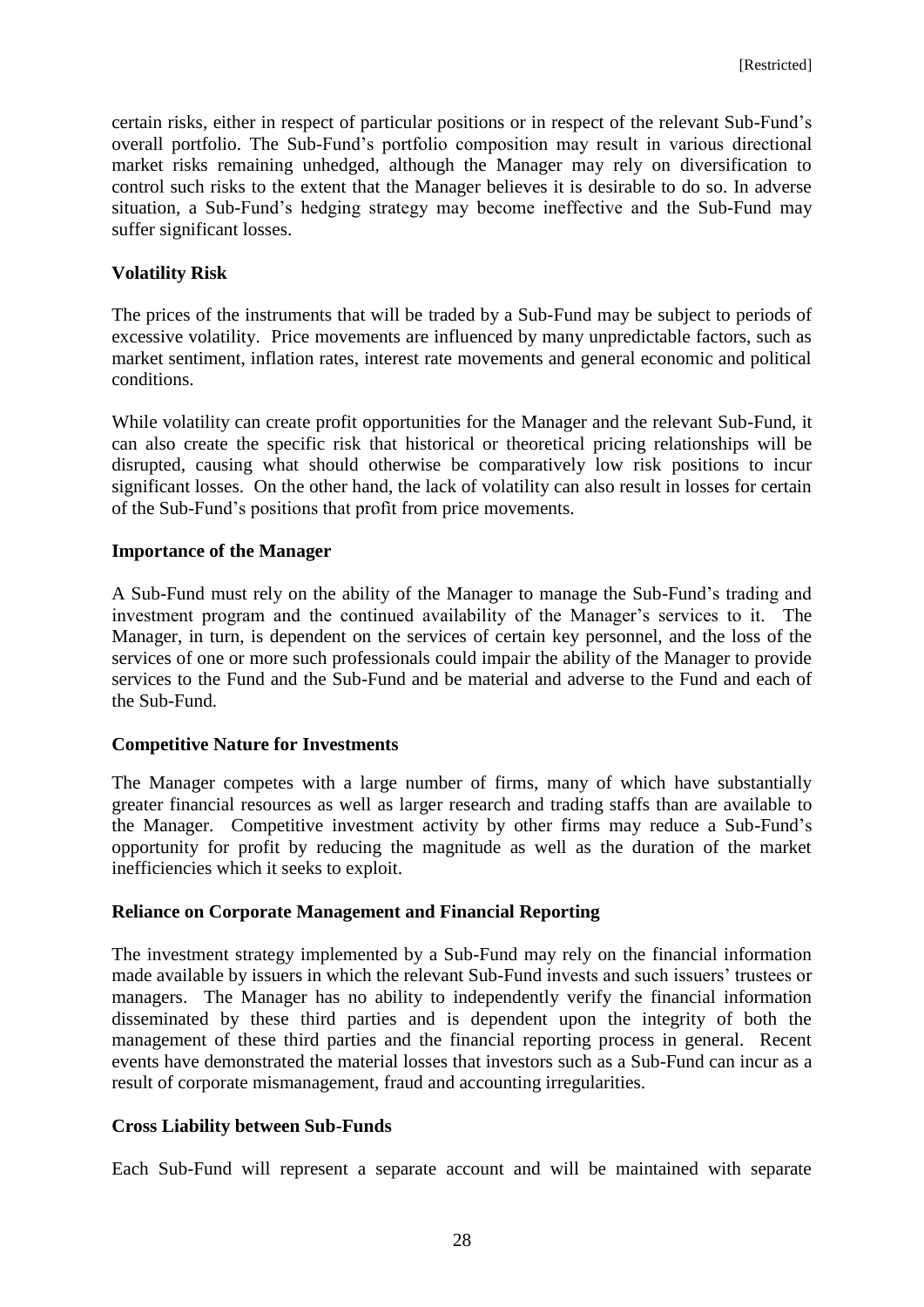certain risks, either in respect of particular positions or in respect of the relevant Sub-Fund's overall portfolio. The Sub-Fund's portfolio composition may result in various directional market risks remaining unhedged, although the Manager may rely on diversification to control such risks to the extent that the Manager believes it is desirable to do so. In adverse situation, a Sub-Fund's hedging strategy may become ineffective and the Sub-Fund may suffer significant losses.

**Volatility Risk**

The prices of the instruments that will be traded by a Sub-Fund may be subject to periods of excessive volatility. Price movements are influenced by many unpredictable factors, such as market sentiment, inflation rates, interest rate movements and general economic and political conditions.

While volatility can create profit opportunities for the Manager and the relevant Sub-Fund, it can also create the specific risk that historical or theoretical pricing relationships will be disrupted, causing what should otherwise be comparatively low risk positions to incur significant losses. On the other hand, the lack of volatility can also result in losses for certain of the Sub-Fund's positions that profit from price movements.

**Importance of the Manager**

A Sub-Fund must rely on the ability of the Manager to manage the Sub-Fund's trading and investment program and the continued availability of the Manager's services to it. The Manager, in turn, is dependent on the services of certain key personnel, and the loss of the services of one or more such professionals could impair the ability of the Manager to provide services to the Fund and the Sub-Fund and be material and adverse to the Fund and each of the Sub-Fund.

**Competitive Nature for Investments**

The Manager competes with a large number of firms, many of which have substantially greater financial resources as well as larger research and trading staffs than are available to the Manager. Competitive investment activity by other firms may reduce a Sub-Fund's opportunity for profit by reducing the magnitude as well as the duration of the market inefficiencies which it seeks to exploit.

**Reliance on Corporate Management and Financial Reporting**

The investment strategy implemented by a Sub-Fund may rely on the financial information made available by issuers in which the relevant Sub-Fund invests and such issuers' trustees or managers. The Manager has no ability to independently verify the financial information disseminated by these third parties and is dependent upon the integrity of both the management of these third parties and the financial reporting process in general. Recent events have demonstrated the material losses that investors such as a Sub-Fund can incur as a result of corporate mismanagement, fraud and accounting irregularities.

**Cross Liability between Sub-Funds**

Each Sub-Fund will represent a separate account and will be maintained with separate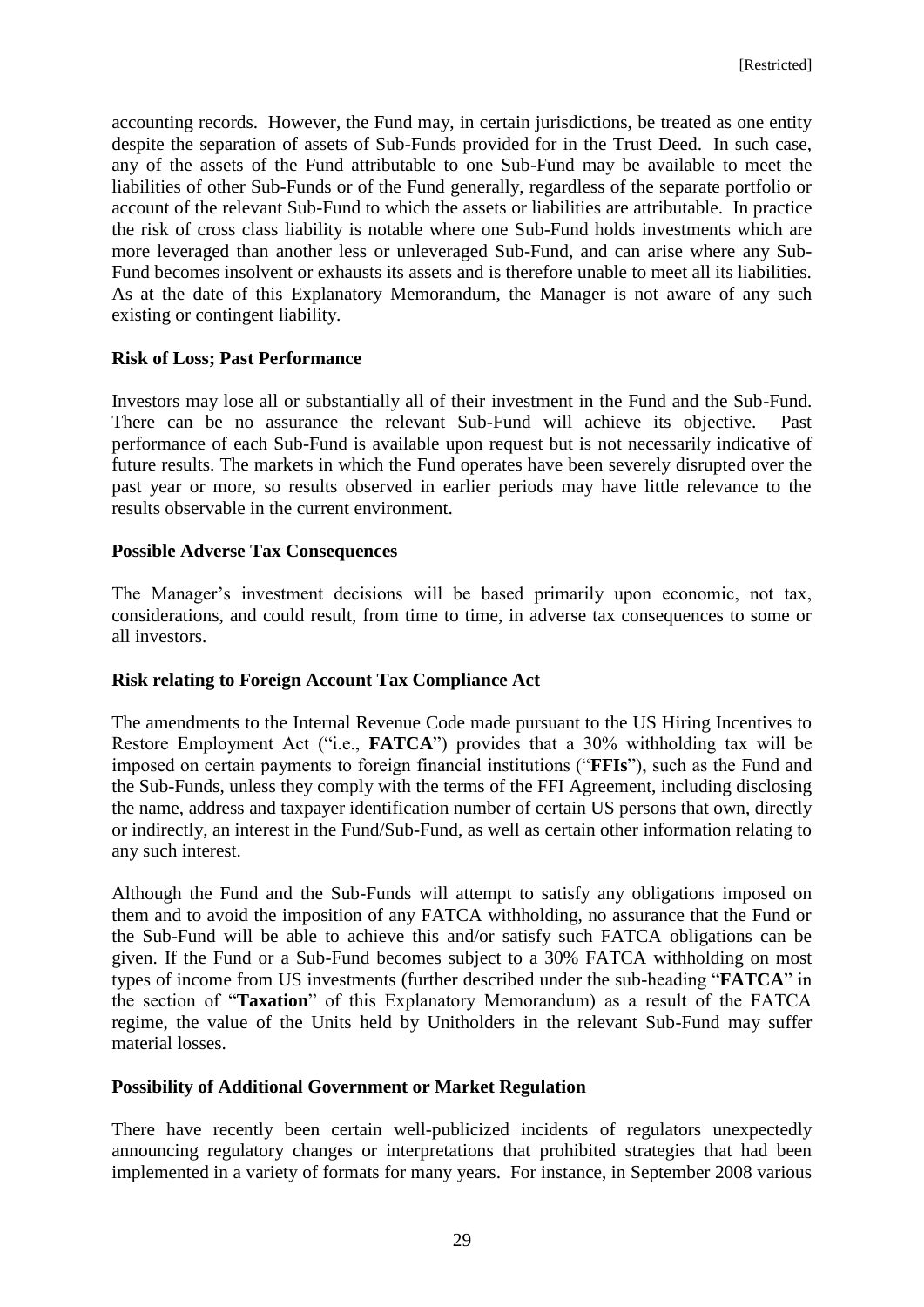accounting records. However, the Fund may, in certain jurisdictions, be treated as one entity despite the separation of assets of Sub-Funds provided for in the Trust Deed. In such case, any of the assets of the Fund attributable to one Sub-Fund may be available to meet the liabilities of other Sub-Funds or of the Fund generally, regardless of the separate portfolio or account of the relevant Sub-Fund to which the assets or liabilities are attributable. In practice the risk of cross class liability is notable where one Sub-Fund holds investments which are more leveraged than another less or unleveraged Sub-Fund, and can arise where any Sub-Fund becomes insolvent or exhausts its assets and is therefore unable to meet all its liabilities. As at the date of this Explanatory Memorandum, the Manager is not aware of any such existing or contingent liability.

**Risk of Loss; Past Performance**

Investors may lose all or substantially all of their investment in the Fund and the Sub-Fund. There can be no assurance the relevant Sub-Fund will achieve its objective. Past performance of each Sub-Fund is available upon request but is not necessarily indicative of future results. The markets in which the Fund operates have been severely disrupted over the past year or more, so results observed in earlier periods may have little relevance to the results observable in the current environment.

**Possible Adverse Tax Consequences**

The Manager's investment decisions will be based primarily upon economic, not tax, considerations, and could result, from time to time, in adverse tax consequences to some or all investors.

**Risk relating to Foreign Account Tax Compliance Act**

The amendments to the Internal Revenue Code made pursuant to the US Hiring Incentives to Restore Employment Act ("i.e., **FATCA**") provides that a 30% withholding tax will be imposed on certain payments to foreign financial institutions ("**FFIs**"), such as the Fund and the Sub-Funds, unless they comply with the terms of the FFI Agreement, including disclosing the name, address and taxpayer identification number of certain US persons that own, directly or indirectly, an interest in the Fund/Sub-Fund, as well as certain other information relating to any such interest.

Although the Fund and the Sub-Funds will attempt to satisfy any obligations imposed on them and to avoid the imposition of any FATCA withholding, no assurance that the Fund or the Sub-Fund will be able to achieve this and/or satisfy such FATCA obligations can be given. If the Fund or a Sub-Fund becomes subject to a 30% FATCA withholding on most types of income from US investments (further described under the sub-heading "**FATCA**" in the section of "**Taxation**" of this Explanatory Memorandum) as a result of the FATCA regime, the value of the Units held by Unitholders in the relevant Sub-Fund may suffer material losses.

**Possibility of Additional Government or Market Regulation**

There have recently been certain well-publicized incidents of regulators unexpectedly announcing regulatory changes or interpretations that prohibited strategies that had been implemented in a variety of formats for many years. For instance, in September 2008 various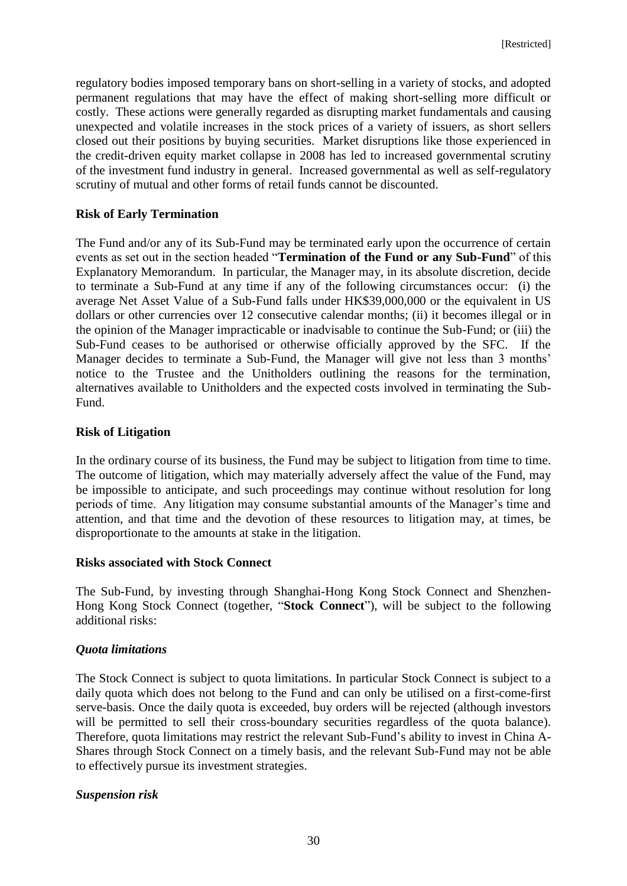regulatory bodies imposed temporary bans on short-selling in a variety of stocks, and adopted permanent regulations that may have the effect of making short-selling more difficult or costly. These actions were generally regarded as disrupting market fundamentals and causing unexpected and volatile increases in the stock prices of a variety of issuers, as short sellers closed out their positions by buying securities. Market disruptions like those experienced in the credit-driven equity market collapse in 2008 has led to increased governmental scrutiny of the investment fund industry in general. Increased governmental as well as self-regulatory scrutiny of mutual and other forms of retail funds cannot be discounted.

**Risk of Early Termination**

The Fund and/or any of its Sub-Fund may be terminated early upon the occurrence of certain events as set out in the section headed "**Termination of the Fund or any Sub-Fund**" of this Explanatory Memorandum. In particular, the Manager may, in its absolute discretion, decide to terminate a Sub-Fund at any time if any of the following circumstances occur: (i) the average Net Asset Value of a Sub-Fund falls under HK$39,000,000 or the equivalent in US dollars or other currencies over 12 consecutive calendar months; (ii) it becomes illegal or in the opinion of the Manager impracticable or inadvisable to continue the Sub-Fund; or (iii) the Sub-Fund ceases to be authorised or otherwise officially approved by the SFC. If the Manager decides to terminate a Sub-Fund, the Manager will give not less than 3 months' notice to the Trustee and the Unitholders outlining the reasons for the termination, alternatives available to Unitholders and the expected costs involved in terminating the Sub-Fund.

**Risk of Litigation**

In the ordinary course of its business, the Fund may be subject to litigation from time to time. The outcome of litigation, which may materially adversely affect the value of the Fund, may be impossible to anticipate, and such proceedings may continue without resolution for long periods of time. Any litigation may consume substantial amounts of the Manager's time and attention, and that time and the devotion of these resources to litigation may, at times, be disproportionate to the amounts at stake in the litigation.

**Risks associated with Stock Connect**

The Sub-Fund, by investing through Shanghai-Hong Kong Stock Connect and Shenzhen-Hong Kong Stock Connect (together, "**Stock Connect**"), will be subject to the following additional risks:

***Quota limitations***

The Stock Connect is subject to quota limitations. In particular Stock Connect is subject to a daily quota which does not belong to the Fund and can only be utilised on a first-come-first serve-basis. Once the daily quota is exceeded, buy orders will be rejected (although investors will be permitted to sell their cross-boundary securities regardless of the quota balance). Therefore, quota limitations may restrict the relevant Sub-Fund's ability to invest in China A-Shares through Stock Connect on a timely basis, and the relevant Sub-Fund may not be able to effectively pursue its investment strategies.

***Suspension risk***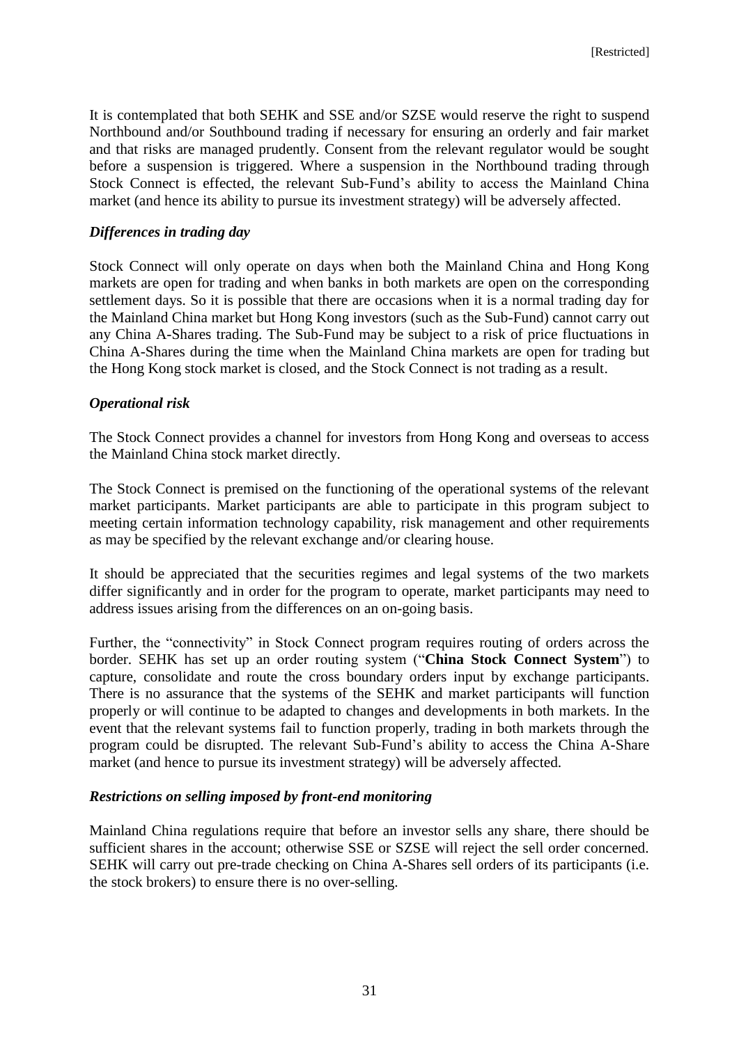It is contemplated that both SEHK and SSE and/or SZSE would reserve the right to suspend Northbound and/or Southbound trading if necessary for ensuring an orderly and fair market and that risks are managed prudently. Consent from the relevant regulator would be sought before a suspension is triggered. Where a suspension in the Northbound trading through Stock Connect is effected, the relevant Sub-Fund's ability to access the Mainland China market (and hence its ability to pursue its investment strategy) will be adversely affected.

***Differences in trading day***

Stock Connect will only operate on days when both the Mainland China and Hong Kong markets are open for trading and when banks in both markets are open on the corresponding settlement days. So it is possible that there are occasions when it is a normal trading day for the Mainland China market but Hong Kong investors (such as the Sub-Fund) cannot carry out any China A-Shares trading. The Sub-Fund may be subject to a risk of price fluctuations in China A-Shares during the time when the Mainland China markets are open for trading but the Hong Kong stock market is closed, and the Stock Connect is not trading as a result.

***Operational risk***

The Stock Connect provides a channel for investors from Hong Kong and overseas to access the Mainland China stock market directly.

The Stock Connect is premised on the functioning of the operational systems of the relevant market participants. Market participants are able to participate in this program subject to meeting certain information technology capability, risk management and other requirements as may be specified by the relevant exchange and/or clearing house.

It should be appreciated that the securities regimes and legal systems of the two markets differ significantly and in order for the program to operate, market participants may need to address issues arising from the differences on an on-going basis.

Further, the "connectivity" in Stock Connect program requires routing of orders across the border. SEHK has set up an order routing system ("**China Stock Connect System**") to capture, consolidate and route the cross boundary orders input by exchange participants. There is no assurance that the systems of the SEHK and market participants will function properly or will continue to be adapted to changes and developments in both markets. In the event that the relevant systems fail to function properly, trading in both markets through the program could be disrupted. The relevant Sub-Fund's ability to access the China A-Share market (and hence to pursue its investment strategy) will be adversely affected.

***Restrictions on selling imposed by front-end monitoring***

Mainland China regulations require that before an investor sells any share, there should be sufficient shares in the account; otherwise SSE or SZSE will reject the sell order concerned. SEHK will carry out pre-trade checking on China A-Shares sell orders of its participants (i.e. the stock brokers) to ensure there is no over-selling.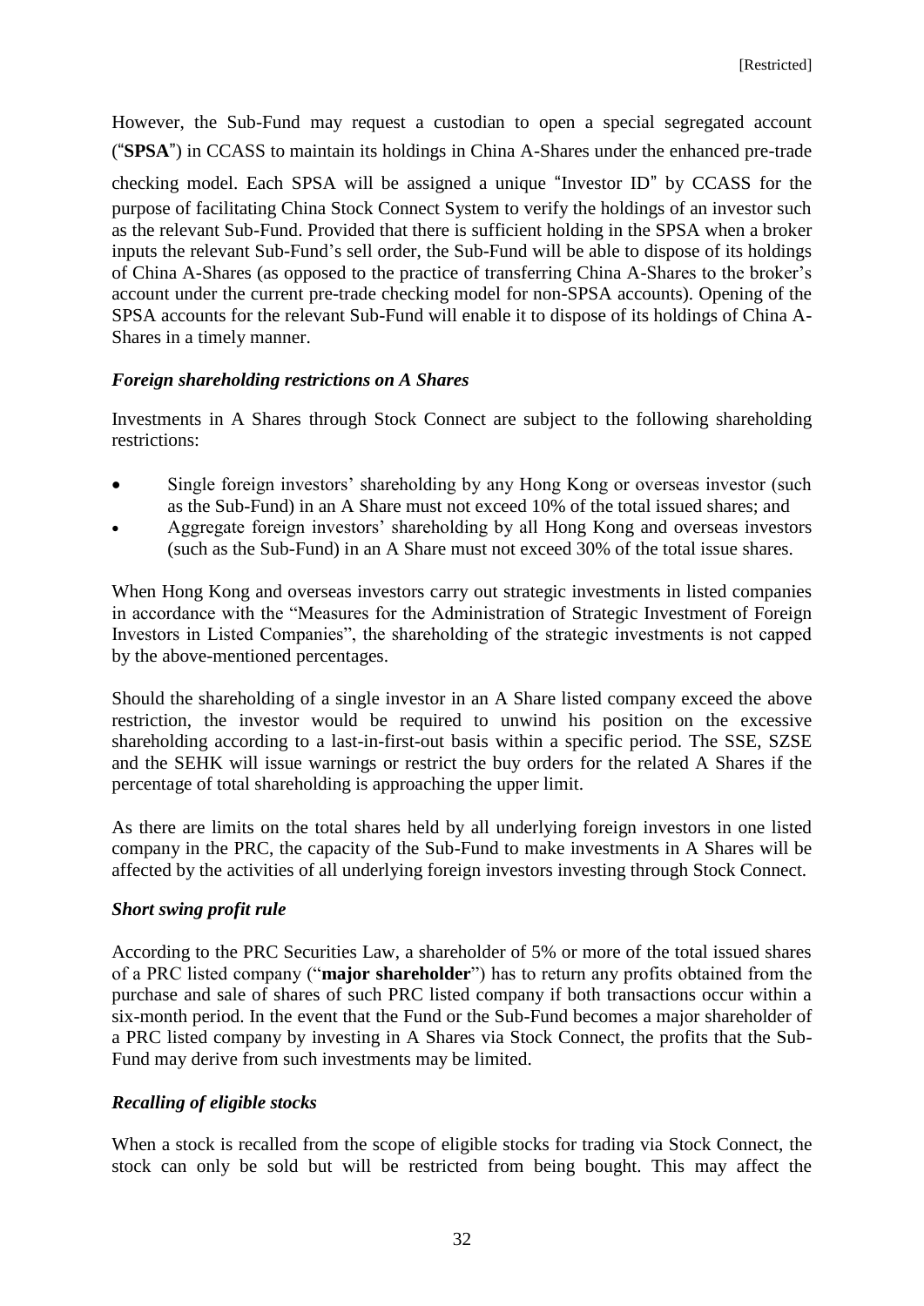However, the Sub-Fund may request a custodian to open a special segregated account ("**SPSA**") in CCASS to maintain its holdings in China A-Shares under the enhanced pre-trade checking model. Each SPSA will be assigned a unique "Investor ID" by CCASS for the purpose of facilitating China Stock Connect System to verify the holdings of an investor such as the relevant Sub-Fund. Provided that there is sufficient holding in the SPSA when a broker inputs the relevant Sub-Fund's sell order, the Sub-Fund will be able to dispose of its holdings of China A-Shares (as opposed to the practice of transferring China A-Shares to the broker's account under the current pre-trade checking model for non-SPSA accounts). Opening of the SPSA accounts for the relevant Sub-Fund will enable it to dispose of its holdings of China A-Shares in a timely manner.

***Foreign shareholding restrictions on A Shares***

Investments in A Shares through Stock Connect are subject to the following shareholding restrictions:

- Single foreign investors' shareholding by any Hong Kong or overseas investor (such as the Sub-Fund) in an A Share must not exceed 10% of the total issued shares; and
- Aggregate foreign investors' shareholding by all Hong Kong and overseas investors (such as the Sub-Fund) in an A Share must not exceed 30% of the total issue shares.

When Hong Kong and overseas investors carry out strategic investments in listed companies in accordance with the "Measures for the Administration of Strategic Investment of Foreign Investors in Listed Companies", the shareholding of the strategic investments is not capped by the above-mentioned percentages.

Should the shareholding of a single investor in an A Share listed company exceed the above restriction, the investor would be required to unwind his position on the excessive shareholding according to a last-in-first-out basis within a specific period. The SSE, SZSE and the SEHK will issue warnings or restrict the buy orders for the related A Shares if the percentage of total shareholding is approaching the upper limit.

As there are limits on the total shares held by all underlying foreign investors in one listed company in the PRC, the capacity of the Sub-Fund to make investments in A Shares will be affected by the activities of all underlying foreign investors investing through Stock Connect.

***Short swing profit rule***

According to the PRC Securities Law, a shareholder of 5% or more of the total issued shares of a PRC listed company ("**major shareholder**") has to return any profits obtained from the purchase and sale of shares of such PRC listed company if both transactions occur within a six-month period. In the event that the Fund or the Sub-Fund becomes a major shareholder of a PRC listed company by investing in A Shares via Stock Connect, the profits that the Sub-Fund may derive from such investments may be limited.

***Recalling of eligible stocks***

When a stock is recalled from the scope of eligible stocks for trading via Stock Connect, the stock can only be sold but will be restricted from being bought. This may affect the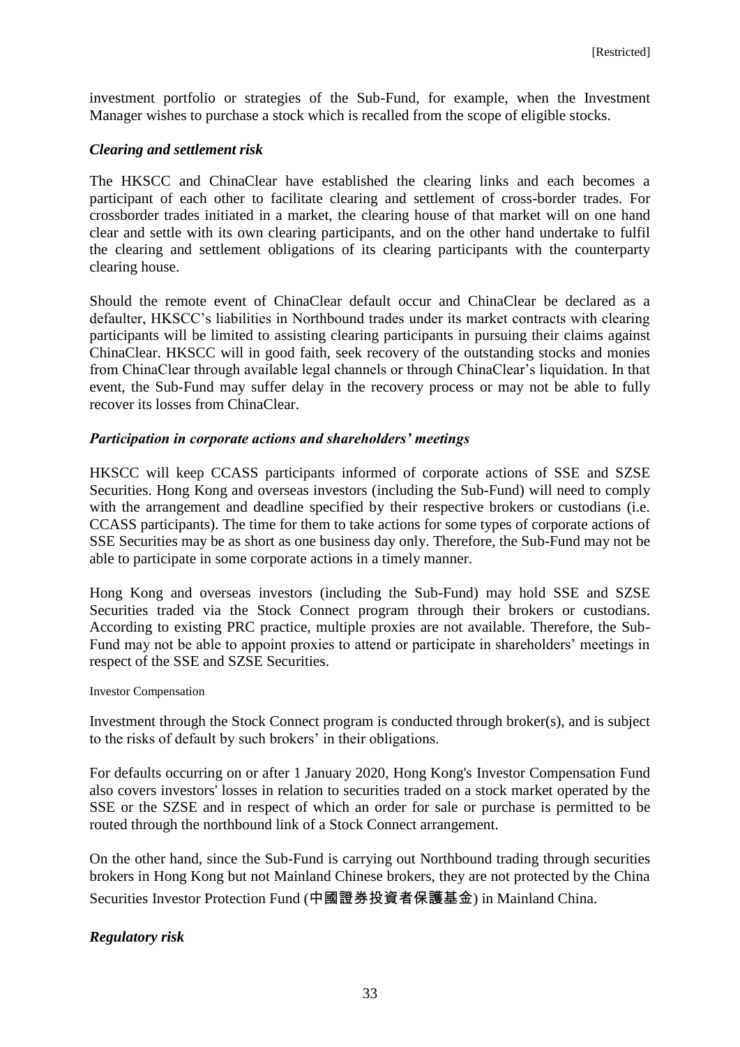investment portfolio or strategies of the Sub-Fund, for example, when the Investment Manager wishes to purchase a stock which is recalled from the scope of eligible stocks.

### *Clearing and settlement risk*

The HKSCC and ChinaClear have established the clearing links and each becomes a participant of each other to facilitate clearing and settlement of cross-border trades. For crossborder trades initiated in a market, the clearing house of that market will on one hand clear and settle with its own clearing participants, and on the other hand undertake to fulfil the clearing and settlement obligations of its clearing participants with the counterparty clearing house.

Should the remote event of ChinaClear default occur and ChinaClear be declared as a defaulter, HKSCC's liabilities in Northbound trades under its market contracts with clearing participants will be limited to assisting clearing participants in pursuing their claims against ChinaClear. HKSCC will in good faith, seek recovery of the outstanding stocks and monies from ChinaClear through available legal channels or through ChinaClear's liquidation. In that event, the Sub-Fund may suffer delay in the recovery process or may not be able to fully recover its losses from ChinaClear.

### *Participation in corporate actions and shareholders' meetings*

HKSCC will keep CCASS participants informed of corporate actions of SSE and SZSE Securities. Hong Kong and overseas investors (including the Sub-Fund) will need to comply with the arrangement and deadline specified by their respective brokers or custodians (i.e. CCASS participants). The time for them to take actions for some types of corporate actions of SSE Securities may be as short as one business day only. Therefore, the Sub-Fund may not be able to participate in some corporate actions in a timely manner.

Hong Kong and overseas investors (including the Sub-Fund) may hold SSE and SZSE Securities traded via the Stock Connect program through their brokers or custodians. According to existing PRC practice, multiple proxies are not available. Therefore, the Sub-Fund may not be able to appoint proxies to attend or participate in shareholders' meetings in respect of the SSE and SZSE Securities.

Investor Compensation

Investment through the Stock Connect program is conducted through broker(s), and is subject to the risks of default by such brokers' in their obligations.

For defaults occurring on or after 1 January 2020, Hong Kong's Investor Compensation Fund also covers investors' losses in relation to securities traded on a stock market operated by the SSE or the SZSE and in respect of which an order for sale or purchase is permitted to be routed through the northbound link of a Stock Connect arrangement.

On the other hand, since the Sub-Fund is carrying out Northbound trading through securities brokers in Hong Kong but not Mainland Chinese brokers, they are not protected by the China Securities Investor Protection Fund (中國證券投資者保護基金) in Mainland China.

### *Regulatory risk*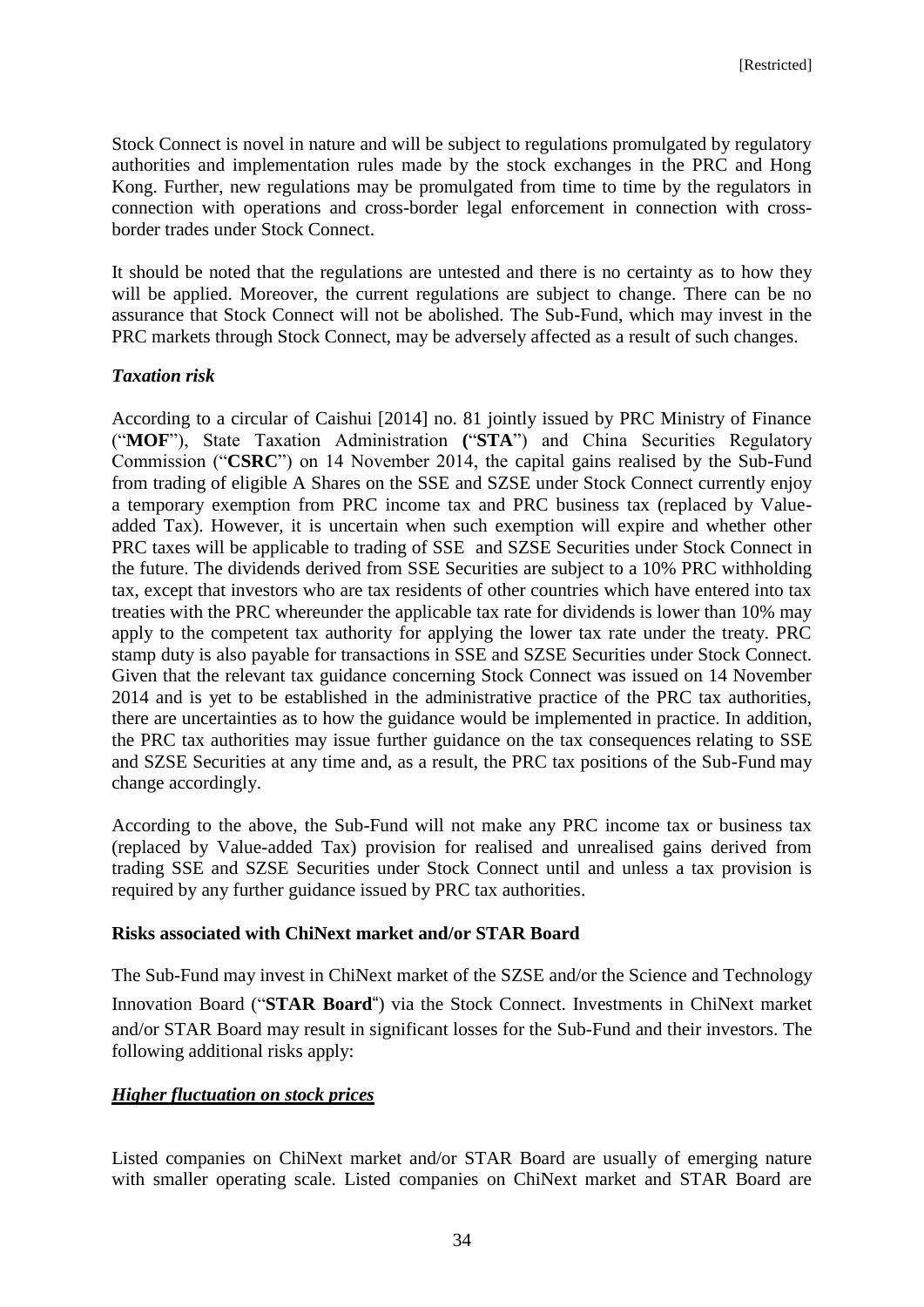Stock Connect is novel in nature and will be subject to regulations promulgated by regulatory authorities and implementation rules made by the stock exchanges in the PRC and Hong Kong. Further, new regulations may be promulgated from time to time by the regulators in connection with operations and cross-border legal enforcement in connection with cross-border trades under Stock Connect.

It should be noted that the regulations are untested and there is no certainty as to how they will be applied. Moreover, the current regulations are subject to change. There can be no assurance that Stock Connect will not be abolished. The Sub-Fund, which may invest in the PRC markets through Stock Connect, may be adversely affected as a result of such changes.

***Taxation risk***

According to a circular of Caishui [2014] no. 81 jointly issued by PRC Ministry of Finance ("**MOF**"), State Taxation Administration **(**"**STA**") and China Securities Regulatory Commission ("**CSRC**") on 14 November 2014, the capital gains realised by the Sub-Fund from trading of eligible A Shares on the SSE and SZSE under Stock Connect currently enjoy a temporary exemption from PRC income tax and PRC business tax (replaced by Value-added Tax). However, it is uncertain when such exemption will expire and whether other PRC taxes will be applicable to trading of SSE and SZSE Securities under Stock Connect in the future. The dividends derived from SSE Securities are subject to a 10% PRC withholding tax, except that investors who are tax residents of other countries which have entered into tax treaties with the PRC whereunder the applicable tax rate for dividends is lower than 10% may apply to the competent tax authority for applying the lower tax rate under the treaty. PRC stamp duty is also payable for transactions in SSE and SZSE Securities under Stock Connect. Given that the relevant tax guidance concerning Stock Connect was issued on 14 November 2014 and is yet to be established in the administrative practice of the PRC tax authorities, there are uncertainties as to how the guidance would be implemented in practice. In addition, the PRC tax authorities may issue further guidance on the tax consequences relating to SSE and SZSE Securities at any time and, as a result, the PRC tax positions of the Sub-Fund may change accordingly.

According to the above, the Sub-Fund will not make any PRC income tax or business tax (replaced by Value-added Tax) provision for realised and unrealised gains derived from trading SSE and SZSE Securities under Stock Connect until and unless a tax provision is required by any further guidance issued by PRC tax authorities.

**Risks associated with ChiNext market and/or STAR Board**

The Sub-Fund may invest in ChiNext market of the SZSE and/or the Science and Technology Innovation Board ("**STAR Board**") via the Stock Connect. Investments in ChiNext market and/or STAR Board may result in significant losses for the Sub-Fund and their investors. The following additional risks apply:

***Higher fluctuation on stock prices***

Listed companies on ChiNext market and/or STAR Board are usually of emerging nature with smaller operating scale. Listed companies on ChiNext market and STAR Board are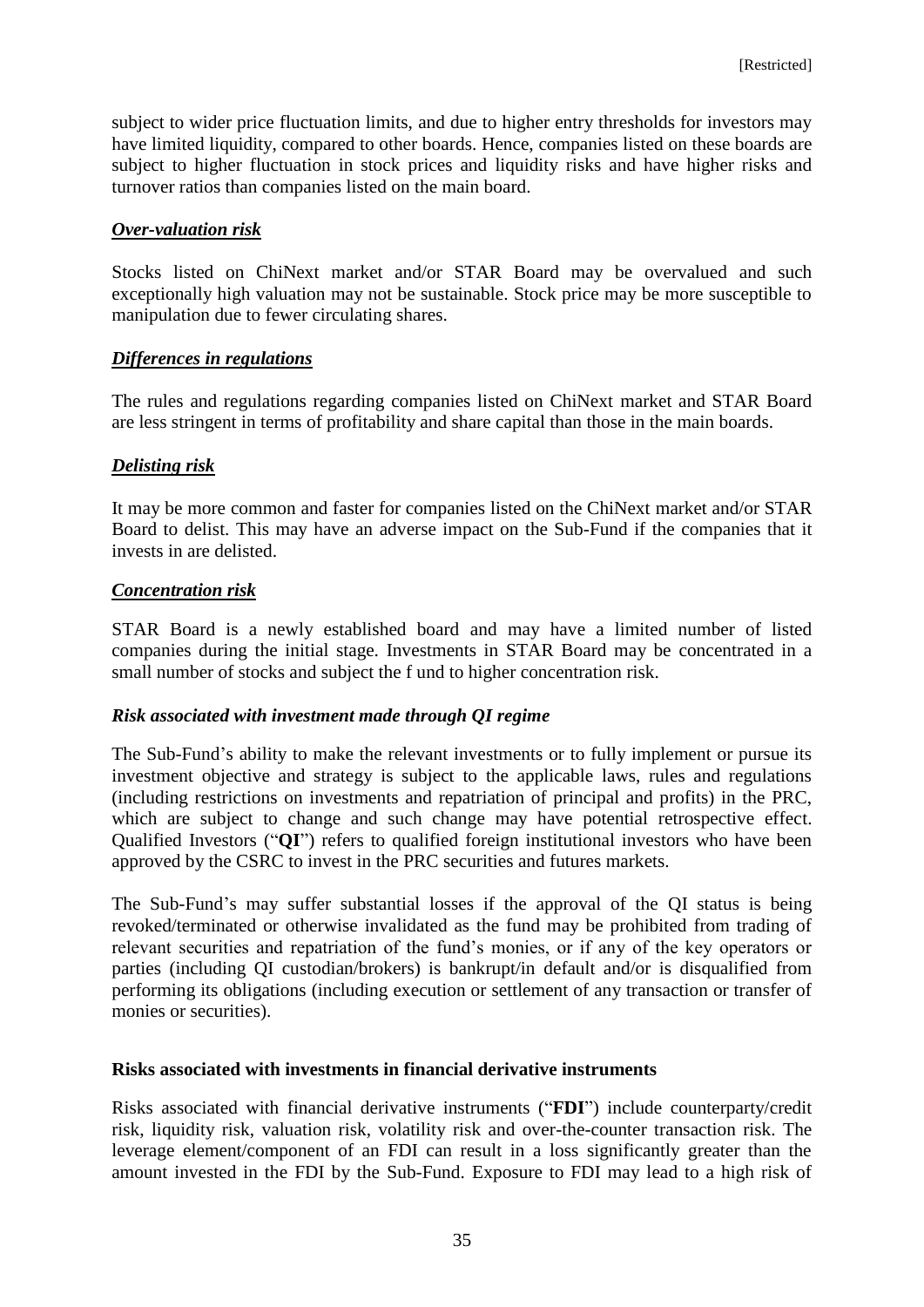subject to wider price fluctuation limits, and due to higher entry thresholds for investors may have limited liquidity, compared to other boards. Hence, companies listed on these boards are subject to higher fluctuation in stock prices and liquidity risks and have higher risks and turnover ratios than companies listed on the main board.

***Over-valuation risk***

Stocks listed on ChiNext market and/or STAR Board may be overvalued and such exceptionally high valuation may not be sustainable. Stock price may be more susceptible to manipulation due to fewer circulating shares.

***Differences in regulations***

The rules and regulations regarding companies listed on ChiNext market and STAR Board are less stringent in terms of profitability and share capital than those in the main boards.

***Delisting risk***

It may be more common and faster for companies listed on the ChiNext market and/or STAR Board to delist. This may have an adverse impact on the Sub-Fund if the companies that it invests in are delisted.

***Concentration risk***

STAR Board is a newly established board and may have a limited number of listed companies during the initial stage. Investments in STAR Board may be concentrated in a small number of stocks and subject the f und to higher concentration risk.

***Risk associated with investment made through QI regime***

The Sub-Fund's ability to make the relevant investments or to fully implement or pursue its investment objective and strategy is subject to the applicable laws, rules and regulations (including restrictions on investments and repatriation of principal and profits) in the PRC, which are subject to change and such change may have potential retrospective effect. Qualified Investors ("**QI**") refers to qualified foreign institutional investors who have been approved by the CSRC to invest in the PRC securities and futures markets.

The Sub-Fund's may suffer substantial losses if the approval of the QI status is being revoked/terminated or otherwise invalidated as the fund may be prohibited from trading of relevant securities and repatriation of the fund's monies, or if any of the key operators or parties (including QI custodian/brokers) is bankrupt/in default and/or is disqualified from performing its obligations (including execution or settlement of any transaction or transfer of monies or securities).

**Risks associated with investments in financial derivative instruments**

Risks associated with financial derivative instruments ("**FDI**") include counterparty/credit risk, liquidity risk, valuation risk, volatility risk and over-the-counter transaction risk. The leverage element/component of an FDI can result in a loss significantly greater than the amount invested in the FDI by the Sub-Fund. Exposure to FDI may lead to a high risk of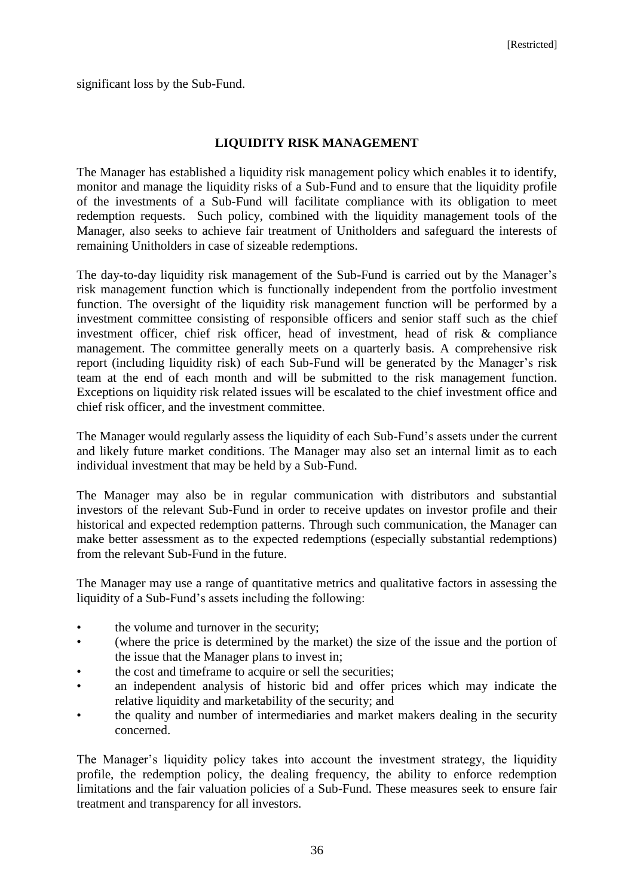significant loss by the Sub-Fund.

## LIQUIDITY RISK MANAGEMENT

The Manager has established a liquidity risk management policy which enables it to identify, monitor and manage the liquidity risks of a Sub-Fund and to ensure that the liquidity profile of the investments of a Sub-Fund will facilitate compliance with its obligation to meet redemption requests. Such policy, combined with the liquidity management tools of the Manager, also seeks to achieve fair treatment of Unitholders and safeguard the interests of remaining Unitholders in case of sizeable redemptions.

The day-to-day liquidity risk management of the Sub-Fund is carried out by the Manager's risk management function which is functionally independent from the portfolio investment function. The oversight of the liquidity risk management function will be performed by a investment committee consisting of responsible officers and senior staff such as the chief investment officer, chief risk officer, head of investment, head of risk & compliance management. The committee generally meets on a quarterly basis. A comprehensive risk report (including liquidity risk) of each Sub-Fund will be generated by the Manager's risk team at the end of each month and will be submitted to the risk management function. Exceptions on liquidity risk related issues will be escalated to the chief investment office and chief risk officer, and the investment committee.

The Manager would regularly assess the liquidity of each Sub-Fund's assets under the current and likely future market conditions. The Manager may also set an internal limit as to each individual investment that may be held by a Sub-Fund.

The Manager may also be in regular communication with distributors and substantial investors of the relevant Sub-Fund in order to receive updates on investor profile and their historical and expected redemption patterns. Through such communication, the Manager can make better assessment as to the expected redemptions (especially substantial redemptions) from the relevant Sub-Fund in the future.

The Manager may use a range of quantitative metrics and qualitative factors in assessing the liquidity of a Sub-Fund's assets including the following:

- the volume and turnover in the security;
- (where the price is determined by the market) the size of the issue and the portion of the issue that the Manager plans to invest in;
- the cost and timeframe to acquire or sell the securities;
- an independent analysis of historic bid and offer prices which may indicate the relative liquidity and marketability of the security; and
- the quality and number of intermediaries and market makers dealing in the security concerned.

The Manager's liquidity policy takes into account the investment strategy, the liquidity profile, the redemption policy, the dealing frequency, the ability to enforce redemption limitations and the fair valuation policies of a Sub-Fund. These measures seek to ensure fair treatment and transparency for all investors.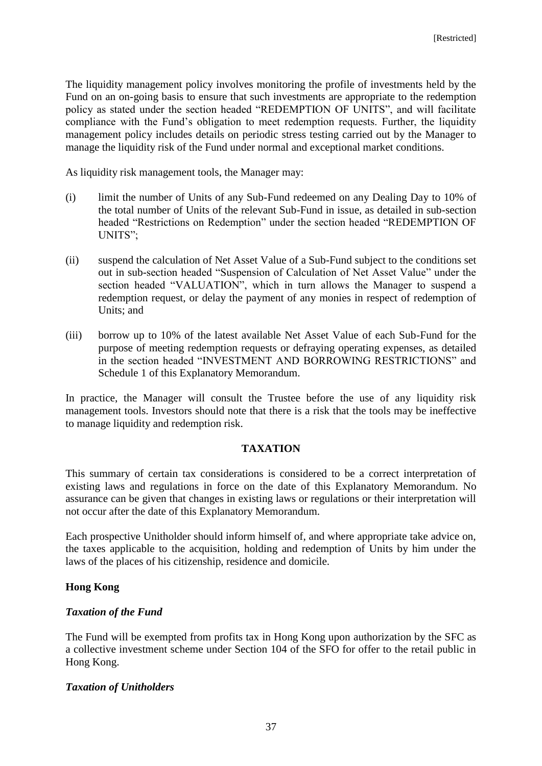The liquidity management policy involves monitoring the profile of investments held by the Fund on an on-going basis to ensure that such investments are appropriate to the redemption policy as stated under the section headed "REDEMPTION OF UNITS", and will facilitate compliance with the Fund's obligation to meet redemption requests. Further, the liquidity management policy includes details on periodic stress testing carried out by the Manager to manage the liquidity risk of the Fund under normal and exceptional market conditions.

As liquidity risk management tools, the Manager may:

(i) limit the number of Units of any Sub-Fund redeemed on any Dealing Day to 10% of the total number of Units of the relevant Sub-Fund in issue, as detailed in sub-section headed "Restrictions on Redemption" under the section headed "REDEMPTION OF UNITS";

(ii) suspend the calculation of Net Asset Value of a Sub-Fund subject to the conditions set out in sub-section headed "Suspension of Calculation of Net Asset Value" under the section headed "VALUATION", which in turn allows the Manager to suspend a redemption request, or delay the payment of any monies in respect of redemption of Units; and

(iii) borrow up to 10% of the latest available Net Asset Value of each Sub-Fund for the purpose of meeting redemption requests or defraying operating expenses, as detailed in the section headed "INVESTMENT AND BORROWING RESTRICTIONS" and Schedule 1 of this Explanatory Memorandum.

In practice, the Manager will consult the Trustee before the use of any liquidity risk management tools. Investors should note that there is a risk that the tools may be ineffective to manage liquidity and redemption risk.

## TAXATION

This summary of certain tax considerations is considered to be a correct interpretation of existing laws and regulations in force on the date of this Explanatory Memorandum. No assurance can be given that changes in existing laws or regulations or their interpretation will not occur after the date of this Explanatory Memorandum.

Each prospective Unitholder should inform himself of, and where appropriate take advice on, the taxes applicable to the acquisition, holding and redemption of Units by him under the laws of the places of his citizenship, residence and domicile.

### Hong Kong

#### *Taxation of the Fund*

The Fund will be exempted from profits tax in Hong Kong upon authorization by the SFC as a collective investment scheme under Section 104 of the SFO for offer to the retail public in Hong Kong.

#### *Taxation of Unitholders*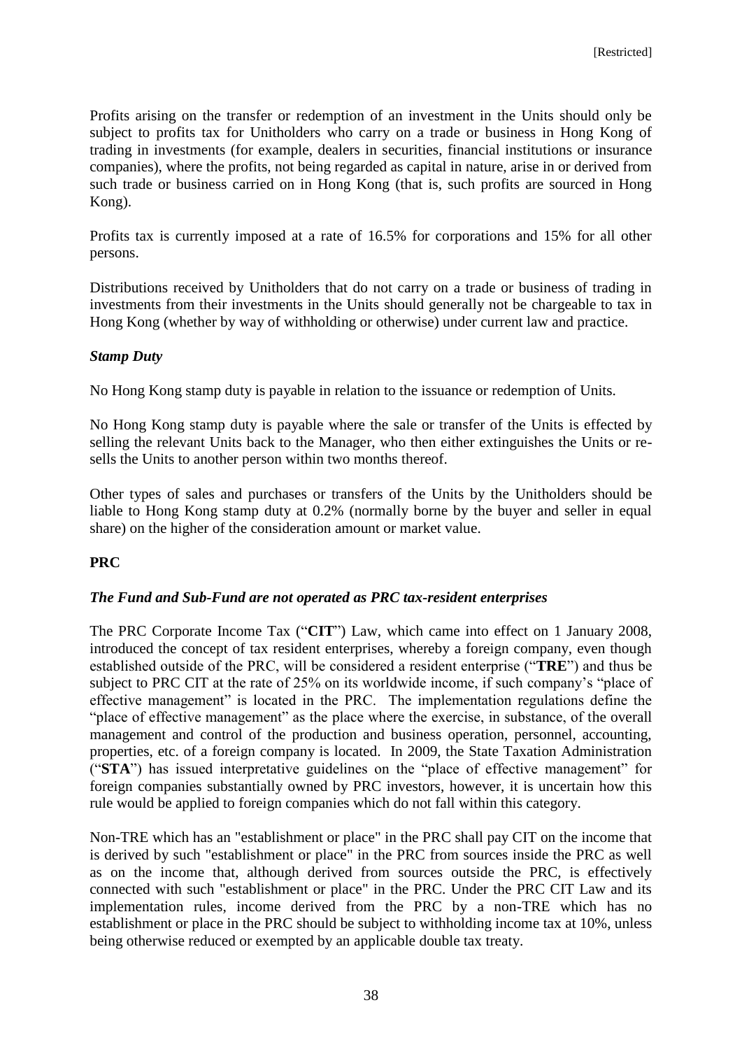Profits arising on the transfer or redemption of an investment in the Units should only be subject to profits tax for Unitholders who carry on a trade or business in Hong Kong of trading in investments (for example, dealers in securities, financial institutions or insurance companies), where the profits, not being regarded as capital in nature, arise in or derived from such trade or business carried on in Hong Kong (that is, such profits are sourced in Hong Kong).

Profits tax is currently imposed at a rate of 16.5% for corporations and 15% for all other persons.

Distributions received by Unitholders that do not carry on a trade or business of trading in investments from their investments in the Units should generally not be chargeable to tax in Hong Kong (whether by way of withholding or otherwise) under current law and practice.

***Stamp Duty***

No Hong Kong stamp duty is payable in relation to the issuance or redemption of Units.

No Hong Kong stamp duty is payable where the sale or transfer of the Units is effected by selling the relevant Units back to the Manager, who then either extinguishes the Units or re-sells the Units to another person within two months thereof.

Other types of sales and purchases or transfers of the Units by the Unitholders should be liable to Hong Kong stamp duty at 0.2% (normally borne by the buyer and seller in equal share) on the higher of the consideration amount or market value.

**PRC**

***The Fund and Sub-Fund are not operated as PRC tax-resident enterprises***

The PRC Corporate Income Tax ("**CIT**") Law, which came into effect on 1 January 2008, introduced the concept of tax resident enterprises, whereby a foreign company, even though established outside of the PRC, will be considered a resident enterprise ("**TRE**") and thus be subject to PRC CIT at the rate of 25% on its worldwide income, if such company's "place of effective management" is located in the PRC. The implementation regulations define the "place of effective management" as the place where the exercise, in substance, of the overall management and control of the production and business operation, personnel, accounting, properties, etc. of a foreign company is located. In 2009, the State Taxation Administration ("**STA**") has issued interpretative guidelines on the "place of effective management" for foreign companies substantially owned by PRC investors, however, it is uncertain how this rule would be applied to foreign companies which do not fall within this category.

Non-TRE which has an "establishment or place" in the PRC shall pay CIT on the income that is derived by such "establishment or place" in the PRC from sources inside the PRC as well as on the income that, although derived from sources outside the PRC, is effectively connected with such "establishment or place" in the PRC. Under the PRC CIT Law and its implementation rules, income derived from the PRC by a non-TRE which has no establishment or place in the PRC should be subject to withholding income tax at 10%, unless being otherwise reduced or exempted by an applicable double tax treaty.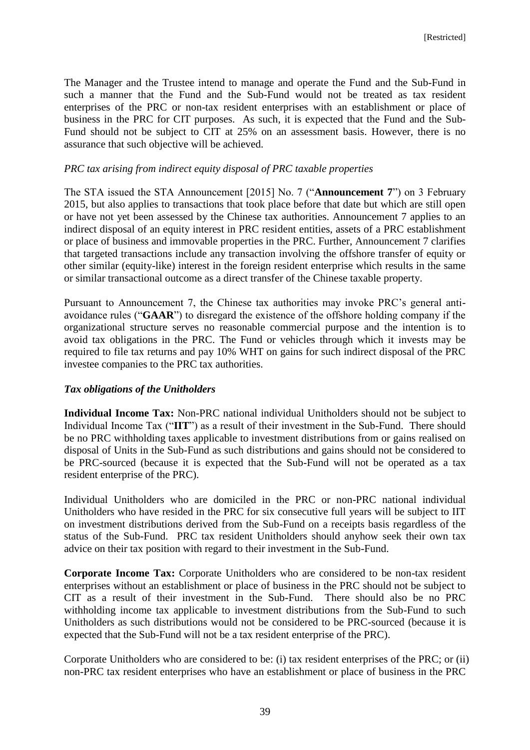The Manager and the Trustee intend to manage and operate the Fund and the Sub-Fund in such a manner that the Fund and the Sub-Fund would not be treated as tax resident enterprises of the PRC or non-tax resident enterprises with an establishment or place of business in the PRC for CIT purposes. As such, it is expected that the Fund and the Sub-Fund should not be subject to CIT at 25% on an assessment basis. However, there is no assurance that such objective will be achieved.

*PRC tax arising from indirect equity disposal of PRC taxable properties*

The STA issued the STA Announcement [2015] No. 7 ("**Announcement 7**") on 3 February 2015, but also applies to transactions that took place before that date but which are still open or have not yet been assessed by the Chinese tax authorities. Announcement 7 applies to an indirect disposal of an equity interest in PRC resident entities, assets of a PRC establishment or place of business and immovable properties in the PRC. Further, Announcement 7 clarifies that targeted transactions include any transaction involving the offshore transfer of equity or other similar (equity-like) interest in the foreign resident enterprise which results in the same or similar transactional outcome as a direct transfer of the Chinese taxable property.

Pursuant to Announcement 7, the Chinese tax authorities may invoke PRC's general anti-avoidance rules ("**GAAR**") to disregard the existence of the offshore holding company if the organizational structure serves no reasonable commercial purpose and the intention is to avoid tax obligations in the PRC. The Fund or vehicles through which it invests may be required to file tax returns and pay 10% WHT on gains for such indirect disposal of the PRC investee companies to the PRC tax authorities.

***Tax obligations of the Unitholders***

**Individual Income Tax:** Non-PRC national individual Unitholders should not be subject to Individual Income Tax ("**IIT**") as a result of their investment in the Sub-Fund. There should be no PRC withholding taxes applicable to investment distributions from or gains realised on disposal of Units in the Sub-Fund as such distributions and gains should not be considered to be PRC-sourced (because it is expected that the Sub-Fund will not be operated as a tax resident enterprise of the PRC).

Individual Unitholders who are domiciled in the PRC or non-PRC national individual Unitholders who have resided in the PRC for six consecutive full years will be subject to IIT on investment distributions derived from the Sub-Fund on a receipts basis regardless of the status of the Sub-Fund. PRC tax resident Unitholders should anyhow seek their own tax advice on their tax position with regard to their investment in the Sub-Fund.

**Corporate Income Tax:** Corporate Unitholders who are considered to be non-tax resident enterprises without an establishment or place of business in the PRC should not be subject to CIT as a result of their investment in the Sub-Fund. There should also be no PRC withholding income tax applicable to investment distributions from the Sub-Fund to such Unitholders as such distributions would not be considered to be PRC-sourced (because it is expected that the Sub-Fund will not be a tax resident enterprise of the PRC).

Corporate Unitholders who are considered to be: (i) tax resident enterprises of the PRC; or (ii) non-PRC tax resident enterprises who have an establishment or place of business in the PRC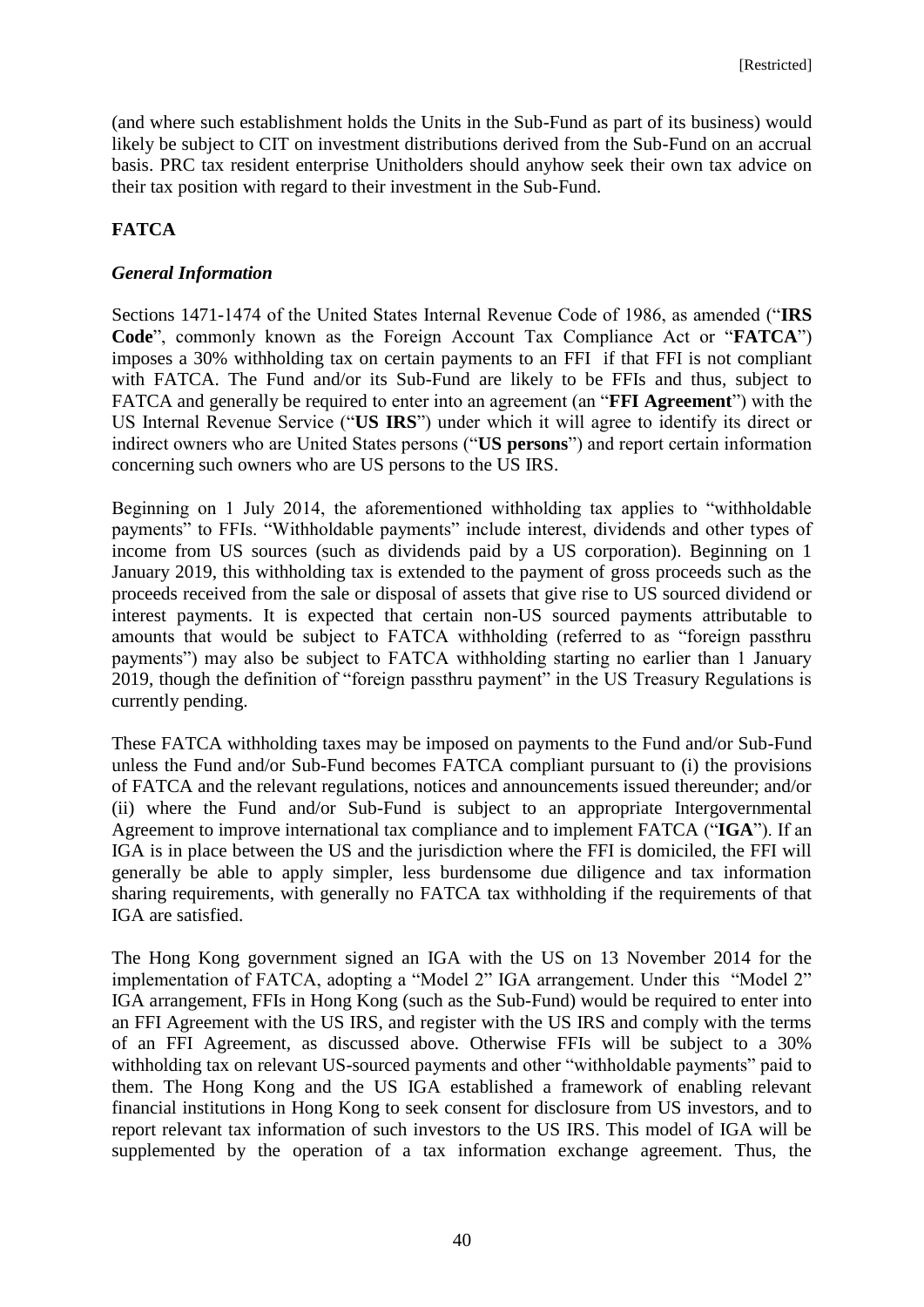(and where such establishment holds the Units in the Sub-Fund as part of its business) would likely be subject to CIT on investment distributions derived from the Sub-Fund on an accrual basis. PRC tax resident enterprise Unitholders should anyhow seek their own tax advice on their tax position with regard to their investment in the Sub-Fund.

## FATCA

### *General Information*

Sections 1471-1474 of the United States Internal Revenue Code of 1986, as amended ("**IRS Code**", commonly known as the Foreign Account Tax Compliance Act or "**FATCA**") imposes a 30% withholding tax on certain payments to an FFI if that FFI is not compliant with FATCA. The Fund and/or its Sub-Fund are likely to be FFIs and thus, subject to FATCA and generally be required to enter into an agreement (an "**FFI Agreement**") with the US Internal Revenue Service ("**US IRS**") under which it will agree to identify its direct or indirect owners who are United States persons ("**US persons**") and report certain information concerning such owners who are US persons to the US IRS.

Beginning on 1 July 2014, the aforementioned withholding tax applies to "withholdable payments" to FFIs. "Withholdable payments" include interest, dividends and other types of income from US sources (such as dividends paid by a US corporation). Beginning on 1 January 2019, this withholding tax is extended to the payment of gross proceeds such as the proceeds received from the sale or disposal of assets that give rise to US sourced dividend or interest payments. It is expected that certain non-US sourced payments attributable to amounts that would be subject to FATCA withholding (referred to as "foreign passthru payments") may also be subject to FATCA withholding starting no earlier than 1 January 2019, though the definition of "foreign passthru payment" in the US Treasury Regulations is currently pending.

These FATCA withholding taxes may be imposed on payments to the Fund and/or Sub-Fund unless the Fund and/or Sub-Fund becomes FATCA compliant pursuant to (i) the provisions of FATCA and the relevant regulations, notices and announcements issued thereunder; and/or (ii) where the Fund and/or Sub-Fund is subject to an appropriate Intergovernmental Agreement to improve international tax compliance and to implement FATCA ("**IGA**"). If an IGA is in place between the US and the jurisdiction where the FFI is domiciled, the FFI will generally be able to apply simpler, less burdensome due diligence and tax information sharing requirements, with generally no FATCA tax withholding if the requirements of that IGA are satisfied.

The Hong Kong government signed an IGA with the US on 13 November 2014 for the implementation of FATCA, adopting a "Model 2" IGA arrangement. Under this "Model 2" IGA arrangement, FFIs in Hong Kong (such as the Sub-Fund) would be required to enter into an FFI Agreement with the US IRS, and register with the US IRS and comply with the terms of an FFI Agreement, as discussed above. Otherwise FFIs will be subject to a 30% withholding tax on relevant US-sourced payments and other "withholdable payments" paid to them. The Hong Kong and the US IGA established a framework of enabling relevant financial institutions in Hong Kong to seek consent for disclosure from US investors, and to report relevant tax information of such investors to the US IRS. This model of IGA will be supplemented by the operation of a tax information exchange agreement. Thus, the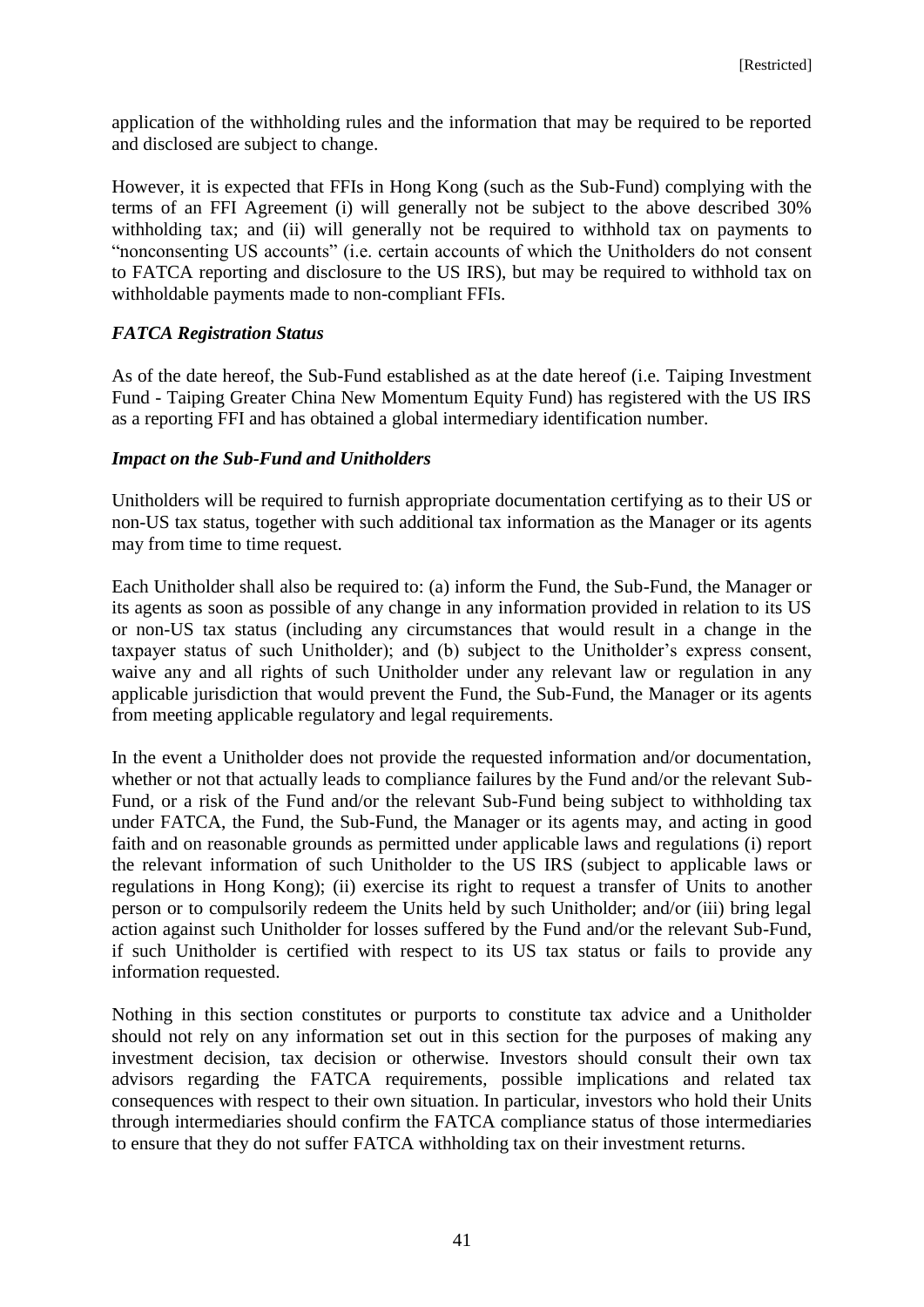application of the withholding rules and the information that may be required to be reported and disclosed are subject to change.

However, it is expected that FFIs in Hong Kong (such as the Sub-Fund) complying with the terms of an FFI Agreement (i) will generally not be subject to the above described 30% withholding tax; and (ii) will generally not be required to withhold tax on payments to "nonconsenting US accounts" (i.e. certain accounts of which the Unitholders do not consent to FATCA reporting and disclosure to the US IRS), but may be required to withhold tax on withholdable payments made to non-compliant FFIs.

***FATCA Registration Status***

As of the date hereof, the Sub-Fund established as at the date hereof (i.e. Taiping Investment Fund - Taiping Greater China New Momentum Equity Fund) has registered with the US IRS as a reporting FFI and has obtained a global intermediary identification number.

***Impact on the Sub-Fund and Unitholders***

Unitholders will be required to furnish appropriate documentation certifying as to their US or non-US tax status, together with such additional tax information as the Manager or its agents may from time to time request.

Each Unitholder shall also be required to: (a) inform the Fund, the Sub-Fund, the Manager or its agents as soon as possible of any change in any information provided in relation to its US or non-US tax status (including any circumstances that would result in a change in the taxpayer status of such Unitholder); and (b) subject to the Unitholder's express consent, waive any and all rights of such Unitholder under any relevant law or regulation in any applicable jurisdiction that would prevent the Fund, the Sub-Fund, the Manager or its agents from meeting applicable regulatory and legal requirements.

In the event a Unitholder does not provide the requested information and/or documentation, whether or not that actually leads to compliance failures by the Fund and/or the relevant Sub-Fund, or a risk of the Fund and/or the relevant Sub-Fund being subject to withholding tax under FATCA, the Fund, the Sub-Fund, the Manager or its agents may, and acting in good faith and on reasonable grounds as permitted under applicable laws and regulations (i) report the relevant information of such Unitholder to the US IRS (subject to applicable laws or regulations in Hong Kong); (ii) exercise its right to request a transfer of Units to another person or to compulsorily redeem the Units held by such Unitholder; and/or (iii) bring legal action against such Unitholder for losses suffered by the Fund and/or the relevant Sub-Fund, if such Unitholder is certified with respect to its US tax status or fails to provide any information requested.

Nothing in this section constitutes or purports to constitute tax advice and a Unitholder should not rely on any information set out in this section for the purposes of making any investment decision, tax decision or otherwise. Investors should consult their own tax advisors regarding the FATCA requirements, possible implications and related tax consequences with respect to their own situation. In particular, investors who hold their Units through intermediaries should confirm the FATCA compliance status of those intermediaries to ensure that they do not suffer FATCA withholding tax on their investment returns.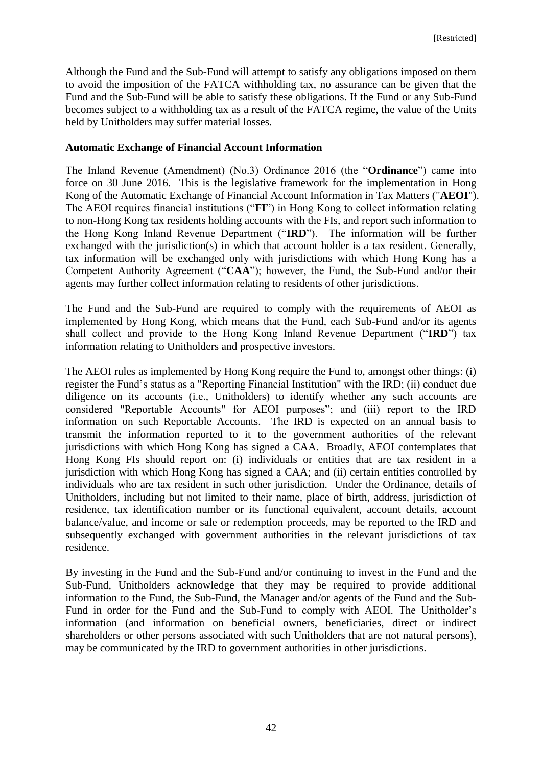Although the Fund and the Sub-Fund will attempt to satisfy any obligations imposed on them to avoid the imposition of the FATCA withholding tax, no assurance can be given that the Fund and the Sub-Fund will be able to satisfy these obligations. If the Fund or any Sub-Fund becomes subject to a withholding tax as a result of the FATCA regime, the value of the Units held by Unitholders may suffer material losses.

**Automatic Exchange of Financial Account Information**

The Inland Revenue (Amendment) (No.3) Ordinance 2016 (the "**Ordinance**") came into force on 30 June 2016. This is the legislative framework for the implementation in Hong Kong of the Automatic Exchange of Financial Account Information in Tax Matters ("**AEOI**"). The AEOI requires financial institutions ("**FI**") in Hong Kong to collect information relating to non-Hong Kong tax residents holding accounts with the FIs, and report such information to the Hong Kong Inland Revenue Department ("**IRD**"). The information will be further exchanged with the jurisdiction(s) in which that account holder is a tax resident. Generally, tax information will be exchanged only with jurisdictions with which Hong Kong has a Competent Authority Agreement ("**CAA**"); however, the Fund, the Sub-Fund and/or their agents may further collect information relating to residents of other jurisdictions.

The Fund and the Sub-Fund are required to comply with the requirements of AEOI as implemented by Hong Kong, which means that the Fund, each Sub-Fund and/or its agents shall collect and provide to the Hong Kong Inland Revenue Department ("**IRD**") tax information relating to Unitholders and prospective investors.

The AEOI rules as implemented by Hong Kong require the Fund to, amongst other things: (i) register the Fund's status as a "Reporting Financial Institution" with the IRD; (ii) conduct due diligence on its accounts (i.e., Unitholders) to identify whether any such accounts are considered "Reportable Accounts" for AEOI purposes"; and (iii) report to the IRD information on such Reportable Accounts. The IRD is expected on an annual basis to transmit the information reported to it to the government authorities of the relevant jurisdictions with which Hong Kong has signed a CAA. Broadly, AEOI contemplates that Hong Kong FIs should report on: (i) individuals or entities that are tax resident in a jurisdiction with which Hong Kong has signed a CAA; and (ii) certain entities controlled by individuals who are tax resident in such other jurisdiction. Under the Ordinance, details of Unitholders, including but not limited to their name, place of birth, address, jurisdiction of residence, tax identification number or its functional equivalent, account details, account balance/value, and income or sale or redemption proceeds, may be reported to the IRD and subsequently exchanged with government authorities in the relevant jurisdictions of tax residence.

By investing in the Fund and the Sub-Fund and/or continuing to invest in the Fund and the Sub-Fund, Unitholders acknowledge that they may be required to provide additional information to the Fund, the Sub-Fund, the Manager and/or agents of the Fund and the Sub-Fund in order for the Fund and the Sub-Fund to comply with AEOI. The Unitholder's information (and information on beneficial owners, beneficiaries, direct or indirect shareholders or other persons associated with such Unitholders that are not natural persons), may be communicated by the IRD to government authorities in other jurisdictions.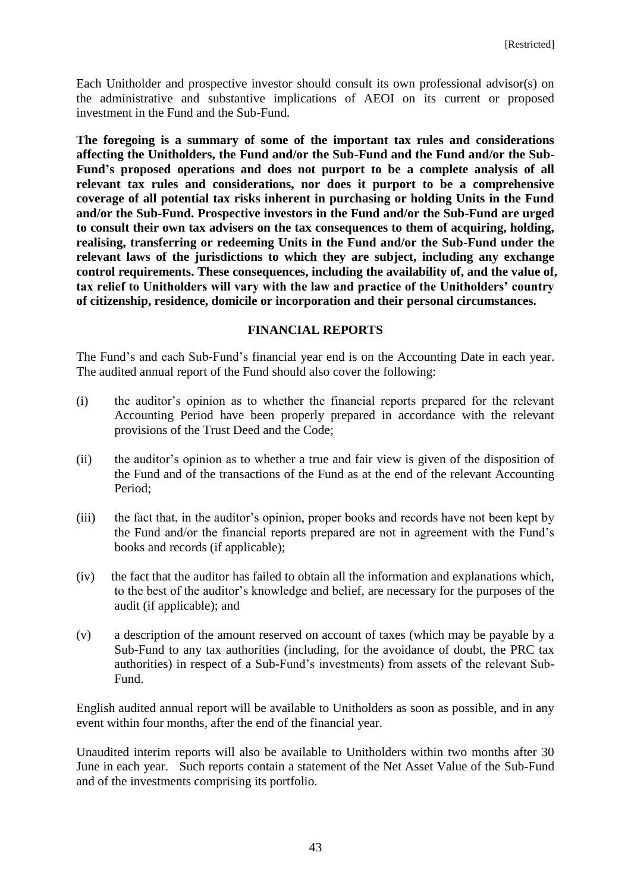Each Unitholder and prospective investor should consult its own professional advisor(s) on the administrative and substantive implications of AEOI on its current or proposed investment in the Fund and the Sub-Fund.

**The foregoing is a summary of some of the important tax rules and considerations affecting the Unitholders, the Fund and/or the Sub-Fund and the Fund and/or the Sub-Fund's proposed operations and does not purport to be a complete analysis of all relevant tax rules and considerations, nor does it purport to be a comprehensive coverage of all potential tax risks inherent in purchasing or holding Units in the Fund and/or the Sub-Fund. Prospective investors in the Fund and/or the Sub-Fund are urged to consult their own tax advisers on the tax consequences to them of acquiring, holding, realising, transferring or redeeming Units in the Fund and/or the Sub-Fund under the relevant laws of the jurisdictions to which they are subject, including any exchange control requirements. These consequences, including the availability of, and the value of, tax relief to Unitholders will vary with the law and practice of the Unitholders' country of citizenship, residence, domicile or incorporation and their personal circumstances.**

## FINANCIAL REPORTS

The Fund's and each Sub-Fund's financial year end is on the Accounting Date in each year. The audited annual report of the Fund should also cover the following:

(i) the auditor's opinion as to whether the financial reports prepared for the relevant Accounting Period have been properly prepared in accordance with the relevant provisions of the Trust Deed and the Code;

(ii) the auditor's opinion as to whether a true and fair view is given of the disposition of the Fund and of the transactions of the Fund as at the end of the relevant Accounting Period;

(iii) the fact that, in the auditor's opinion, proper books and records have not been kept by the Fund and/or the financial reports prepared are not in agreement with the Fund's books and records (if applicable);

(iv) the fact that the auditor has failed to obtain all the information and explanations which, to the best of the auditor's knowledge and belief, are necessary for the purposes of the audit (if applicable); and

(v) a description of the amount reserved on account of taxes (which may be payable by a Sub-Fund to any tax authorities (including, for the avoidance of doubt, the PRC tax authorities) in respect of a Sub-Fund's investments) from assets of the relevant Sub-Fund.

English audited annual report will be available to Unitholders as soon as possible, and in any event within four months, after the end of the financial year.

Unaudited interim reports will also be available to Unitholders within two months after 30 June in each year. Such reports contain a statement of the Net Asset Value of the Sub-Fund and of the investments comprising its portfolio.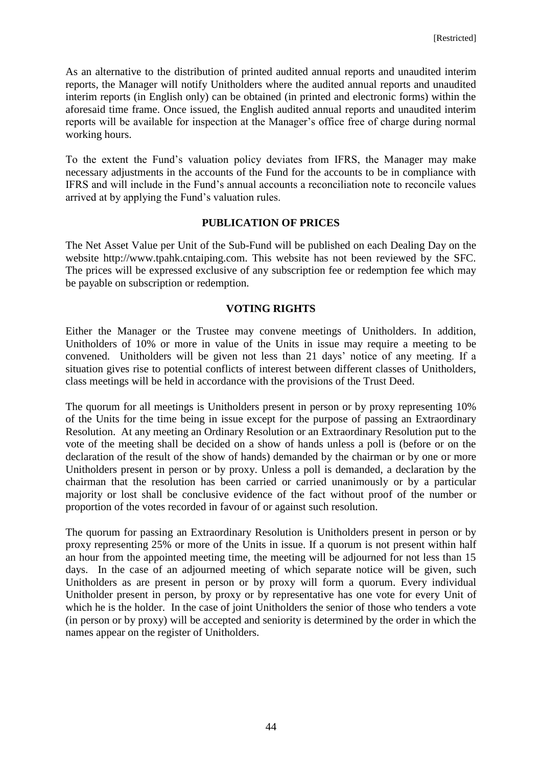As an alternative to the distribution of printed audited annual reports and unaudited interim reports, the Manager will notify Unitholders where the audited annual reports and unaudited interim reports (in English only) can be obtained (in printed and electronic forms) within the aforesaid time frame. Once issued, the English audited annual reports and unaudited interim reports will be available for inspection at the Manager's office free of charge during normal working hours.

To the extent the Fund's valuation policy deviates from IFRS, the Manager may make necessary adjustments in the accounts of the Fund for the accounts to be in compliance with IFRS and will include in the Fund's annual accounts a reconciliation note to reconcile values arrived at by applying the Fund's valuation rules.

## PUBLICATION OF PRICES

The Net Asset Value per Unit of the Sub-Fund will be published on each Dealing Day on the website http://www.tpahk.cntaiping.com. This website has not been reviewed by the SFC. The prices will be expressed exclusive of any subscription fee or redemption fee which may be payable on subscription or redemption.

## VOTING RIGHTS

Either the Manager or the Trustee may convene meetings of Unitholders. In addition, Unitholders of 10% or more in value of the Units in issue may require a meeting to be convened. Unitholders will be given not less than 21 days' notice of any meeting. If a situation gives rise to potential conflicts of interest between different classes of Unitholders, class meetings will be held in accordance with the provisions of the Trust Deed.

The quorum for all meetings is Unitholders present in person or by proxy representing 10% of the Units for the time being in issue except for the purpose of passing an Extraordinary Resolution. At any meeting an Ordinary Resolution or an Extraordinary Resolution put to the vote of the meeting shall be decided on a show of hands unless a poll is (before or on the declaration of the result of the show of hands) demanded by the chairman or by one or more Unitholders present in person or by proxy. Unless a poll is demanded, a declaration by the chairman that the resolution has been carried or carried unanimously or by a particular majority or lost shall be conclusive evidence of the fact without proof of the number or proportion of the votes recorded in favour of or against such resolution.

The quorum for passing an Extraordinary Resolution is Unitholders present in person or by proxy representing 25% or more of the Units in issue. If a quorum is not present within half an hour from the appointed meeting time, the meeting will be adjourned for not less than 15 days. In the case of an adjourned meeting of which separate notice will be given, such Unitholders as are present in person or by proxy will form a quorum. Every individual Unitholder present in person, by proxy or by representative has one vote for every Unit of which he is the holder. In the case of joint Unitholders the senior of those who tenders a vote (in person or by proxy) will be accepted and seniority is determined by the order in which the names appear on the register of Unitholders.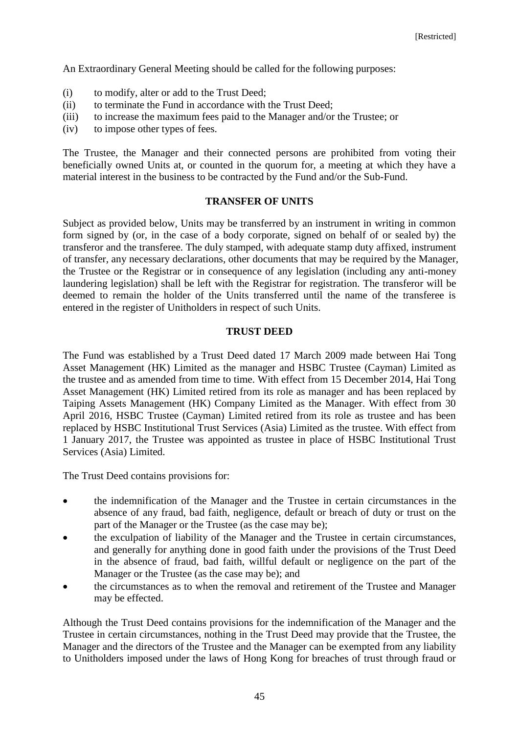An Extraordinary General Meeting should be called for the following purposes:

(i) to modify, alter or add to the Trust Deed;
(ii) to terminate the Fund in accordance with the Trust Deed;
(iii) to increase the maximum fees paid to the Manager and/or the Trustee; or
(iv) to impose other types of fees.

The Trustee, the Manager and their connected persons are prohibited from voting their beneficially owned Units at, or counted in the quorum for, a meeting at which they have a material interest in the business to be contracted by the Fund and/or the Sub-Fund.

## TRANSFER OF UNITS

Subject as provided below, Units may be transferred by an instrument in writing in common form signed by (or, in the case of a body corporate, signed on behalf of or sealed by) the transferor and the transferee. The duly stamped, with adequate stamp duty affixed, instrument of transfer, any necessary declarations, other documents that may be required by the Manager, the Trustee or the Registrar or in consequence of any legislation (including any anti-money laundering legislation) shall be left with the Registrar for registration. The transferor will be deemed to remain the holder of the Units transferred until the name of the transferee is entered in the register of Unitholders in respect of such Units.

## TRUST DEED

The Fund was established by a Trust Deed dated 17 March 2009 made between Hai Tong Asset Management (HK) Limited as the manager and HSBC Trustee (Cayman) Limited as the trustee and as amended from time to time. With effect from 15 December 2014, Hai Tong Asset Management (HK) Limited retired from its role as manager and has been replaced by Taiping Assets Management (HK) Company Limited as the Manager. With effect from 30 April 2016, HSBC Trustee (Cayman) Limited retired from its role as trustee and has been replaced by HSBC Institutional Trust Services (Asia) Limited as the trustee. With effect from 1 January 2017, the Trustee was appointed as trustee in place of HSBC Institutional Trust Services (Asia) Limited.

The Trust Deed contains provisions for:

- the indemnification of the Manager and the Trustee in certain circumstances in the absence of any fraud, bad faith, negligence, default or breach of duty or trust on the part of the Manager or the Trustee (as the case may be);
- the exculpation of liability of the Manager and the Trustee in certain circumstances, and generally for anything done in good faith under the provisions of the Trust Deed in the absence of fraud, bad faith, willful default or negligence on the part of the Manager or the Trustee (as the case may be); and
- the circumstances as to when the removal and retirement of the Trustee and Manager may be effected.

Although the Trust Deed contains provisions for the indemnification of the Manager and the Trustee in certain circumstances, nothing in the Trust Deed may provide that the Trustee, the Manager and the directors of the Trustee and the Manager can be exempted from any liability to Unitholders imposed under the laws of Hong Kong for breaches of trust through fraud or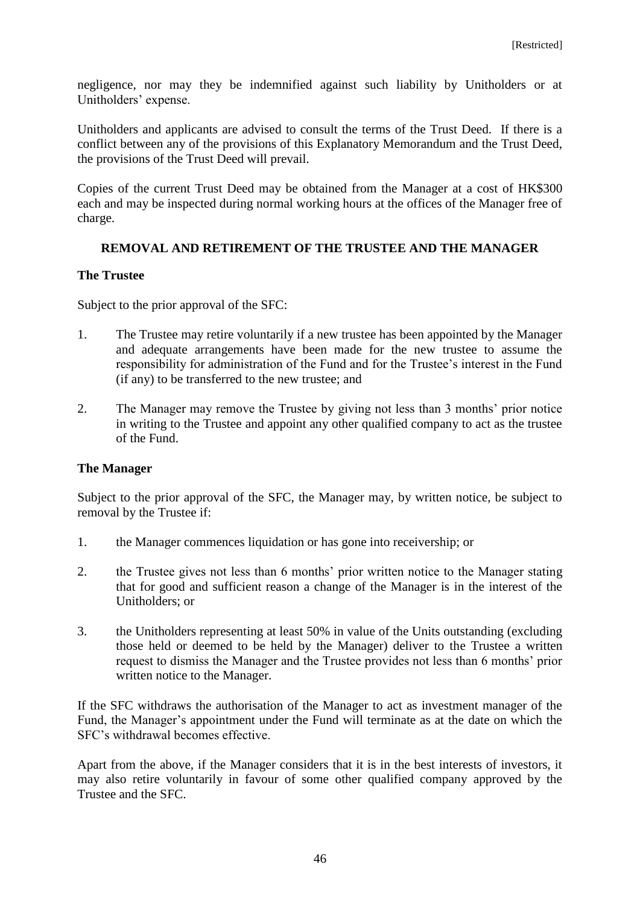negligence, nor may they be indemnified against such liability by Unitholders or at Unitholders' expense.

Unitholders and applicants are advised to consult the terms of the Trust Deed. If there is a conflict between any of the provisions of this Explanatory Memorandum and the Trust Deed, the provisions of the Trust Deed will prevail.

Copies of the current Trust Deed may be obtained from the Manager at a cost of HK$300 each and may be inspected during normal working hours at the offices of the Manager free of charge.

## REMOVAL AND RETIREMENT OF THE TRUSTEE AND THE MANAGER

### The Trustee

Subject to the prior approval of the SFC:

1. The Trustee may retire voluntarily if a new trustee has been appointed by the Manager and adequate arrangements have been made for the new trustee to assume the responsibility for administration of the Fund and for the Trustee's interest in the Fund (if any) to be transferred to the new trustee; and

2. The Manager may remove the Trustee by giving not less than 3 months' prior notice in writing to the Trustee and appoint any other qualified company to act as the trustee of the Fund.

### The Manager

Subject to the prior approval of the SFC, the Manager may, by written notice, be subject to removal by the Trustee if:

1. the Manager commences liquidation or has gone into receivership; or

2. the Trustee gives not less than 6 months' prior written notice to the Manager stating that for good and sufficient reason a change of the Manager is in the interest of the Unitholders; or

3. the Unitholders representing at least 50% in value of the Units outstanding (excluding those held or deemed to be held by the Manager) deliver to the Trustee a written request to dismiss the Manager and the Trustee provides not less than 6 months' prior written notice to the Manager.

If the SFC withdraws the authorisation of the Manager to act as investment manager of the Fund, the Manager's appointment under the Fund will terminate as at the date on which the SFC's withdrawal becomes effective.

Apart from the above, if the Manager considers that it is in the best interests of investors, it may also retire voluntarily in favour of some other qualified company approved by the Trustee and the SFC.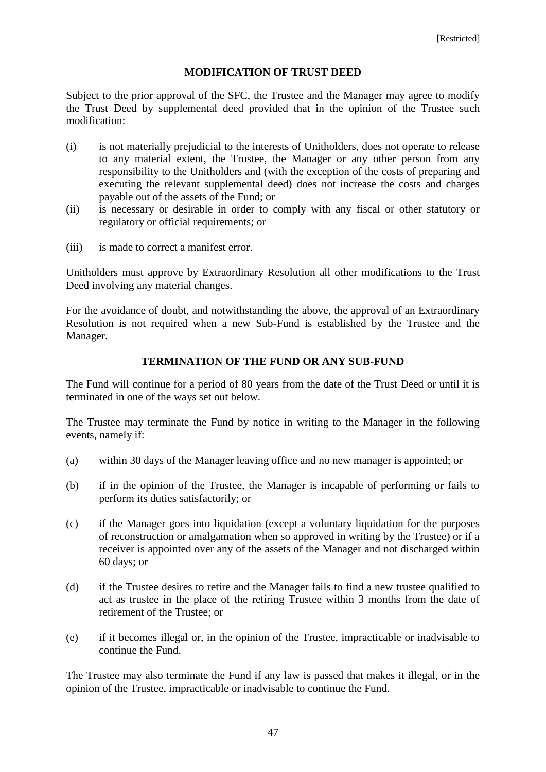## MODIFICATION OF TRUST DEED

Subject to the prior approval of the SFC, the Trustee and the Manager may agree to modify the Trust Deed by supplemental deed provided that in the opinion of the Trustee such modification:

(i) is not materially prejudicial to the interests of Unitholders, does not operate to release to any material extent, the Trustee, the Manager or any other person from any responsibility to the Unitholders and (with the exception of the costs of preparing and executing the relevant supplemental deed) does not increase the costs and charges payable out of the assets of the Fund; or

(ii) is necessary or desirable in order to comply with any fiscal or other statutory or regulatory or official requirements; or

(iii) is made to correct a manifest error.

Unitholders must approve by Extraordinary Resolution all other modifications to the Trust Deed involving any material changes.

For the avoidance of doubt, and notwithstanding the above, the approval of an Extraordinary Resolution is not required when a new Sub-Fund is established by the Trustee and the Manager.

## TERMINATION OF THE FUND OR ANY SUB-FUND

The Fund will continue for a period of 80 years from the date of the Trust Deed or until it is terminated in one of the ways set out below.

The Trustee may terminate the Fund by notice in writing to the Manager in the following events, namely if:

(a) within 30 days of the Manager leaving office and no new manager is appointed; or

(b) if in the opinion of the Trustee, the Manager is incapable of performing or fails to perform its duties satisfactorily; or

(c) if the Manager goes into liquidation (except a voluntary liquidation for the purposes of reconstruction or amalgamation when so approved in writing by the Trustee) or if a receiver is appointed over any of the assets of the Manager and not discharged within 60 days; or

(d) if the Trustee desires to retire and the Manager fails to find a new trustee qualified to act as trustee in the place of the retiring Trustee within 3 months from the date of retirement of the Trustee; or

(e) if it becomes illegal or, in the opinion of the Trustee, impracticable or inadvisable to continue the Fund.

The Trustee may also terminate the Fund if any law is passed that makes it illegal, or in the opinion of the Trustee, impracticable or inadvisable to continue the Fund.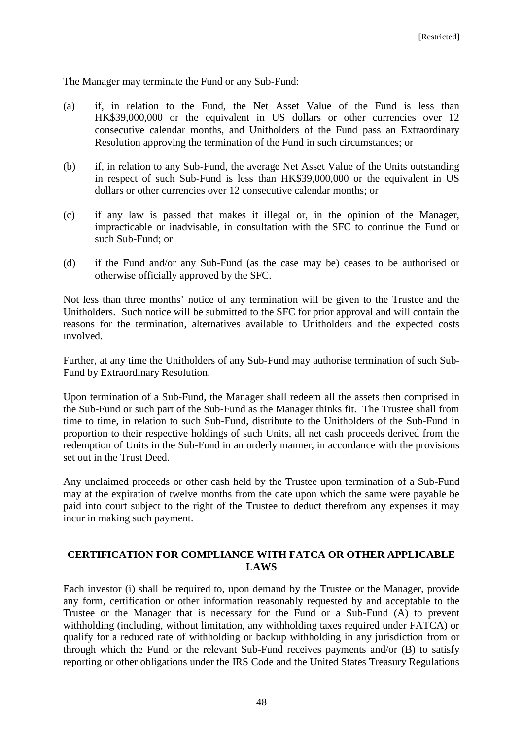The Manager may terminate the Fund or any Sub-Fund:

(a) if, in relation to the Fund, the Net Asset Value of the Fund is less than HK$39,000,000 or the equivalent in US dollars or other currencies over 12 consecutive calendar months, and Unitholders of the Fund pass an Extraordinary Resolution approving the termination of the Fund in such circumstances; or

(b) if, in relation to any Sub-Fund, the average Net Asset Value of the Units outstanding in respect of such Sub-Fund is less than HK$39,000,000 or the equivalent in US dollars or other currencies over 12 consecutive calendar months; or

(c) if any law is passed that makes it illegal or, in the opinion of the Manager, impracticable or inadvisable, in consultation with the SFC to continue the Fund or such Sub-Fund; or

(d) if the Fund and/or any Sub-Fund (as the case may be) ceases to be authorised or otherwise officially approved by the SFC.

Not less than three months' notice of any termination will be given to the Trustee and the Unitholders. Such notice will be submitted to the SFC for prior approval and will contain the reasons for the termination, alternatives available to Unitholders and the expected costs involved.

Further, at any time the Unitholders of any Sub-Fund may authorise termination of such Sub-Fund by Extraordinary Resolution.

Upon termination of a Sub-Fund, the Manager shall redeem all the assets then comprised in the Sub-Fund or such part of the Sub-Fund as the Manager thinks fit. The Trustee shall from time to time, in relation to such Sub-Fund, distribute to the Unitholders of the Sub-Fund in proportion to their respective holdings of such Units, all net cash proceeds derived from the redemption of Units in the Sub-Fund in an orderly manner, in accordance with the provisions set out in the Trust Deed.

Any unclaimed proceeds or other cash held by the Trustee upon termination of a Sub-Fund may at the expiration of twelve months from the date upon which the same were payable be paid into court subject to the right of the Trustee to deduct therefrom any expenses it may incur in making such payment.

## CERTIFICATION FOR COMPLIANCE WITH FATCA OR OTHER APPLICABLE LAWS

Each investor (i) shall be required to, upon demand by the Trustee or the Manager, provide any form, certification or other information reasonably requested by and acceptable to the Trustee or the Manager that is necessary for the Fund or a Sub-Fund (A) to prevent withholding (including, without limitation, any withholding taxes required under FATCA) or qualify for a reduced rate of withholding or backup withholding in any jurisdiction from or through which the Fund or the relevant Sub-Fund receives payments and/or (B) to satisfy reporting or other obligations under the IRS Code and the United States Treasury Regulations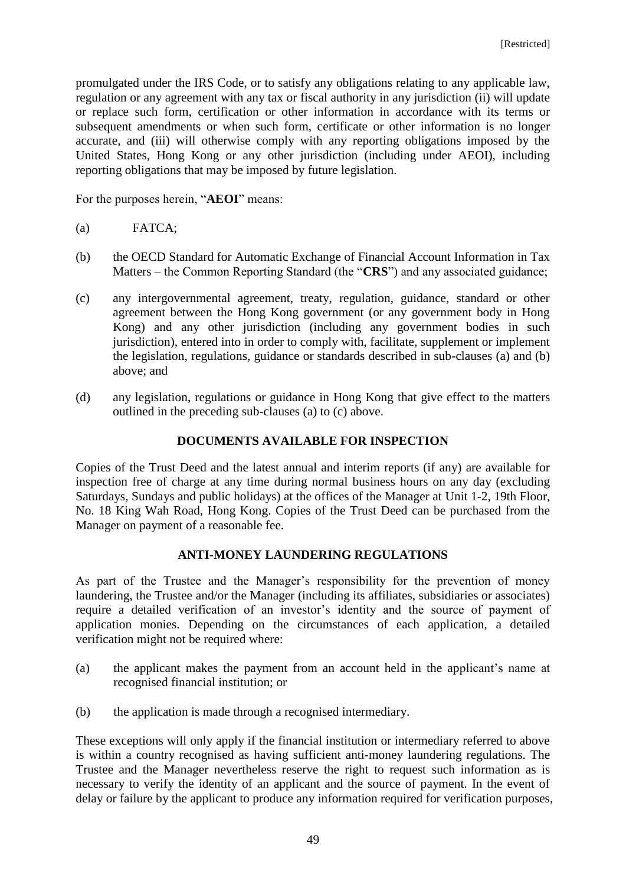promulgated under the IRS Code, or to satisfy any obligations relating to any applicable law, regulation or any agreement with any tax or fiscal authority in any jurisdiction (ii) will update or replace such form, certification or other information in accordance with its terms or subsequent amendments or when such form, certificate or other information is no longer accurate, and (iii) will otherwise comply with any reporting obligations imposed by the United States, Hong Kong or any other jurisdiction (including under AEOI), including reporting obligations that may be imposed by future legislation.

For the purposes herein, "**AEOI**" means:

(a) FATCA;

(b) the OECD Standard for Automatic Exchange of Financial Account Information in Tax Matters – the Common Reporting Standard (the "**CRS**") and any associated guidance;

(c) any intergovernmental agreement, treaty, regulation, guidance, standard or other agreement between the Hong Kong government (or any government body in Hong Kong) and any other jurisdiction (including any government bodies in such jurisdiction), entered into in order to comply with, facilitate, supplement or implement the legislation, regulations, guidance or standards described in sub-clauses (a) and (b) above; and

(d) any legislation, regulations or guidance in Hong Kong that give effect to the matters outlined in the preceding sub-clauses (a) to (c) above.

## DOCUMENTS AVAILABLE FOR INSPECTION

Copies of the Trust Deed and the latest annual and interim reports (if any) are available for inspection free of charge at any time during normal business hours on any day (excluding Saturdays, Sundays and public holidays) at the offices of the Manager at Unit 1-2, 19th Floor, No. 18 King Wah Road, Hong Kong. Copies of the Trust Deed can be purchased from the Manager on payment of a reasonable fee.

## ANTI-MONEY LAUNDERING REGULATIONS

As part of the Trustee and the Manager's responsibility for the prevention of money laundering, the Trustee and/or the Manager (including its affiliates, subsidiaries or associates) require a detailed verification of an investor's identity and the source of payment of application monies. Depending on the circumstances of each application, a detailed verification might not be required where:

(a) the applicant makes the payment from an account held in the applicant's name at recognised financial institution; or

(b) the application is made through a recognised intermediary.

These exceptions will only apply if the financial institution or intermediary referred to above is within a country recognised as having sufficient anti-money laundering regulations. The Trustee and the Manager nevertheless reserve the right to request such information as is necessary to verify the identity of an applicant and the source of payment. In the event of delay or failure by the applicant to produce any information required for verification purposes,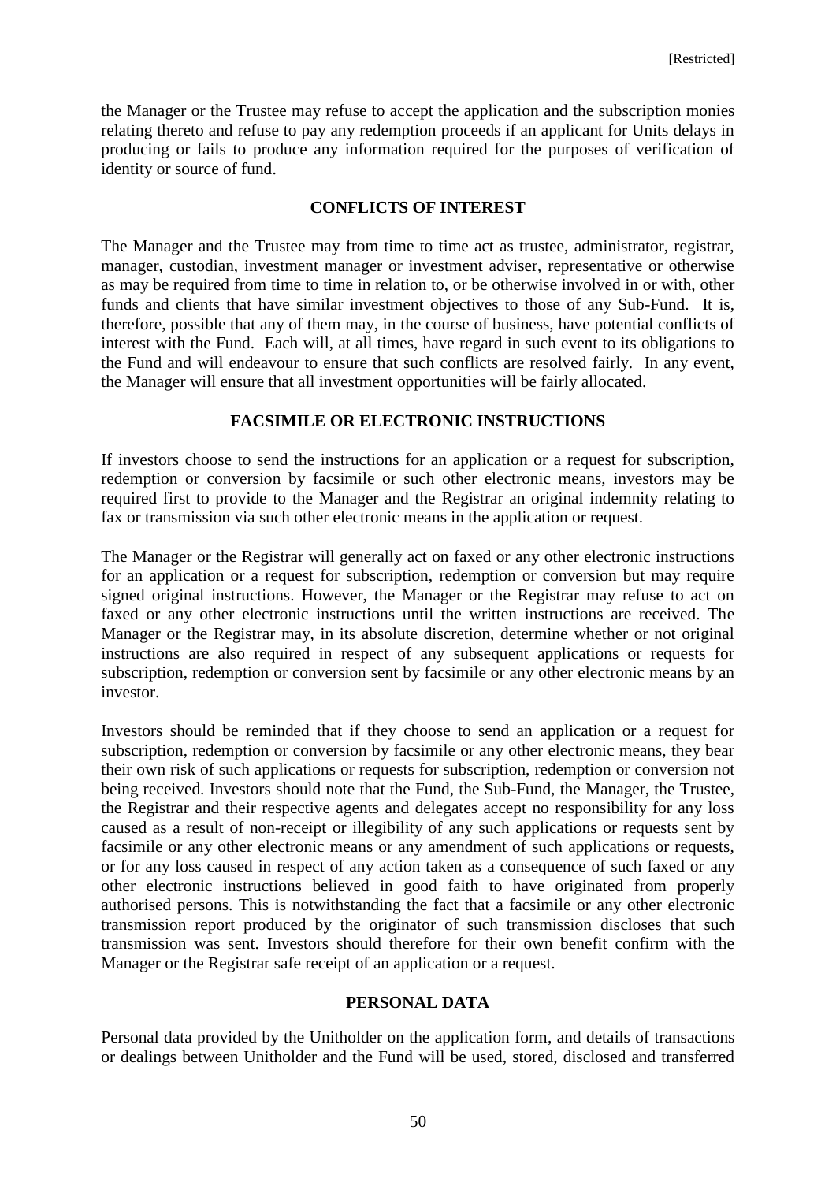the Manager or the Trustee may refuse to accept the application and the subscription monies relating thereto and refuse to pay any redemption proceeds if an applicant for Units delays in producing or fails to produce any information required for the purposes of verification of identity or source of fund.

## CONFLICTS OF INTEREST

The Manager and the Trustee may from time to time act as trustee, administrator, registrar, manager, custodian, investment manager or investment adviser, representative or otherwise as may be required from time to time in relation to, or be otherwise involved in or with, other funds and clients that have similar investment objectives to those of any Sub-Fund. It is, therefore, possible that any of them may, in the course of business, have potential conflicts of interest with the Fund. Each will, at all times, have regard in such event to its obligations to the Fund and will endeavour to ensure that such conflicts are resolved fairly. In any event, the Manager will ensure that all investment opportunities will be fairly allocated.

## FACSIMILE OR ELECTRONIC INSTRUCTIONS

If investors choose to send the instructions for an application or a request for subscription, redemption or conversion by facsimile or such other electronic means, investors may be required first to provide to the Manager and the Registrar an original indemnity relating to fax or transmission via such other electronic means in the application or request.

The Manager or the Registrar will generally act on faxed or any other electronic instructions for an application or a request for subscription, redemption or conversion but may require signed original instructions. However, the Manager or the Registrar may refuse to act on faxed or any other electronic instructions until the written instructions are received. The Manager or the Registrar may, in its absolute discretion, determine whether or not original instructions are also required in respect of any subsequent applications or requests for subscription, redemption or conversion sent by facsimile or any other electronic means by an investor.

Investors should be reminded that if they choose to send an application or a request for subscription, redemption or conversion by facsimile or any other electronic means, they bear their own risk of such applications or requests for subscription, redemption or conversion not being received. Investors should note that the Fund, the Sub-Fund, the Manager, the Trustee, the Registrar and their respective agents and delegates accept no responsibility for any loss caused as a result of non-receipt or illegibility of any such applications or requests sent by facsimile or any other electronic means or any amendment of such applications or requests, or for any loss caused in respect of any action taken as a consequence of such faxed or any other electronic instructions believed in good faith to have originated from properly authorised persons. This is notwithstanding the fact that a facsimile or any other electronic transmission report produced by the originator of such transmission discloses that such transmission was sent. Investors should therefore for their own benefit confirm with the Manager or the Registrar safe receipt of an application or a request.

## PERSONAL DATA

Personal data provided by the Unitholder on the application form, and details of transactions or dealings between Unitholder and the Fund will be used, stored, disclosed and transferred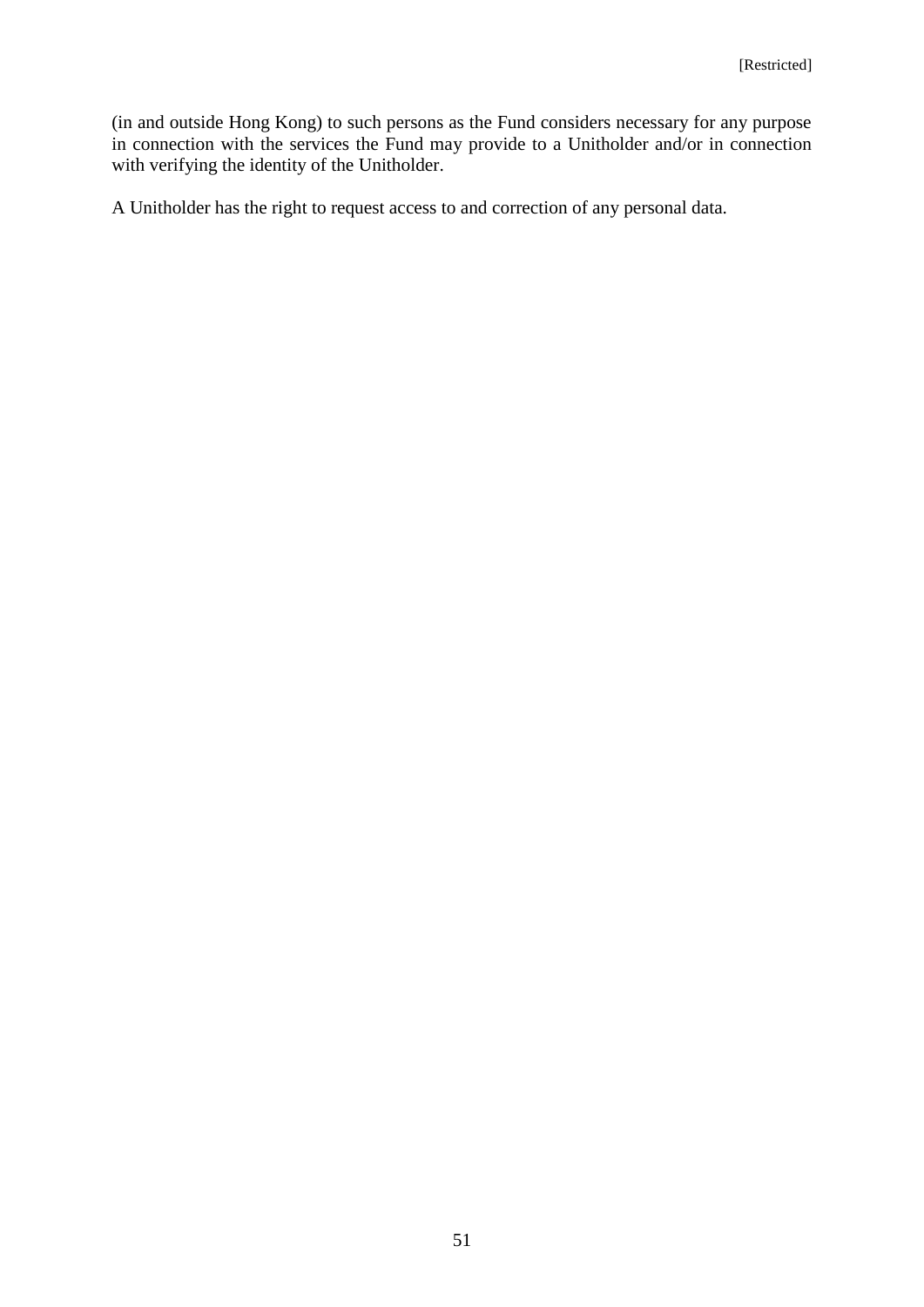(in and outside Hong Kong) to such persons as the Fund considers necessary for any purpose in connection with the services the Fund may provide to a Unitholder and/or in connection with verifying the identity of the Unitholder.

A Unitholder has the right to request access to and correction of any personal data.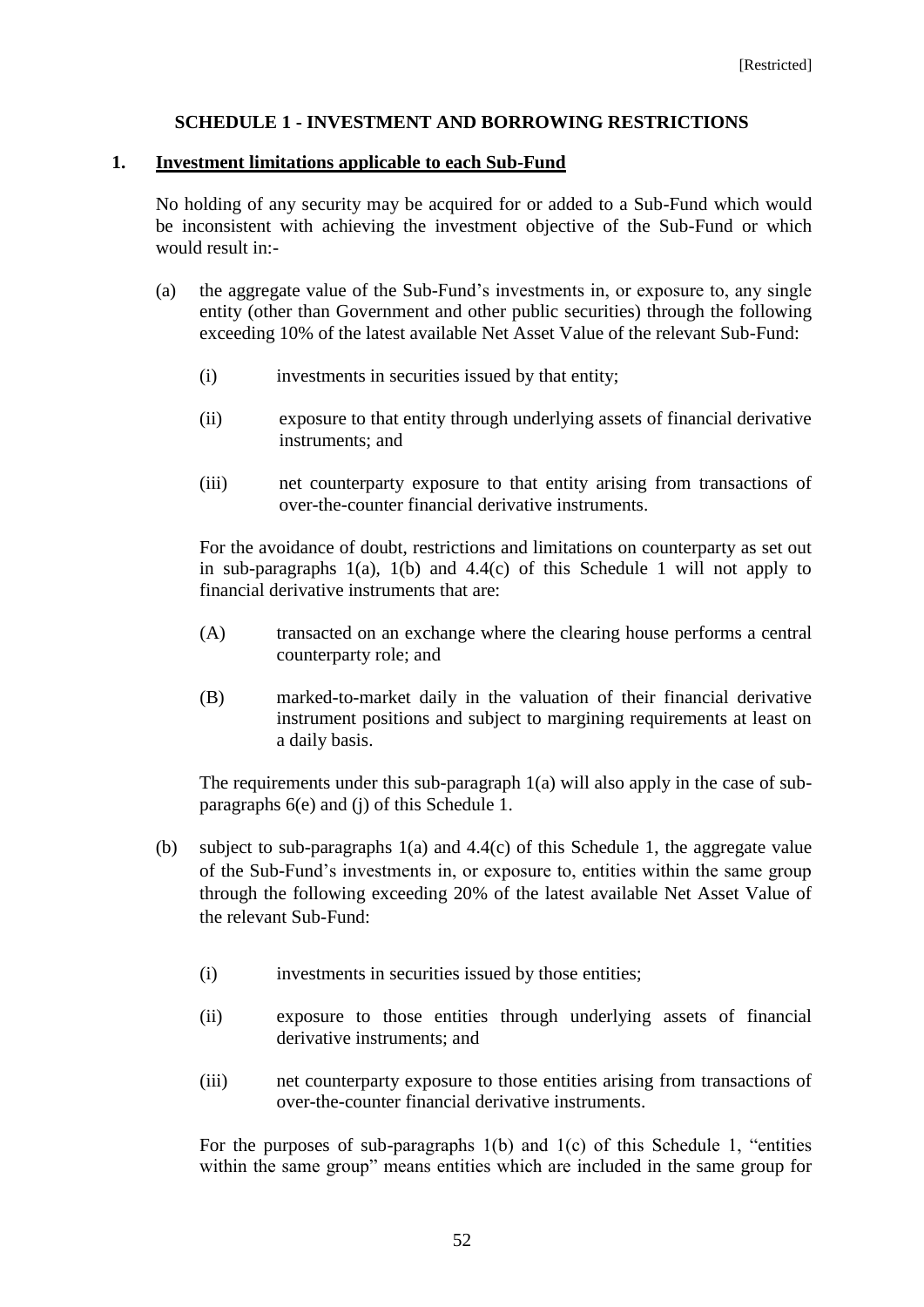## SCHEDULE 1 - INVESTMENT AND BORROWING RESTRICTIONS

### 1. Investment limitations applicable to each Sub-Fund

No holding of any security may be acquired for or added to a Sub-Fund which would be inconsistent with achieving the investment objective of the Sub-Fund or which would result in:-

(a) the aggregate value of the Sub-Fund's investments in, or exposure to, any single entity (other than Government and other public securities) through the following exceeding 10% of the latest available Net Asset Value of the relevant Sub-Fund:

(i) investments in securities issued by that entity;

(ii) exposure to that entity through underlying assets of financial derivative instruments; and

(iii) net counterparty exposure to that entity arising from transactions of over-the-counter financial derivative instruments.

For the avoidance of doubt, restrictions and limitations on counterparty as set out in sub-paragraphs 1(a), 1(b) and 4.4(c) of this Schedule 1 will not apply to financial derivative instruments that are:

(A) transacted on an exchange where the clearing house performs a central counterparty role; and

(B) marked-to-market daily in the valuation of their financial derivative instrument positions and subject to margining requirements at least on a daily basis.

The requirements under this sub-paragraph 1(a) will also apply in the case of sub-paragraphs 6(e) and (j) of this Schedule 1.

(b) subject to sub-paragraphs 1(a) and 4.4(c) of this Schedule 1, the aggregate value of the Sub-Fund's investments in, or exposure to, entities within the same group through the following exceeding 20% of the latest available Net Asset Value of the relevant Sub-Fund:

(i) investments in securities issued by those entities;

(ii) exposure to those entities through underlying assets of financial derivative instruments; and

(iii) net counterparty exposure to those entities arising from transactions of over-the-counter financial derivative instruments.

For the purposes of sub-paragraphs 1(b) and 1(c) of this Schedule 1, "entities within the same group" means entities which are included in the same group for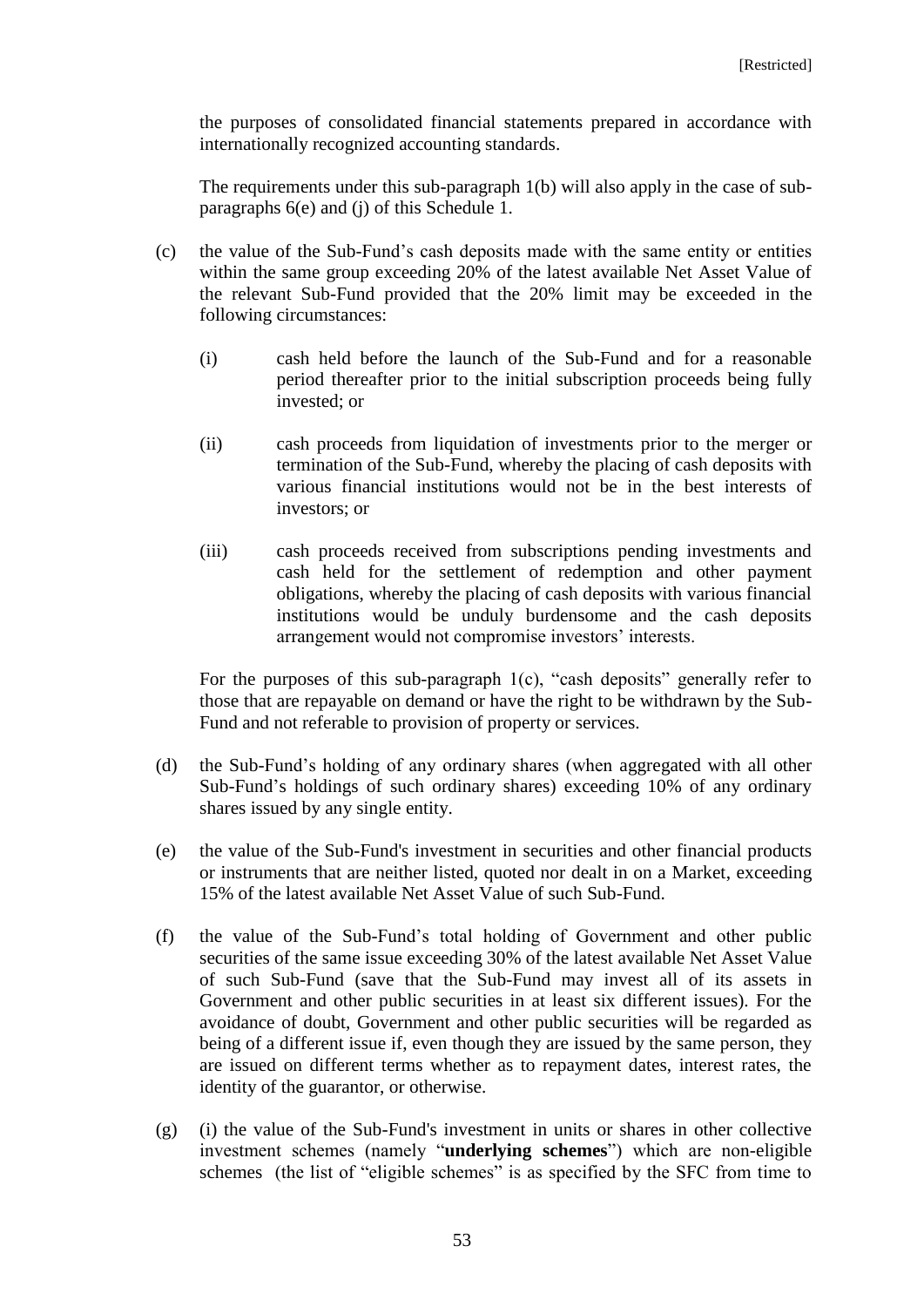the purposes of consolidated financial statements prepared in accordance with internationally recognized accounting standards.

The requirements under this sub-paragraph 1(b) will also apply in the case of sub-paragraphs 6(e) and (j) of this Schedule 1.

(c) the value of the Sub-Fund's cash deposits made with the same entity or entities within the same group exceeding 20% of the latest available Net Asset Value of the relevant Sub-Fund provided that the 20% limit may be exceeded in the following circumstances:

   (i) cash held before the launch of the Sub-Fund and for a reasonable period thereafter prior to the initial subscription proceeds being fully invested; or

   (ii) cash proceeds from liquidation of investments prior to the merger or termination of the Sub-Fund, whereby the placing of cash deposits with various financial institutions would not be in the best interests of investors; or

   (iii) cash proceeds received from subscriptions pending investments and cash held for the settlement of redemption and other payment obligations, whereby the placing of cash deposits with various financial institutions would be unduly burdensome and the cash deposits arrangement would not compromise investors' interests.

For the purposes of this sub-paragraph 1(c), "cash deposits" generally refer to those that are repayable on demand or have the right to be withdrawn by the Sub-Fund and not referable to provision of property or services.

(d) the Sub-Fund's holding of any ordinary shares (when aggregated with all other Sub-Fund's holdings of such ordinary shares) exceeding 10% of any ordinary shares issued by any single entity.

(e) the value of the Sub-Fund's investment in securities and other financial products or instruments that are neither listed, quoted nor dealt in on a Market, exceeding 15% of the latest available Net Asset Value of such Sub-Fund.

(f) the value of the Sub-Fund's total holding of Government and other public securities of the same issue exceeding 30% of the latest available Net Asset Value of such Sub-Fund (save that the Sub-Fund may invest all of its assets in Government and other public securities in at least six different issues). For the avoidance of doubt, Government and other public securities will be regarded as being of a different issue if, even though they are issued by the same person, they are issued on different terms whether as to repayment dates, interest rates, the identity of the guarantor, or otherwise.

(g) (i) the value of the Sub-Fund's investment in units or shares in other collective investment schemes (namely "**underlying schemes**") which are non-eligible schemes (the list of "eligible schemes" is as specified by the SFC from time to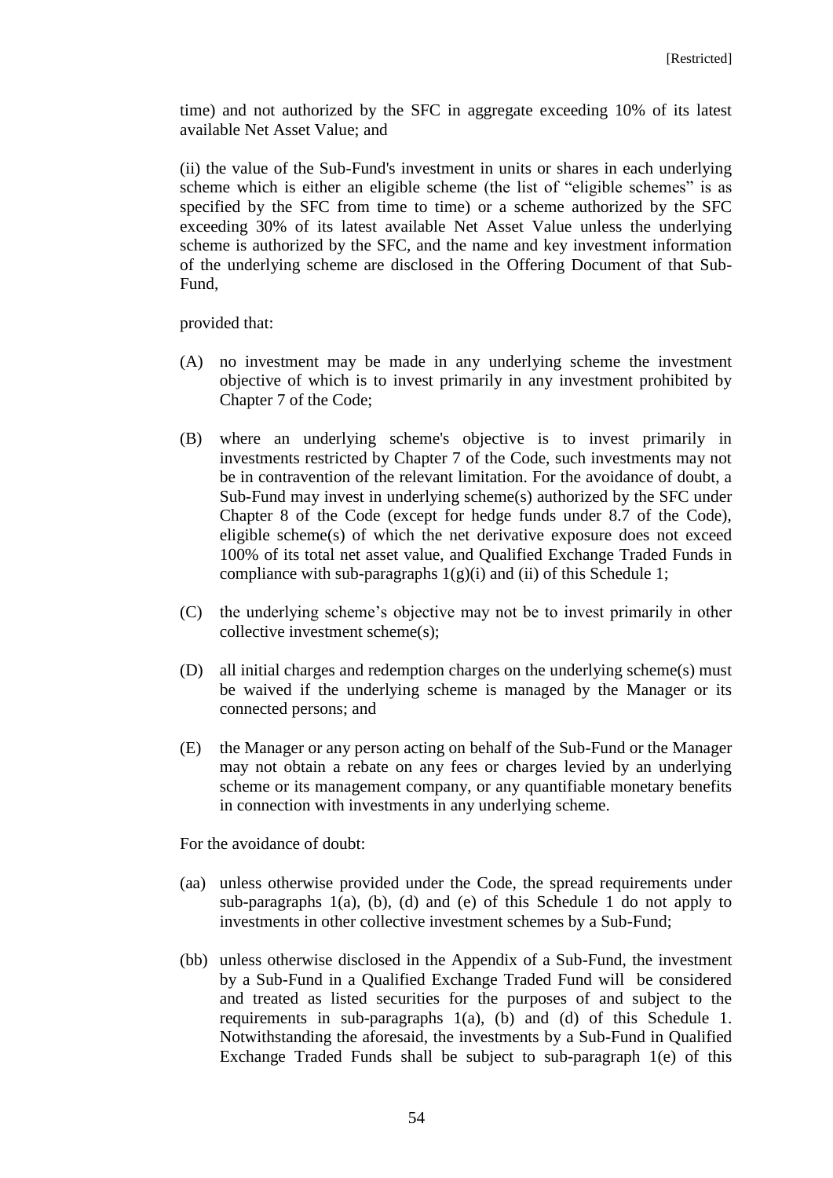time) and not authorized by the SFC in aggregate exceeding 10% of its latest available Net Asset Value; and

(ii) the value of the Sub-Fund's investment in units or shares in each underlying scheme which is either an eligible scheme (the list of "eligible schemes" is as specified by the SFC from time to time) or a scheme authorized by the SFC exceeding 30% of its latest available Net Asset Value unless the underlying scheme is authorized by the SFC, and the name and key investment information of the underlying scheme are disclosed in the Offering Document of that Sub-Fund,

provided that:

(A) no investment may be made in any underlying scheme the investment objective of which is to invest primarily in any investment prohibited by Chapter 7 of the Code;

(B) where an underlying scheme's objective is to invest primarily in investments restricted by Chapter 7 of the Code, such investments may not be in contravention of the relevant limitation. For the avoidance of doubt, a Sub-Fund may invest in underlying scheme(s) authorized by the SFC under Chapter 8 of the Code (except for hedge funds under 8.7 of the Code), eligible scheme(s) of which the net derivative exposure does not exceed 100% of its total net asset value, and Qualified Exchange Traded Funds in compliance with sub-paragraphs 1(g)(i) and (ii) of this Schedule 1;

(C) the underlying scheme's objective may not be to invest primarily in other collective investment scheme(s);

(D) all initial charges and redemption charges on the underlying scheme(s) must be waived if the underlying scheme is managed by the Manager or its connected persons; and

(E) the Manager or any person acting on behalf of the Sub-Fund or the Manager may not obtain a rebate on any fees or charges levied by an underlying scheme or its management company, or any quantifiable monetary benefits in connection with investments in any underlying scheme.

For the avoidance of doubt:

(aa) unless otherwise provided under the Code, the spread requirements under sub-paragraphs 1(a), (b), (d) and (e) of this Schedule 1 do not apply to investments in other collective investment schemes by a Sub-Fund;

(bb) unless otherwise disclosed in the Appendix of a Sub-Fund, the investment by a Sub-Fund in a Qualified Exchange Traded Fund will be considered and treated as listed securities for the purposes of and subject to the requirements in sub-paragraphs 1(a), (b) and (d) of this Schedule 1. Notwithstanding the aforesaid, the investments by a Sub-Fund in Qualified Exchange Traded Funds shall be subject to sub-paragraph 1(e) of this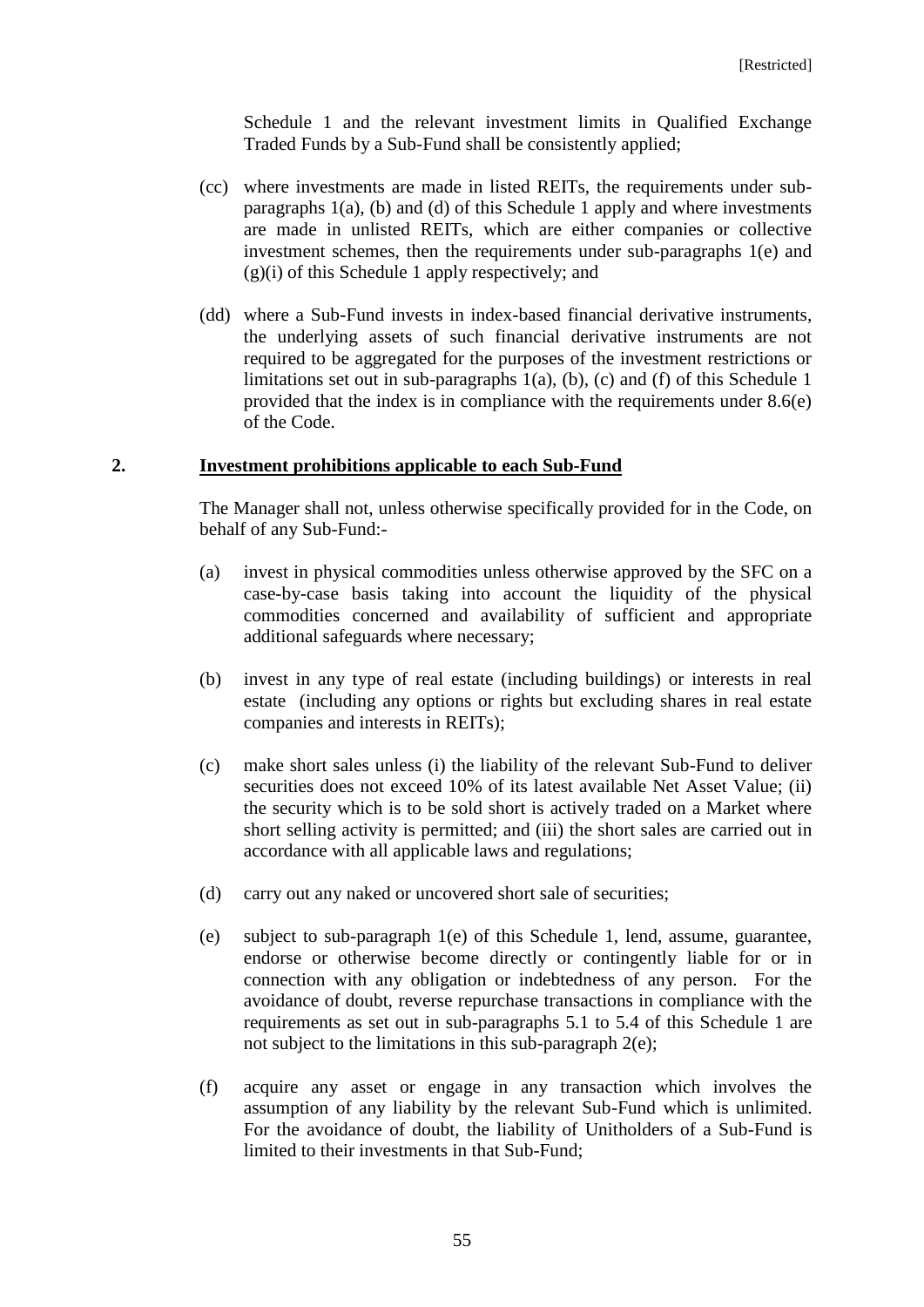Schedule 1 and the relevant investment limits in Qualified Exchange Traded Funds by a Sub-Fund shall be consistently applied;

(cc) where investments are made in listed REITs, the requirements under sub-paragraphs 1(a), (b) and (d) of this Schedule 1 apply and where investments are made in unlisted REITs, which are either companies or collective investment schemes, then the requirements under sub-paragraphs 1(e) and (g)(i) of this Schedule 1 apply respectively; and

(dd) where a Sub-Fund invests in index-based financial derivative instruments, the underlying assets of such financial derivative instruments are not required to be aggregated for the purposes of the investment restrictions or limitations set out in sub-paragraphs 1(a), (b), (c) and (f) of this Schedule 1 provided that the index is in compliance with the requirements under 8.6(e) of the Code.

## 2. <u>Investment prohibitions applicable to each Sub-Fund</u>

The Manager shall not, unless otherwise specifically provided for in the Code, on behalf of any Sub-Fund:-

(a) invest in physical commodities unless otherwise approved by the SFC on a case-by-case basis taking into account the liquidity of the physical commodities concerned and availability of sufficient and appropriate additional safeguards where necessary;

(b) invest in any type of real estate (including buildings) or interests in real estate (including any options or rights but excluding shares in real estate companies and interests in REITs);

(c) make short sales unless (i) the liability of the relevant Sub-Fund to deliver securities does not exceed 10% of its latest available Net Asset Value; (ii) the security which is to be sold short is actively traded on a Market where short selling activity is permitted; and (iii) the short sales are carried out in accordance with all applicable laws and regulations;

(d) carry out any naked or uncovered short sale of securities;

(e) subject to sub-paragraph 1(e) of this Schedule 1, lend, assume, guarantee, endorse or otherwise become directly or contingently liable for or in connection with any obligation or indebtedness of any person. For the avoidance of doubt, reverse repurchase transactions in compliance with the requirements as set out in sub-paragraphs 5.1 to 5.4 of this Schedule 1 are not subject to the limitations in this sub-paragraph 2(e);

(f) acquire any asset or engage in any transaction which involves the assumption of any liability by the relevant Sub-Fund which is unlimited. For the avoidance of doubt, the liability of Unitholders of a Sub-Fund is limited to their investments in that Sub-Fund;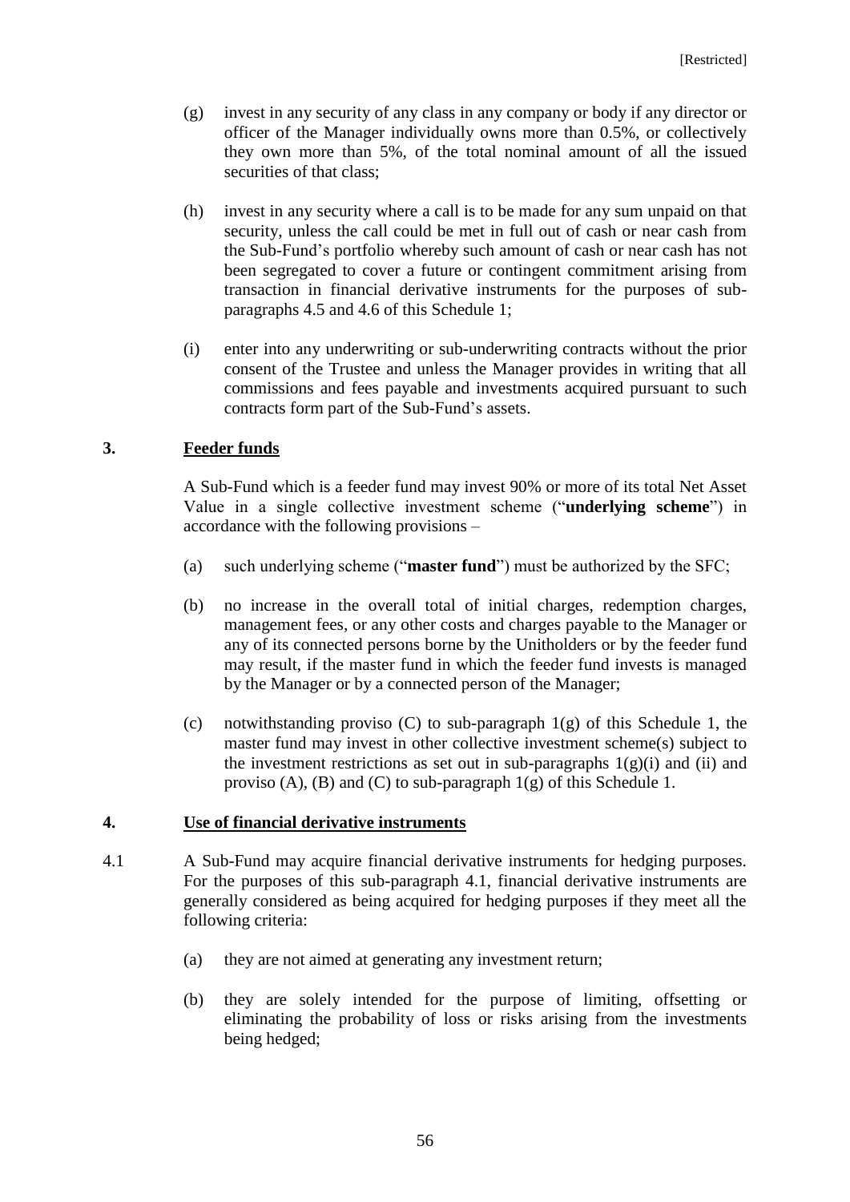(g) invest in any security of any class in any company or body if any director or officer of the Manager individually owns more than 0.5%, or collectively they own more than 5%, of the total nominal amount of all the issued securities of that class;

(h) invest in any security where a call is to be made for any sum unpaid on that security, unless the call could be met in full out of cash or near cash from the Sub-Fund's portfolio whereby such amount of cash or near cash has not been segregated to cover a future or contingent commitment arising from transaction in financial derivative instruments for the purposes of sub-paragraphs 4.5 and 4.6 of this Schedule 1;

(i) enter into any underwriting or sub-underwriting contracts without the prior consent of the Trustee and unless the Manager provides in writing that all commissions and fees payable and investments acquired pursuant to such contracts form part of the Sub-Fund's assets.

## 3. Feeder funds

A Sub-Fund which is a feeder fund may invest 90% or more of its total Net Asset Value in a single collective investment scheme ("**underlying scheme**") in accordance with the following provisions –

(a) such underlying scheme ("**master fund**") must be authorized by the SFC;

(b) no increase in the overall total of initial charges, redemption charges, management fees, or any other costs and charges payable to the Manager or any of its connected persons borne by the Unitholders or by the feeder fund may result, if the master fund in which the feeder fund invests is managed by the Manager or by a connected person of the Manager;

(c) notwithstanding proviso (C) to sub-paragraph 1(g) of this Schedule 1, the master fund may invest in other collective investment scheme(s) subject to the investment restrictions as set out in sub-paragraphs 1(g)(i) and (ii) and proviso (A), (B) and (C) to sub-paragraph 1(g) of this Schedule 1.

## 4. Use of financial derivative instruments

4.1 A Sub-Fund may acquire financial derivative instruments for hedging purposes. For the purposes of this sub-paragraph 4.1, financial derivative instruments are generally considered as being acquired for hedging purposes if they meet all the following criteria:

(a) they are not aimed at generating any investment return;

(b) they are solely intended for the purpose of limiting, offsetting or eliminating the probability of loss or risks arising from the investments being hedged;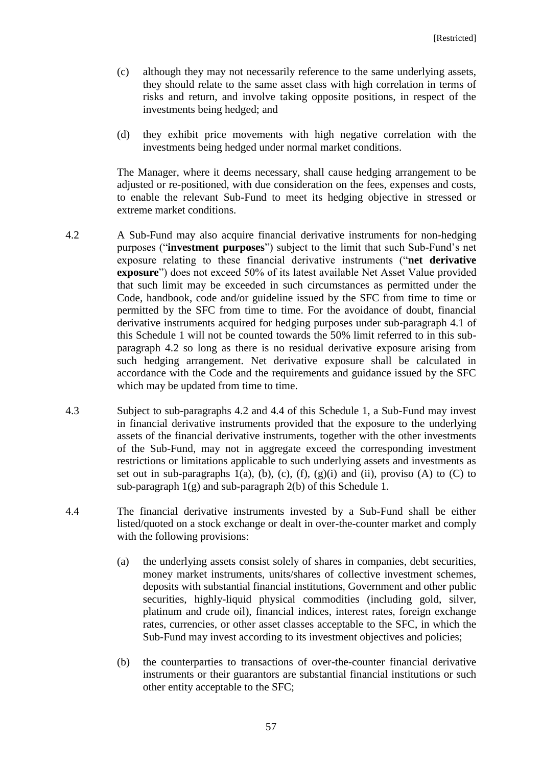(c) although they may not necessarily reference to the same underlying assets, they should relate to the same asset class with high correlation in terms of risks and return, and involve taking opposite positions, in respect of the investments being hedged; and

(d) they exhibit price movements with high negative correlation with the investments being hedged under normal market conditions.

The Manager, where it deems necessary, shall cause hedging arrangement to be adjusted or re-positioned, with due consideration on the fees, expenses and costs, to enable the relevant Sub-Fund to meet its hedging objective in stressed or extreme market conditions.

4.2 A Sub-Fund may also acquire financial derivative instruments for non-hedging purposes ("**investment purposes**") subject to the limit that such Sub-Fund's net exposure relating to these financial derivative instruments ("**net derivative exposure**") does not exceed 50% of its latest available Net Asset Value provided that such limit may be exceeded in such circumstances as permitted under the Code, handbook, code and/or guideline issued by the SFC from time to time or permitted by the SFC from time to time. For the avoidance of doubt, financial derivative instruments acquired for hedging purposes under sub-paragraph 4.1 of this Schedule 1 will not be counted towards the 50% limit referred to in this sub-paragraph 4.2 so long as there is no residual derivative exposure arising from such hedging arrangement. Net derivative exposure shall be calculated in accordance with the Code and the requirements and guidance issued by the SFC which may be updated from time to time.

4.3 Subject to sub-paragraphs 4.2 and 4.4 of this Schedule 1, a Sub-Fund may invest in financial derivative instruments provided that the exposure to the underlying assets of the financial derivative instruments, together with the other investments of the Sub-Fund, may not in aggregate exceed the corresponding investment restrictions or limitations applicable to such underlying assets and investments as set out in sub-paragraphs 1(a), (b), (c), (f), (g)(i) and (ii), proviso (A) to (C) to sub-paragraph 1(g) and sub-paragraph 2(b) of this Schedule 1.

4.4 The financial derivative instruments invested by a Sub-Fund shall be either listed/quoted on a stock exchange or dealt in over-the-counter market and comply with the following provisions:

(a) the underlying assets consist solely of shares in companies, debt securities, money market instruments, units/shares of collective investment schemes, deposits with substantial financial institutions, Government and other public securities, highly-liquid physical commodities (including gold, silver, platinum and crude oil), financial indices, interest rates, foreign exchange rates, currencies, or other asset classes acceptable to the SFC, in which the Sub-Fund may invest according to its investment objectives and policies;

(b) the counterparties to transactions of over-the-counter financial derivative instruments or their guarantors are substantial financial institutions or such other entity acceptable to the SFC;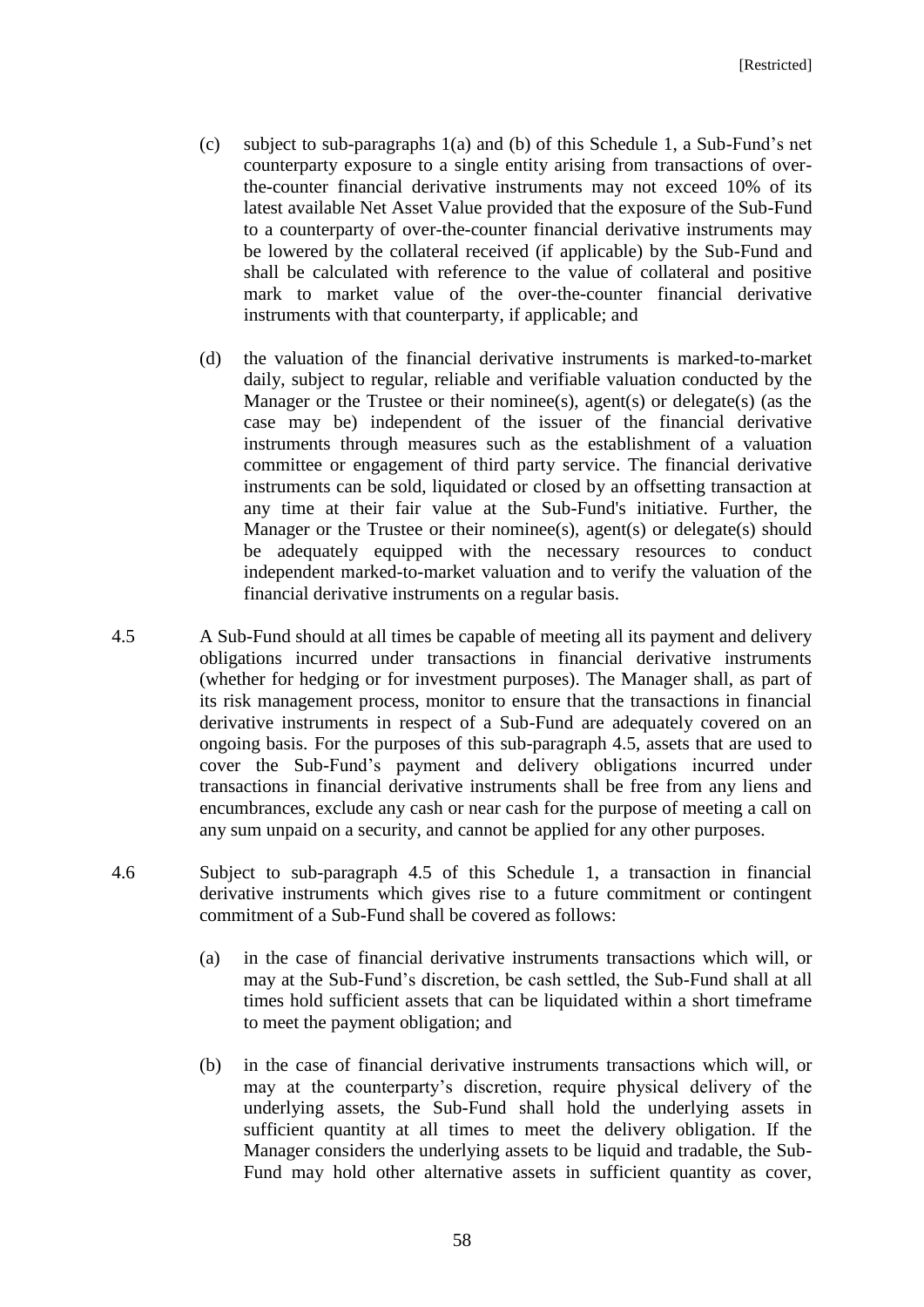(c) subject to sub-paragraphs 1(a) and (b) of this Schedule 1, a Sub-Fund's net counterparty exposure to a single entity arising from transactions of over-the-counter financial derivative instruments may not exceed 10% of its latest available Net Asset Value provided that the exposure of the Sub-Fund to a counterparty of over-the-counter financial derivative instruments may be lowered by the collateral received (if applicable) by the Sub-Fund and shall be calculated with reference to the value of collateral and positive mark to market value of the over-the-counter financial derivative instruments with that counterparty, if applicable; and

(d) the valuation of the financial derivative instruments is marked-to-market daily, subject to regular, reliable and verifiable valuation conducted by the Manager or the Trustee or their nominee(s), agent(s) or delegate(s) (as the case may be) independent of the issuer of the financial derivative instruments through measures such as the establishment of a valuation committee or engagement of third party service. The financial derivative instruments can be sold, liquidated or closed by an offsetting transaction at any time at their fair value at the Sub-Fund's initiative. Further, the Manager or the Trustee or their nominee(s), agent(s) or delegate(s) should be adequately equipped with the necessary resources to conduct independent marked-to-market valuation and to verify the valuation of the financial derivative instruments on a regular basis.

4.5 A Sub-Fund should at all times be capable of meeting all its payment and delivery obligations incurred under transactions in financial derivative instruments (whether for hedging or for investment purposes). The Manager shall, as part of its risk management process, monitor to ensure that the transactions in financial derivative instruments in respect of a Sub-Fund are adequately covered on an ongoing basis. For the purposes of this sub-paragraph 4.5, assets that are used to cover the Sub-Fund's payment and delivery obligations incurred under transactions in financial derivative instruments shall be free from any liens and encumbrances, exclude any cash or near cash for the purpose of meeting a call on any sum unpaid on a security, and cannot be applied for any other purposes.

4.6 Subject to sub-paragraph 4.5 of this Schedule 1, a transaction in financial derivative instruments which gives rise to a future commitment or contingent commitment of a Sub-Fund shall be covered as follows:

(a) in the case of financial derivative instruments transactions which will, or may at the Sub-Fund's discretion, be cash settled, the Sub-Fund shall at all times hold sufficient assets that can be liquidated within a short timeframe to meet the payment obligation; and

(b) in the case of financial derivative instruments transactions which will, or may at the counterparty's discretion, require physical delivery of the underlying assets, the Sub-Fund shall hold the underlying assets in sufficient quantity at all times to meet the delivery obligation. If the Manager considers the underlying assets to be liquid and tradable, the Sub-Fund may hold other alternative assets in sufficient quantity as cover,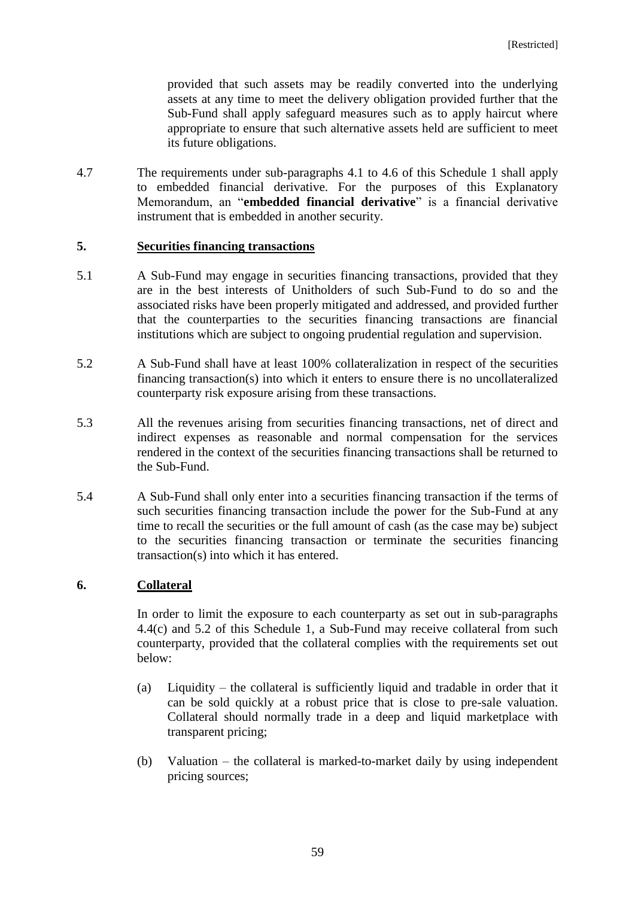provided that such assets may be readily converted into the underlying assets at any time to meet the delivery obligation provided further that the Sub-Fund shall apply safeguard measures such as to apply haircut where appropriate to ensure that such alternative assets held are sufficient to meet its future obligations.

4.7 The requirements under sub-paragraphs 4.1 to 4.6 of this Schedule 1 shall apply to embedded financial derivative. For the purposes of this Explanatory Memorandum, an "**embedded financial derivative**" is a financial derivative instrument that is embedded in another security.

## 5. Securities financing transactions

5.1 A Sub-Fund may engage in securities financing transactions, provided that they are in the best interests of Unitholders of such Sub-Fund to do so and the associated risks have been properly mitigated and addressed, and provided further that the counterparties to the securities financing transactions are financial institutions which are subject to ongoing prudential regulation and supervision.

5.2 A Sub-Fund shall have at least 100% collateralization in respect of the securities financing transaction(s) into which it enters to ensure there is no uncollateralized counterparty risk exposure arising from these transactions.

5.3 All the revenues arising from securities financing transactions, net of direct and indirect expenses as reasonable and normal compensation for the services rendered in the context of the securities financing transactions shall be returned to the Sub-Fund.

5.4 A Sub-Fund shall only enter into a securities financing transaction if the terms of such securities financing transaction include the power for the Sub-Fund at any time to recall the securities or the full amount of cash (as the case may be) subject to the securities financing transaction or terminate the securities financing transaction(s) into which it has entered.

## 6. Collateral

In order to limit the exposure to each counterparty as set out in sub-paragraphs 4.4(c) and 5.2 of this Schedule 1, a Sub-Fund may receive collateral from such counterparty, provided that the collateral complies with the requirements set out below:

(a) Liquidity – the collateral is sufficiently liquid and tradable in order that it can be sold quickly at a robust price that is close to pre-sale valuation. Collateral should normally trade in a deep and liquid marketplace with transparent pricing;

(b) Valuation – the collateral is marked-to-market daily by using independent pricing sources;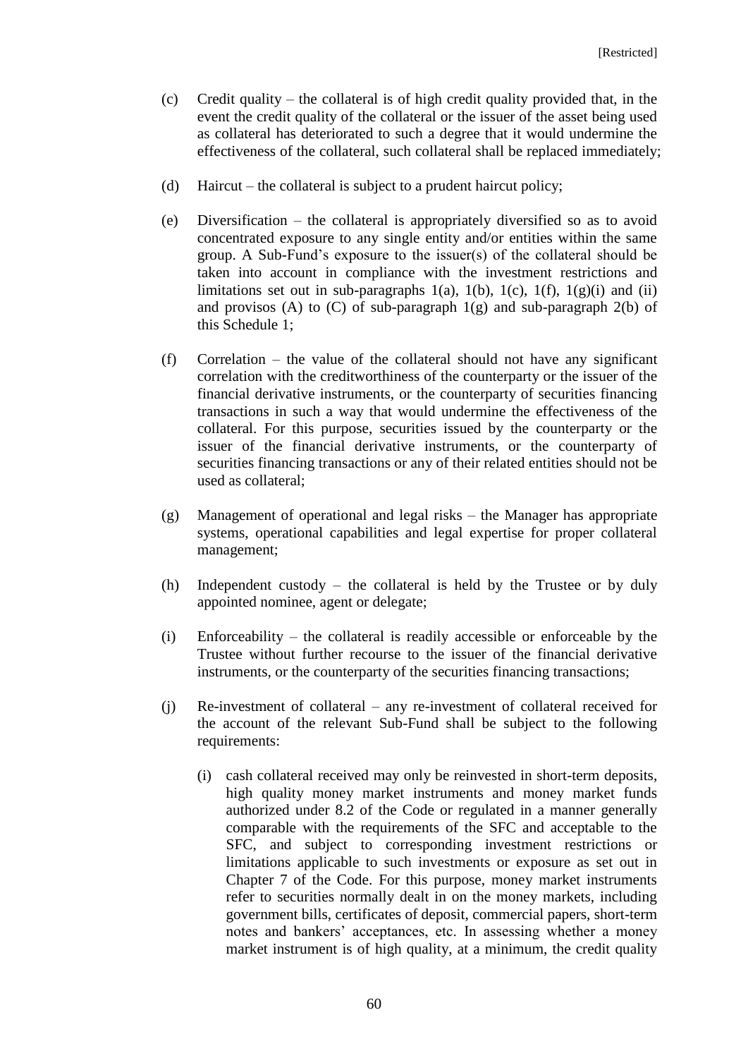(c) Credit quality – the collateral is of high credit quality provided that, in the event the credit quality of the collateral or the issuer of the asset being used as collateral has deteriorated to such a degree that it would undermine the effectiveness of the collateral, such collateral shall be replaced immediately;

(d) Haircut – the collateral is subject to a prudent haircut policy;

(e) Diversification – the collateral is appropriately diversified so as to avoid concentrated exposure to any single entity and/or entities within the same group. A Sub-Fund's exposure to the issuer(s) of the collateral should be taken into account in compliance with the investment restrictions and limitations set out in sub-paragraphs 1(a), 1(b), 1(c), 1(f), 1(g)(i) and (ii) and provisos (A) to (C) of sub-paragraph 1(g) and sub-paragraph 2(b) of this Schedule 1;

(f) Correlation – the value of the collateral should not have any significant correlation with the creditworthiness of the counterparty or the issuer of the financial derivative instruments, or the counterparty of securities financing transactions in such a way that would undermine the effectiveness of the collateral. For this purpose, securities issued by the counterparty or the issuer of the financial derivative instruments, or the counterparty of securities financing transactions or any of their related entities should not be used as collateral;

(g) Management of operational and legal risks – the Manager has appropriate systems, operational capabilities and legal expertise for proper collateral management;

(h) Independent custody – the collateral is held by the Trustee or by duly appointed nominee, agent or delegate;

(i) Enforceability – the collateral is readily accessible or enforceable by the Trustee without further recourse to the issuer of the financial derivative instruments, or the counterparty of the securities financing transactions;

(j) Re-investment of collateral – any re-investment of collateral received for the account of the relevant Sub-Fund shall be subject to the following requirements:

    (i) cash collateral received may only be reinvested in short-term deposits, high quality money market instruments and money market funds authorized under 8.2 of the Code or regulated in a manner generally comparable with the requirements of the SFC and acceptable to the SFC, and subject to corresponding investment restrictions or limitations applicable to such investments or exposure as set out in Chapter 7 of the Code. For this purpose, money market instruments refer to securities normally dealt in on the money markets, including government bills, certificates of deposit, commercial papers, short-term notes and bankers' acceptances, etc. In assessing whether a money market instrument is of high quality, at a minimum, the credit quality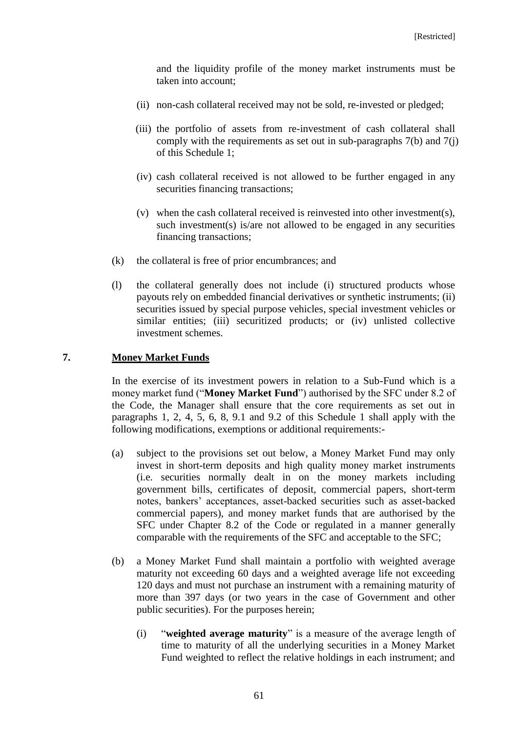and the liquidity profile of the money market instruments must be taken into account;

(ii) non-cash collateral received may not be sold, re-invested or pledged;

(iii) the portfolio of assets from re-investment of cash collateral shall comply with the requirements as set out in sub-paragraphs 7(b) and 7(j) of this Schedule 1;

(iv) cash collateral received is not allowed to be further engaged in any securities financing transactions;

(v) when the cash collateral received is reinvested into other investment(s), such investment(s) is/are not allowed to be engaged in any securities financing transactions;

(k) the collateral is free of prior encumbrances; and

(l) the collateral generally does not include (i) structured products whose payouts rely on embedded financial derivatives or synthetic instruments; (ii) securities issued by special purpose vehicles, special investment vehicles or similar entities; (iii) securitized products; or (iv) unlisted collective investment schemes.

## 7. Money Market Funds

In the exercise of its investment powers in relation to a Sub-Fund which is a money market fund ("**Money Market Fund**") authorised by the SFC under 8.2 of the Code, the Manager shall ensure that the core requirements as set out in paragraphs 1, 2, 4, 5, 6, 8, 9.1 and 9.2 of this Schedule 1 shall apply with the following modifications, exemptions or additional requirements:-

(a) subject to the provisions set out below, a Money Market Fund may only invest in short-term deposits and high quality money market instruments (i.e. securities normally dealt in on the money markets including government bills, certificates of deposit, commercial papers, short-term notes, bankers' acceptances, asset-backed securities such as asset-backed commercial papers), and money market funds that are authorised by the SFC under Chapter 8.2 of the Code or regulated in a manner generally comparable with the requirements of the SFC and acceptable to the SFC;

(b) a Money Market Fund shall maintain a portfolio with weighted average maturity not exceeding 60 days and a weighted average life not exceeding 120 days and must not purchase an instrument with a remaining maturity of more than 397 days (or two years in the case of Government and other public securities). For the purposes herein;

(i) "**weighted average maturity**" is a measure of the average length of time to maturity of all the underlying securities in a Money Market Fund weighted to reflect the relative holdings in each instrument; and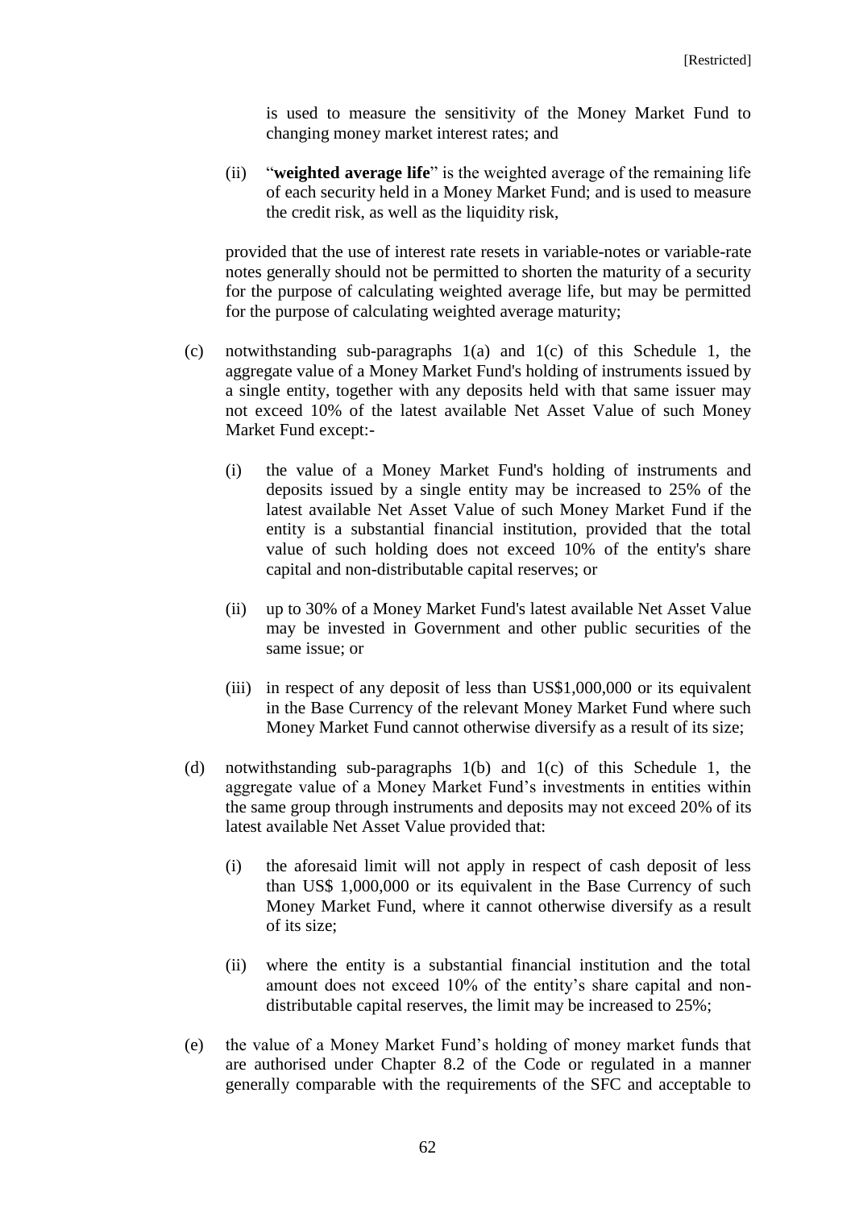is used to measure the sensitivity of the Money Market Fund to changing money market interest rates; and

(ii) "**weighted average life**" is the weighted average of the remaining life of each security held in a Money Market Fund; and is used to measure the credit risk, as well as the liquidity risk,

provided that the use of interest rate resets in variable-notes or variable-rate notes generally should not be permitted to shorten the maturity of a security for the purpose of calculating weighted average life, but may be permitted for the purpose of calculating weighted average maturity;

(c) notwithstanding sub-paragraphs 1(a) and 1(c) of this Schedule 1, the aggregate value of a Money Market Fund's holding of instruments issued by a single entity, together with any deposits held with that same issuer may not exceed 10% of the latest available Net Asset Value of such Money Market Fund except:-

  (i) the value of a Money Market Fund's holding of instruments and deposits issued by a single entity may be increased to 25% of the latest available Net Asset Value of such Money Market Fund if the entity is a substantial financial institution, provided that the total value of such holding does not exceed 10% of the entity's share capital and non-distributable capital reserves; or

  (ii) up to 30% of a Money Market Fund's latest available Net Asset Value may be invested in Government and other public securities of the same issue; or

  (iii) in respect of any deposit of less than US$1,000,000 or its equivalent in the Base Currency of the relevant Money Market Fund where such Money Market Fund cannot otherwise diversify as a result of its size;

(d) notwithstanding sub-paragraphs 1(b) and 1(c) of this Schedule 1, the aggregate value of a Money Market Fund's investments in entities within the same group through instruments and deposits may not exceed 20% of its latest available Net Asset Value provided that:

  (i) the aforesaid limit will not apply in respect of cash deposit of less than US$ 1,000,000 or its equivalent in the Base Currency of such Money Market Fund, where it cannot otherwise diversify as a result of its size;

  (ii) where the entity is a substantial financial institution and the total amount does not exceed 10% of the entity's share capital and non-distributable capital reserves, the limit may be increased to 25%;

(e) the value of a Money Market Fund's holding of money market funds that are authorised under Chapter 8.2 of the Code or regulated in a manner generally comparable with the requirements of the SFC and acceptable to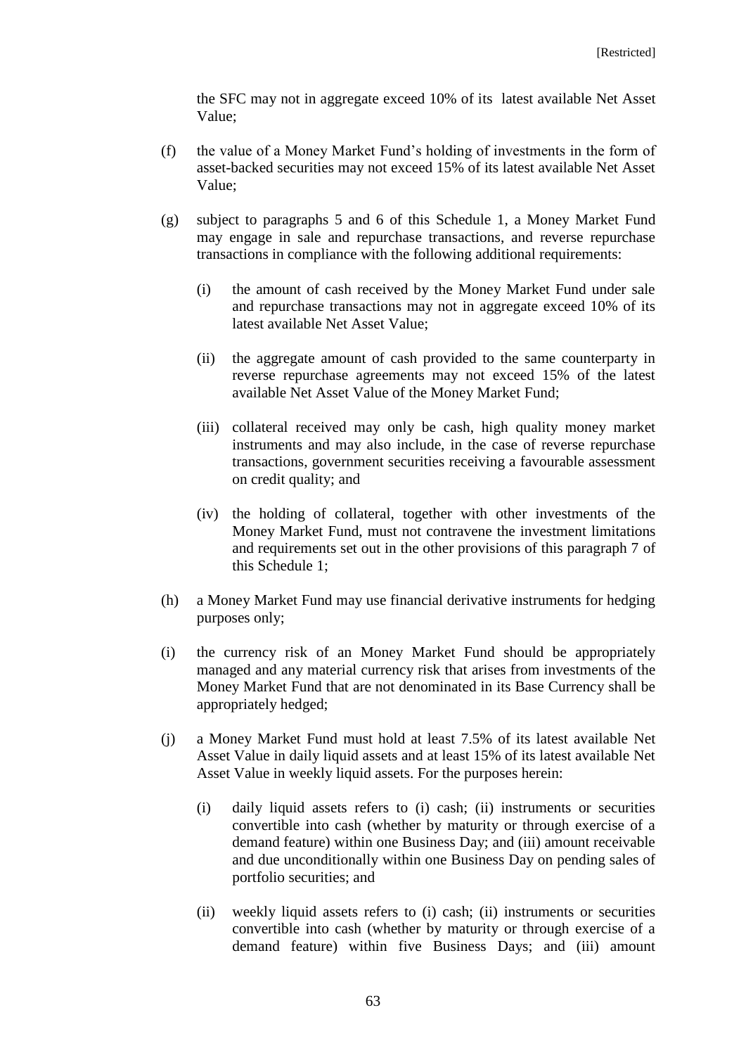the SFC may not in aggregate exceed 10% of its latest available Net Asset Value;

(f) the value of a Money Market Fund's holding of investments in the form of asset-backed securities may not exceed 15% of its latest available Net Asset Value;

(g) subject to paragraphs 5 and 6 of this Schedule 1, a Money Market Fund may engage in sale and repurchase transactions, and reverse repurchase transactions in compliance with the following additional requirements:

  (i) the amount of cash received by the Money Market Fund under sale and repurchase transactions may not in aggregate exceed 10% of its latest available Net Asset Value;

  (ii) the aggregate amount of cash provided to the same counterparty in reverse repurchase agreements may not exceed 15% of the latest available Net Asset Value of the Money Market Fund;

  (iii) collateral received may only be cash, high quality money market instruments and may also include, in the case of reverse repurchase transactions, government securities receiving a favourable assessment on credit quality; and

  (iv) the holding of collateral, together with other investments of the Money Market Fund, must not contravene the investment limitations and requirements set out in the other provisions of this paragraph 7 of this Schedule 1;

(h) a Money Market Fund may use financial derivative instruments for hedging purposes only;

(i) the currency risk of an Money Market Fund should be appropriately managed and any material currency risk that arises from investments of the Money Market Fund that are not denominated in its Base Currency shall be appropriately hedged;

(j) a Money Market Fund must hold at least 7.5% of its latest available Net Asset Value in daily liquid assets and at least 15% of its latest available Net Asset Value in weekly liquid assets. For the purposes herein:

  (i) daily liquid assets refers to (i) cash; (ii) instruments or securities convertible into cash (whether by maturity or through exercise of a demand feature) within one Business Day; and (iii) amount receivable and due unconditionally within one Business Day on pending sales of portfolio securities; and

  (ii) weekly liquid assets refers to (i) cash; (ii) instruments or securities convertible into cash (whether by maturity or through exercise of a demand feature) within five Business Days; and (iii) amount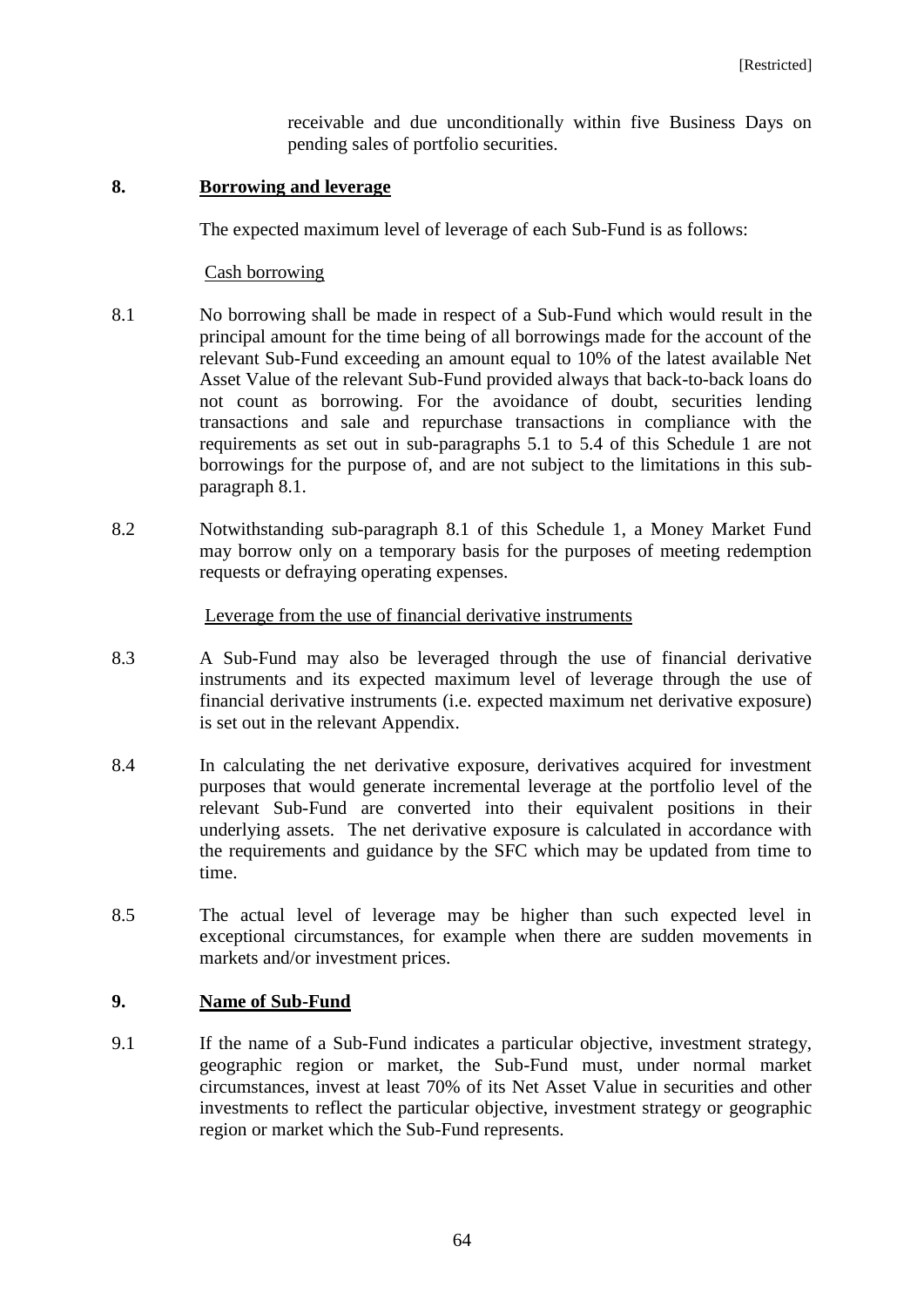receivable and due unconditionally within five Business Days on pending sales of portfolio securities.

## 8. Borrowing and leverage

The expected maximum level of leverage of each Sub-Fund is as follows:

Cash borrowing

8.1 No borrowing shall be made in respect of a Sub-Fund which would result in the principal amount for the time being of all borrowings made for the account of the relevant Sub-Fund exceeding an amount equal to 10% of the latest available Net Asset Value of the relevant Sub-Fund provided always that back-to-back loans do not count as borrowing. For the avoidance of doubt, securities lending transactions and sale and repurchase transactions in compliance with the requirements as set out in sub-paragraphs 5.1 to 5.4 of this Schedule 1 are not borrowings for the purpose of, and are not subject to the limitations in this sub-paragraph 8.1.

8.2 Notwithstanding sub-paragraph 8.1 of this Schedule 1, a Money Market Fund may borrow only on a temporary basis for the purposes of meeting redemption requests or defraying operating expenses.

Leverage from the use of financial derivative instruments

8.3 A Sub-Fund may also be leveraged through the use of financial derivative instruments and its expected maximum level of leverage through the use of financial derivative instruments (i.e. expected maximum net derivative exposure) is set out in the relevant Appendix.

8.4 In calculating the net derivative exposure, derivatives acquired for investment purposes that would generate incremental leverage at the portfolio level of the relevant Sub-Fund are converted into their equivalent positions in their underlying assets. The net derivative exposure is calculated in accordance with the requirements and guidance by the SFC which may be updated from time to time.

8.5 The actual level of leverage may be higher than such expected level in exceptional circumstances, for example when there are sudden movements in markets and/or investment prices.

## 9. Name of Sub-Fund

9.1 If the name of a Sub-Fund indicates a particular objective, investment strategy, geographic region or market, the Sub-Fund must, under normal market circumstances, invest at least 70% of its Net Asset Value in securities and other investments to reflect the particular objective, investment strategy or geographic region or market which the Sub-Fund represents.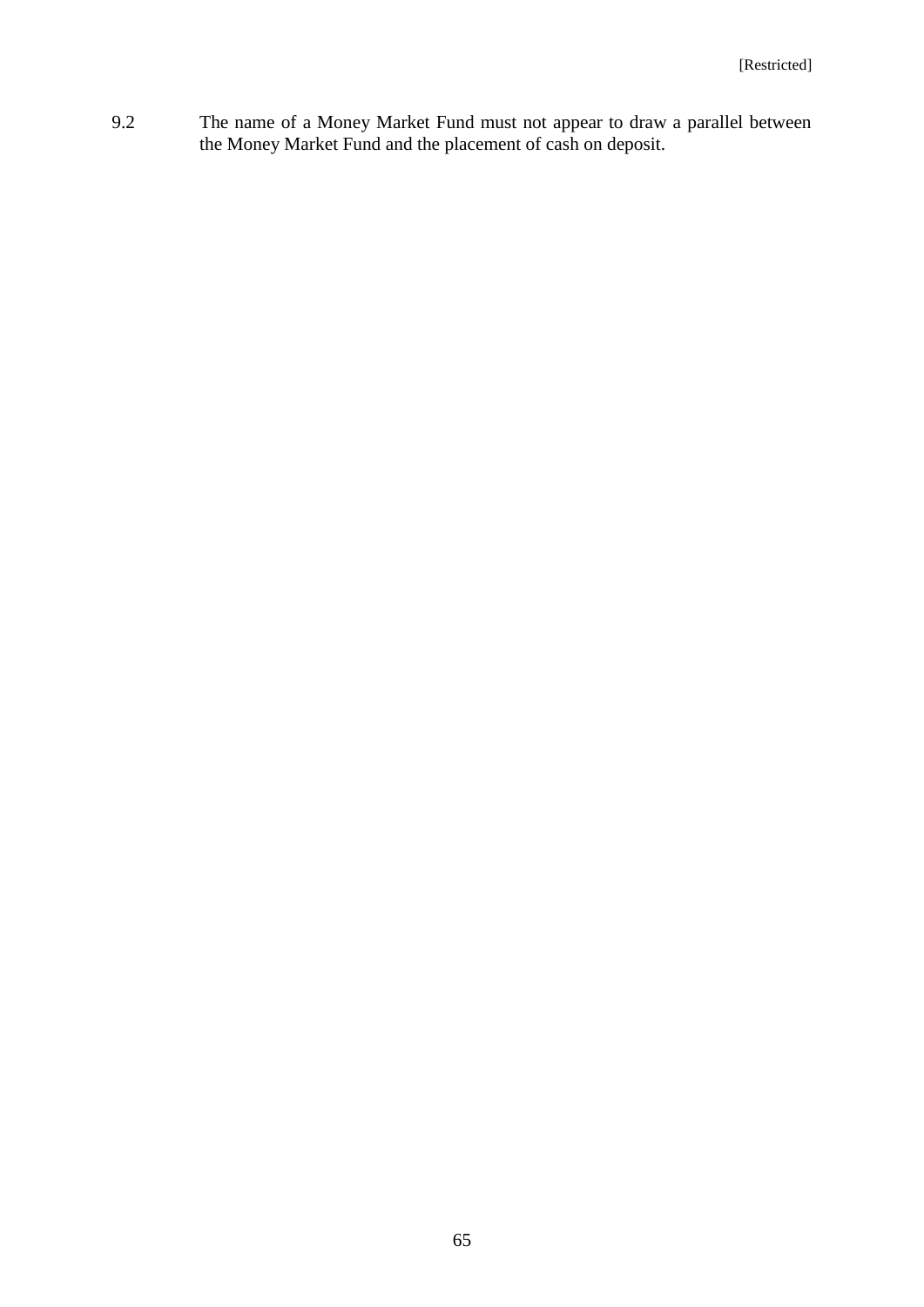9.2 The name of a Money Market Fund must not appear to draw a parallel between the Money Market Fund and the placement of cash on deposit.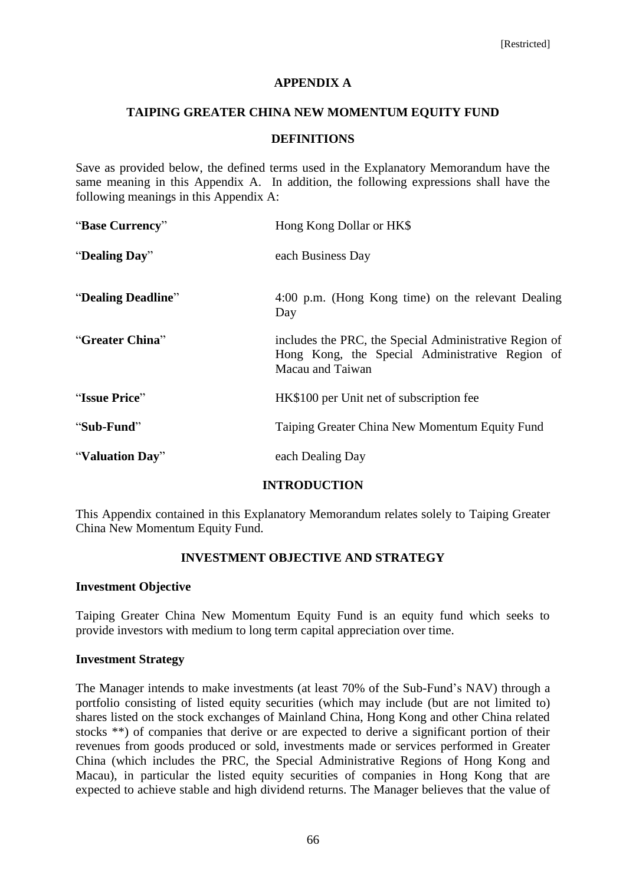## APPENDIX A

## TAIPING GREATER CHINA NEW MOMENTUM EQUITY FUND

### DEFINITIONS

Save as provided below, the defined terms used in the Explanatory Memorandum have the same meaning in this Appendix A. In addition, the following expressions shall have the following meanings in this Appendix A:

| | |
|---|---|
| "**Base Currency**" | Hong Kong Dollar or HK$ |
| "**Dealing Day**" | each Business Day |
| "**Dealing Deadline**" | 4:00 p.m. (Hong Kong time) on the relevant Dealing Day |
| "**Greater China**" | includes the PRC, the Special Administrative Region of Hong Kong, the Special Administrative Region of Macau and Taiwan |
| "**Issue Price**" | HK$100 per Unit net of subscription fee |
| "**Sub-Fund**" | Taiping Greater China New Momentum Equity Fund |
| "**Valuation Day**" | each Dealing Day |

### INTRODUCTION

This Appendix contained in this Explanatory Memorandum relates solely to Taiping Greater China New Momentum Equity Fund.

### INVESTMENT OBJECTIVE AND STRATEGY

**Investment Objective**

Taiping Greater China New Momentum Equity Fund is an equity fund which seeks to provide investors with medium to long term capital appreciation over time.

**Investment Strategy**

The Manager intends to make investments (at least 70% of the Sub-Fund's NAV) through a portfolio consisting of listed equity securities (which may include (but are not limited to) shares listed on the stock exchanges of Mainland China, Hong Kong and other China related stocks **) of companies that derive or are expected to derive a significant portion of their revenues from goods produced or sold, investments made or services performed in Greater China (which includes the PRC, the Special Administrative Regions of Hong Kong and Macau), in particular the listed equity securities of companies in Hong Kong that are expected to achieve stable and high dividend returns. The Manager believes that the value of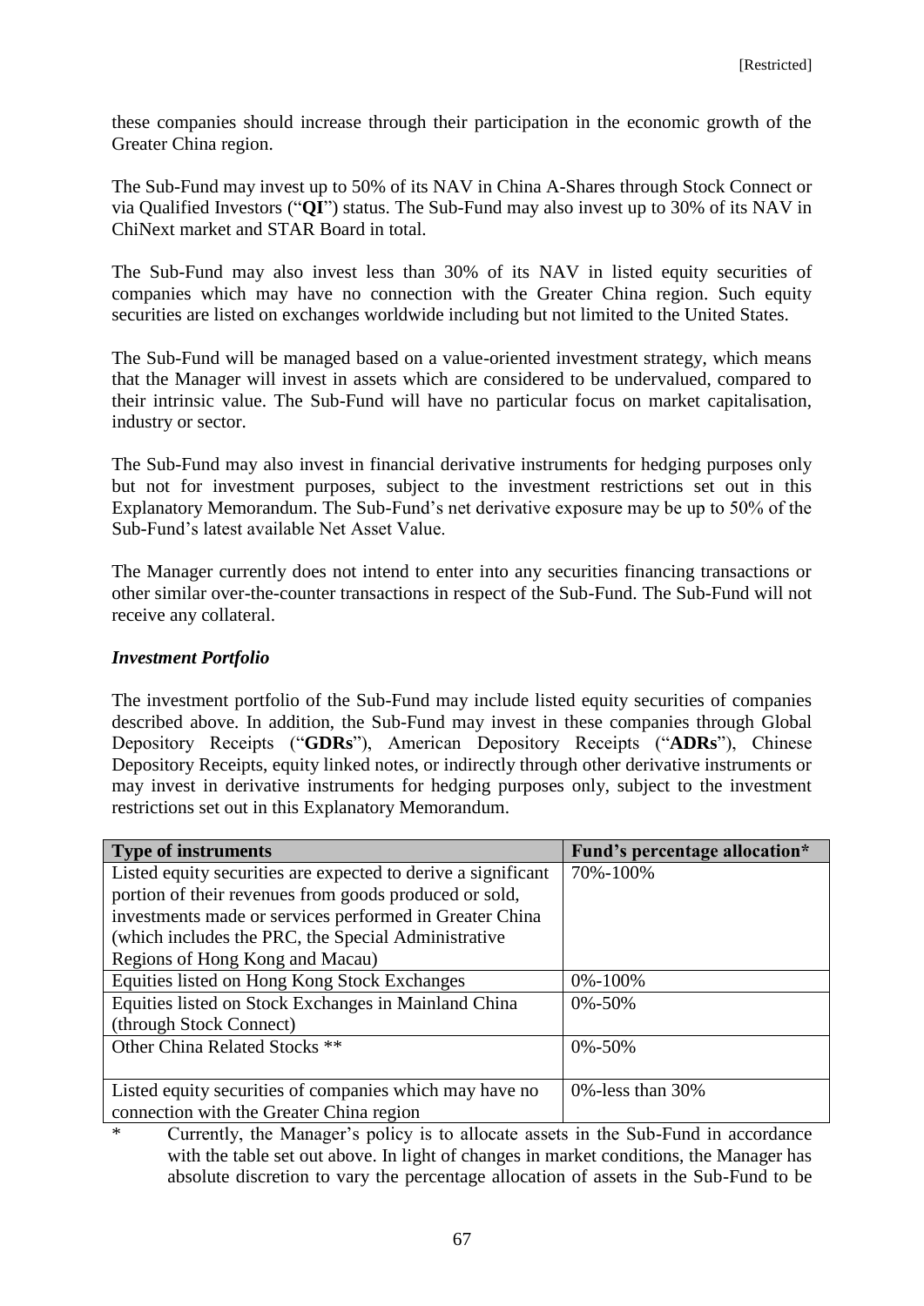these companies should increase through their participation in the economic growth of the Greater China region.

The Sub-Fund may invest up to 50% of its NAV in China A-Shares through Stock Connect or via Qualified Investors ("**QI**") status. The Sub-Fund may also invest up to 30% of its NAV in ChiNext market and STAR Board in total.

The Sub-Fund may also invest less than 30% of its NAV in listed equity securities of companies which may have no connection with the Greater China region. Such equity securities are listed on exchanges worldwide including but not limited to the United States.

The Sub-Fund will be managed based on a value-oriented investment strategy, which means that the Manager will invest in assets which are considered to be undervalued, compared to their intrinsic value. The Sub-Fund will have no particular focus on market capitalisation, industry or sector.

The Sub-Fund may also invest in financial derivative instruments for hedging purposes only but not for investment purposes, subject to the investment restrictions set out in this Explanatory Memorandum. The Sub-Fund's net derivative exposure may be up to 50% of the Sub-Fund's latest available Net Asset Value.

The Manager currently does not intend to enter into any securities financing transactions or other similar over-the-counter transactions in respect of the Sub-Fund. The Sub-Fund will not receive any collateral.

***Investment Portfolio***

The investment portfolio of the Sub-Fund may include listed equity securities of companies described above. In addition, the Sub-Fund may invest in these companies through Global Depository Receipts ("**GDRs**"), American Depository Receipts ("**ADRs**"), Chinese Depository Receipts, equity linked notes, or indirectly through other derivative instruments or may invest in derivative instruments for hedging purposes only, subject to the investment restrictions set out in this Explanatory Memorandum.

| **Type of instruments** | **Fund's percentage allocation*** |
|---|---|
| Listed equity securities are expected to derive a significant portion of their revenues from goods produced or sold, investments made or services performed in Greater China (which includes the PRC, the Special Administrative Regions of Hong Kong and Macau) | 70%-100% |
| Equities listed on Hong Kong Stock Exchanges | 0%-100% |
| Equities listed on Stock Exchanges in Mainland China (through Stock Connect) | 0%-50% |
| Other China Related Stocks ** | 0%-50% |
| Listed equity securities of companies which may have no connection with the Greater China region | 0%-less than 30% |

\* Currently, the Manager's policy is to allocate assets in the Sub-Fund in accordance with the table set out above. In light of changes in market conditions, the Manager has absolute discretion to vary the percentage allocation of assets in the Sub-Fund to be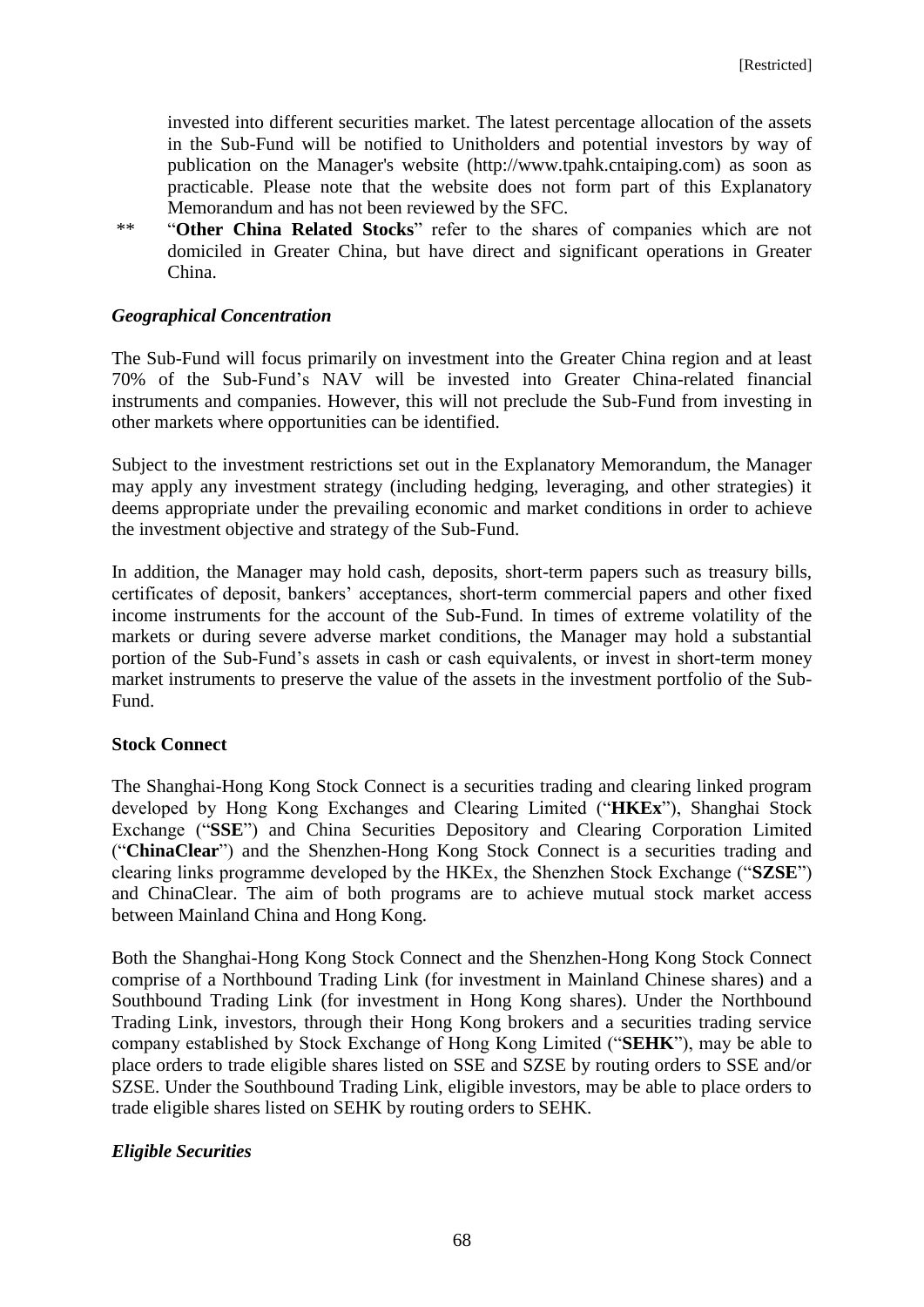invested into different securities market. The latest percentage allocation of the assets in the Sub-Fund will be notified to Unitholders and potential investors by way of publication on the Manager's website (http://www.tpahk.cntaiping.com) as soon as practicable. Please note that the website does not form part of this Explanatory Memorandum and has not been reviewed by the SFC.

** "**Other China Related Stocks**" refer to the shares of companies which are not domiciled in Greater China, but have direct and significant operations in Greater China.

***Geographical Concentration***

The Sub-Fund will focus primarily on investment into the Greater China region and at least 70% of the Sub-Fund's NAV will be invested into Greater China-related financial instruments and companies. However, this will not preclude the Sub-Fund from investing in other markets where opportunities can be identified.

Subject to the investment restrictions set out in the Explanatory Memorandum, the Manager may apply any investment strategy (including hedging, leveraging, and other strategies) it deems appropriate under the prevailing economic and market conditions in order to achieve the investment objective and strategy of the Sub-Fund.

In addition, the Manager may hold cash, deposits, short-term papers such as treasury bills, certificates of deposit, bankers' acceptances, short-term commercial papers and other fixed income instruments for the account of the Sub-Fund. In times of extreme volatility of the markets or during severe adverse market conditions, the Manager may hold a substantial portion of the Sub-Fund's assets in cash or cash equivalents, or invest in short-term money market instruments to preserve the value of the assets in the investment portfolio of the Sub-Fund.

**Stock Connect**

The Shanghai-Hong Kong Stock Connect is a securities trading and clearing linked program developed by Hong Kong Exchanges and Clearing Limited ("**HKEx**"), Shanghai Stock Exchange ("**SSE**") and China Securities Depository and Clearing Corporation Limited ("**ChinaClear**") and the Shenzhen-Hong Kong Stock Connect is a securities trading and clearing links programme developed by the HKEx, the Shenzhen Stock Exchange ("**SZSE**") and ChinaClear. The aim of both programs are to achieve mutual stock market access between Mainland China and Hong Kong.

Both the Shanghai-Hong Kong Stock Connect and the Shenzhen-Hong Kong Stock Connect comprise of a Northbound Trading Link (for investment in Mainland Chinese shares) and a Southbound Trading Link (for investment in Hong Kong shares). Under the Northbound Trading Link, investors, through their Hong Kong brokers and a securities trading service company established by Stock Exchange of Hong Kong Limited ("**SEHK**"), may be able to place orders to trade eligible shares listed on SSE and SZSE by routing orders to SSE and/or SZSE. Under the Southbound Trading Link, eligible investors, may be able to place orders to trade eligible shares listed on SEHK by routing orders to SEHK.

***Eligible Securities***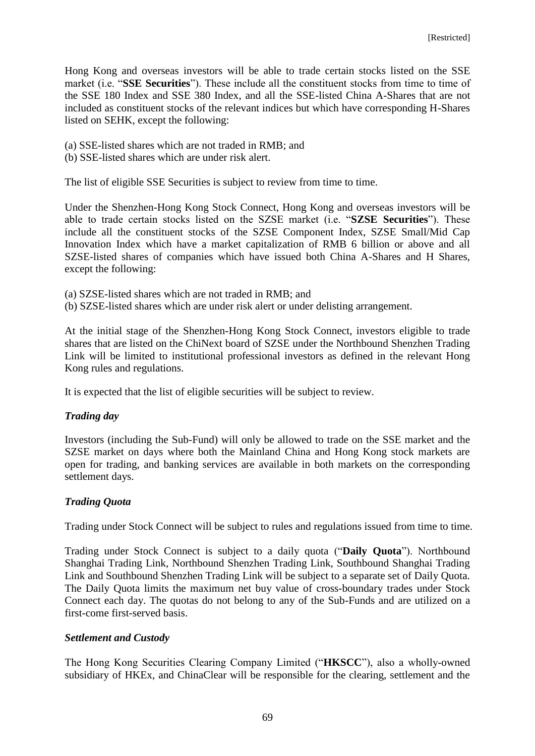Hong Kong and overseas investors will be able to trade certain stocks listed on the SSE market (i.e. "**SSE Securities**"). These include all the constituent stocks from time to time of the SSE 180 Index and SSE 380 Index, and all the SSE-listed China A-Shares that are not included as constituent stocks of the relevant indices but which have corresponding H-Shares listed on SEHK, except the following:

(a) SSE-listed shares which are not traded in RMB; and
(b) SSE-listed shares which are under risk alert.

The list of eligible SSE Securities is subject to review from time to time.

Under the Shenzhen-Hong Kong Stock Connect, Hong Kong and overseas investors will be able to trade certain stocks listed on the SZSE market (i.e. "**SZSE Securities**"). These include all the constituent stocks of the SZSE Component Index, SZSE Small/Mid Cap Innovation Index which have a market capitalization of RMB 6 billion or above and all SZSE-listed shares of companies which have issued both China A-Shares and H Shares, except the following:

(a) SZSE-listed shares which are not traded in RMB; and
(b) SZSE-listed shares which are under risk alert or under delisting arrangement.

At the initial stage of the Shenzhen-Hong Kong Stock Connect, investors eligible to trade shares that are listed on the ChiNext board of SZSE under the Northbound Shenzhen Trading Link will be limited to institutional professional investors as defined in the relevant Hong Kong rules and regulations.

It is expected that the list of eligible securities will be subject to review.

***Trading day***

Investors (including the Sub-Fund) will only be allowed to trade on the SSE market and the SZSE market on days where both the Mainland China and Hong Kong stock markets are open for trading, and banking services are available in both markets on the corresponding settlement days.

***Trading Quota***

Trading under Stock Connect will be subject to rules and regulations issued from time to time.

Trading under Stock Connect is subject to a daily quota ("**Daily Quota**"). Northbound Shanghai Trading Link, Northbound Shenzhen Trading Link, Southbound Shanghai Trading Link and Southbound Shenzhen Trading Link will be subject to a separate set of Daily Quota. The Daily Quota limits the maximum net buy value of cross-boundary trades under Stock Connect each day. The quotas do not belong to any of the Sub-Funds and are utilized on a first-come first-served basis.

***Settlement and Custody***

The Hong Kong Securities Clearing Company Limited ("**HKSCC**"), also a wholly-owned subsidiary of HKEx, and ChinaClear will be responsible for the clearing, settlement and the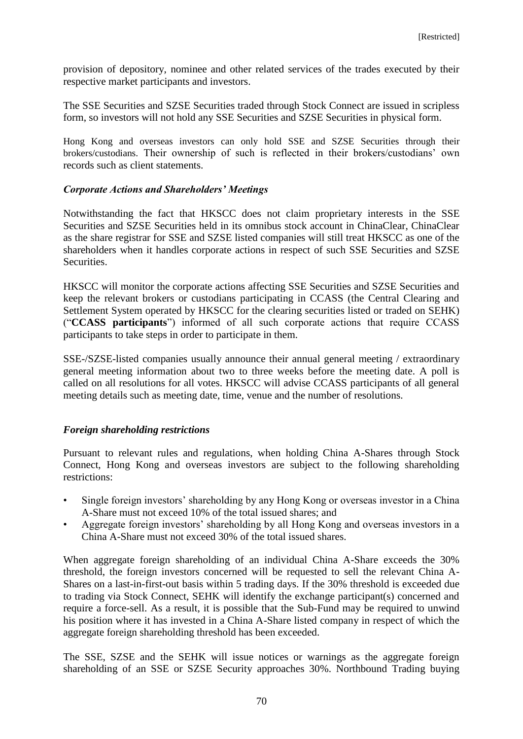provision of depository, nominee and other related services of the trades executed by their respective market participants and investors.

The SSE Securities and SZSE Securities traded through Stock Connect are issued in scripless form, so investors will not hold any SSE Securities and SZSE Securities in physical form.

Hong Kong and overseas investors can only hold SSE and SZSE Securities through their brokers/custodians. Their ownership of such is reflected in their brokers/custodians' own records such as client statements.

### *Corporate Actions and Shareholders' Meetings*

Notwithstanding the fact that HKSCC does not claim proprietary interests in the SSE Securities and SZSE Securities held in its omnibus stock account in ChinaClear, ChinaClear as the share registrar for SSE and SZSE listed companies will still treat HKSCC as one of the shareholders when it handles corporate actions in respect of such SSE Securities and SZSE Securities.

HKSCC will monitor the corporate actions affecting SSE Securities and SZSE Securities and keep the relevant brokers or custodians participating in CCASS (the Central Clearing and Settlement System operated by HKSCC for the clearing securities listed or traded on SEHK) ("**CCASS participants**") informed of all such corporate actions that require CCASS participants to take steps in order to participate in them.

SSE-/SZSE-listed companies usually announce their annual general meeting / extraordinary general meeting information about two to three weeks before the meeting date. A poll is called on all resolutions for all votes. HKSCC will advise CCASS participants of all general meeting details such as meeting date, time, venue and the number of resolutions.

### *Foreign shareholding restrictions*

Pursuant to relevant rules and regulations, when holding China A-Shares through Stock Connect, Hong Kong and overseas investors are subject to the following shareholding restrictions:

- Single foreign investors' shareholding by any Hong Kong or overseas investor in a China A-Share must not exceed 10% of the total issued shares; and
- Aggregate foreign investors' shareholding by all Hong Kong and overseas investors in a China A-Share must not exceed 30% of the total issued shares.

When aggregate foreign shareholding of an individual China A-Share exceeds the 30% threshold, the foreign investors concerned will be requested to sell the relevant China A-Shares on a last-in-first-out basis within 5 trading days. If the 30% threshold is exceeded due to trading via Stock Connect, SEHK will identify the exchange participant(s) concerned and require a force-sell. As a result, it is possible that the Sub-Fund may be required to unwind his position where it has invested in a China A-Share listed company in respect of which the aggregate foreign shareholding threshold has been exceeded.

The SSE, SZSE and the SEHK will issue notices or warnings as the aggregate foreign shareholding of an SSE or SZSE Security approaches 30%. Northbound Trading buying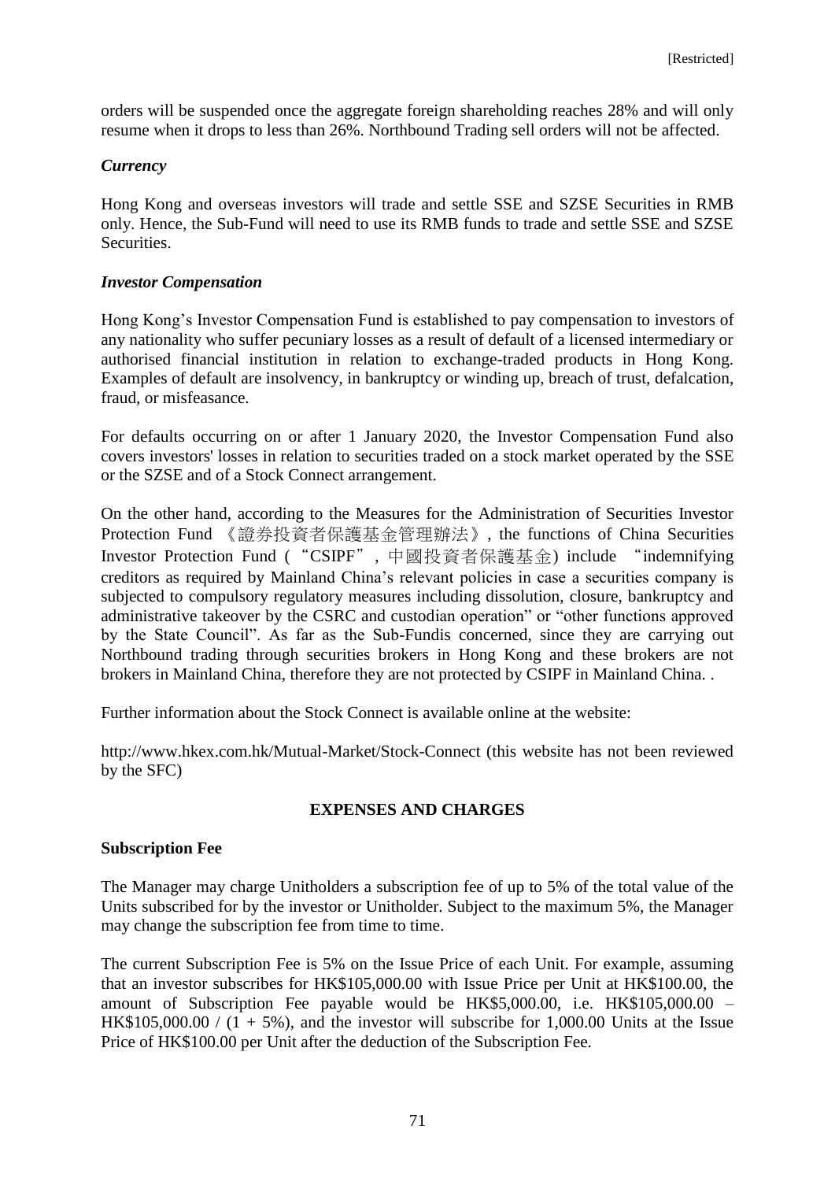orders will be suspended once the aggregate foreign shareholding reaches 28% and will only resume when it drops to less than 26%. Northbound Trading sell orders will not be affected.

***Currency***

Hong Kong and overseas investors will trade and settle SSE and SZSE Securities in RMB only. Hence, the Sub-Fund will need to use its RMB funds to trade and settle SSE and SZSE Securities.

***Investor Compensation***

Hong Kong's Investor Compensation Fund is established to pay compensation to investors of any nationality who suffer pecuniary losses as a result of default of a licensed intermediary or authorised financial institution in relation to exchange-traded products in Hong Kong. Examples of default are insolvency, in bankruptcy or winding up, breach of trust, defalcation, fraud, or misfeasance.

For defaults occurring on or after 1 January 2020, the Investor Compensation Fund also covers investors' losses in relation to securities traded on a stock market operated by the SSE or the SZSE and of a Stock Connect arrangement.

On the other hand, according to the Measures for the Administration of Securities Investor Protection Fund 《證券投資者保護基金管理辦法》, the functions of China Securities Investor Protection Fund ("CSIPF", 中國投資者保護基金) include "indemnifying creditors as required by Mainland China's relevant policies in case a securities company is subjected to compulsory regulatory measures including dissolution, closure, bankruptcy and administrative takeover by the CSRC and custodian operation" or "other functions approved by the State Council". As far as the Sub-Fundis concerned, since they are carrying out Northbound trading through securities brokers in Hong Kong and these brokers are not brokers in Mainland China, therefore they are not protected by CSIPF in Mainland China. .

Further information about the Stock Connect is available online at the website:

http://www.hkex.com.hk/Mutual-Market/Stock-Connect (this website has not been reviewed by the SFC)

## EXPENSES AND CHARGES

**Subscription Fee**

The Manager may charge Unitholders a subscription fee of up to 5% of the total value of the Units subscribed for by the investor or Unitholder. Subject to the maximum 5%, the Manager may change the subscription fee from time to time.

The current Subscription Fee is 5% on the Issue Price of each Unit. For example, assuming that an investor subscribes for HK$105,000.00 with Issue Price per Unit at HK$100.00, the amount of Subscription Fee payable would be HK$5,000.00, i.e. HK$105,000.00 – HK$105,000.00 / (1 + 5%), and the investor will subscribe for 1,000.00 Units at the Issue Price of HK$100.00 per Unit after the deduction of the Subscription Fee.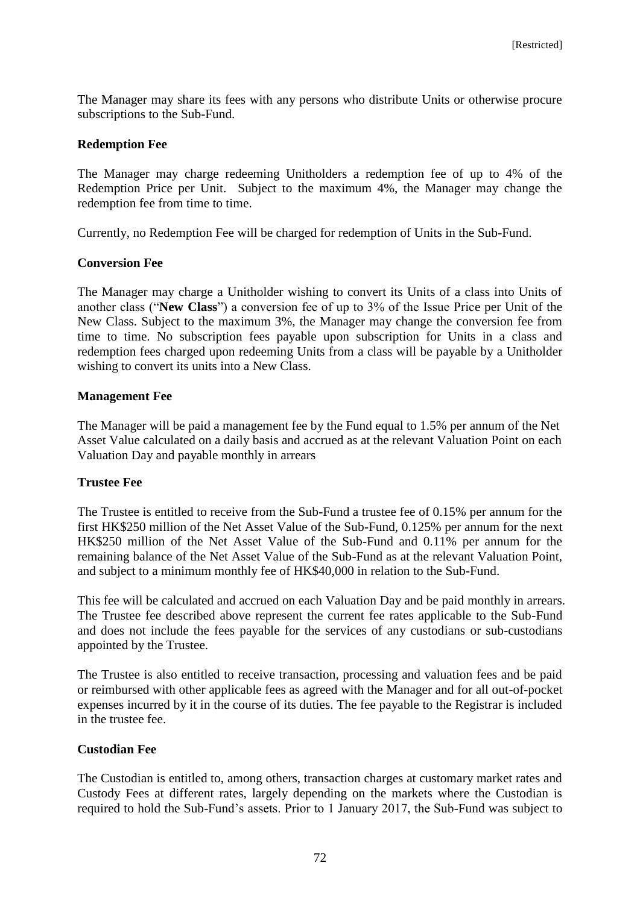The Manager may share its fees with any persons who distribute Units or otherwise procure subscriptions to the Sub-Fund.

**Redemption Fee**

The Manager may charge redeeming Unitholders a redemption fee of up to 4% of the Redemption Price per Unit. Subject to the maximum 4%, the Manager may change the redemption fee from time to time.

Currently, no Redemption Fee will be charged for redemption of Units in the Sub-Fund.

**Conversion Fee**

The Manager may charge a Unitholder wishing to convert its Units of a class into Units of another class ("**New Class**") a conversion fee of up to 3% of the Issue Price per Unit of the New Class. Subject to the maximum 3%, the Manager may change the conversion fee from time to time. No subscription fees payable upon subscription for Units in a class and redemption fees charged upon redeeming Units from a class will be payable by a Unitholder wishing to convert its units into a New Class.

**Management Fee**

The Manager will be paid a management fee by the Fund equal to 1.5% per annum of the Net Asset Value calculated on a daily basis and accrued as at the relevant Valuation Point on each Valuation Day and payable monthly in arrears

**Trustee Fee**

The Trustee is entitled to receive from the Sub-Fund a trustee fee of 0.15% per annum for the first HK$250 million of the Net Asset Value of the Sub-Fund, 0.125% per annum for the next HK$250 million of the Net Asset Value of the Sub-Fund and 0.11% per annum for the remaining balance of the Net Asset Value of the Sub-Fund as at the relevant Valuation Point, and subject to a minimum monthly fee of HK$40,000 in relation to the Sub-Fund.

This fee will be calculated and accrued on each Valuation Day and be paid monthly in arrears. The Trustee fee described above represent the current fee rates applicable to the Sub-Fund and does not include the fees payable for the services of any custodians or sub-custodians appointed by the Trustee.

The Trustee is also entitled to receive transaction, processing and valuation fees and be paid or reimbursed with other applicable fees as agreed with the Manager and for all out-of-pocket expenses incurred by it in the course of its duties. The fee payable to the Registrar is included in the trustee fee.

**Custodian Fee**

The Custodian is entitled to, among others, transaction charges at customary market rates and Custody Fees at different rates, largely depending on the markets where the Custodian is required to hold the Sub-Fund's assets. Prior to 1 January 2017, the Sub-Fund was subject to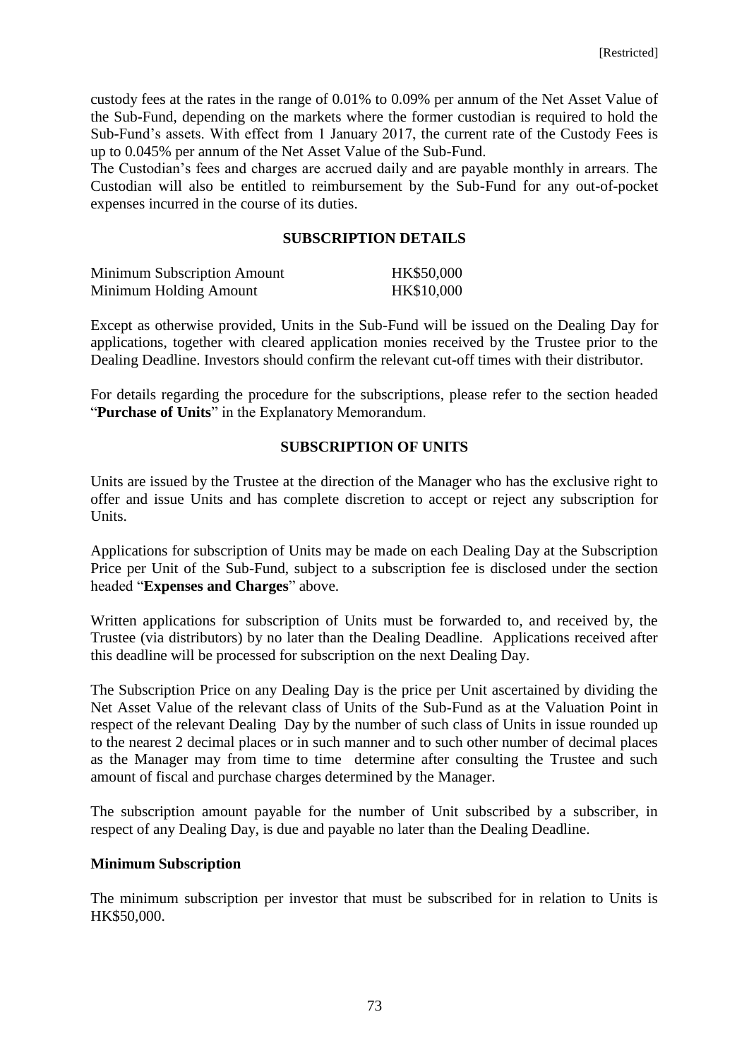custody fees at the rates in the range of 0.01% to 0.09% per annum of the Net Asset Value of the Sub-Fund, depending on the markets where the former custodian is required to hold the Sub-Fund's assets. With effect from 1 January 2017, the current rate of the Custody Fees is up to 0.045% per annum of the Net Asset Value of the Sub-Fund.

The Custodian's fees and charges are accrued daily and are payable monthly in arrears. The Custodian will also be entitled to reimbursement by the Sub-Fund for any out-of-pocket expenses incurred in the course of its duties.

## SUBSCRIPTION DETAILS

| | |
|---|---|
| Minimum Subscription Amount | HK$50,000 |
| Minimum Holding Amount | HK$10,000 |

Except as otherwise provided, Units in the Sub-Fund will be issued on the Dealing Day for applications, together with cleared application monies received by the Trustee prior to the Dealing Deadline. Investors should confirm the relevant cut-off times with their distributor.

For details regarding the procedure for the subscriptions, please refer to the section headed "**Purchase of Units**" in the Explanatory Memorandum.

## SUBSCRIPTION OF UNITS

Units are issued by the Trustee at the direction of the Manager who has the exclusive right to offer and issue Units and has complete discretion to accept or reject any subscription for Units.

Applications for subscription of Units may be made on each Dealing Day at the Subscription Price per Unit of the Sub-Fund, subject to a subscription fee is disclosed under the section headed "**Expenses and Charges**" above.

Written applications for subscription of Units must be forwarded to, and received by, the Trustee (via distributors) by no later than the Dealing Deadline. Applications received after this deadline will be processed for subscription on the next Dealing Day.

The Subscription Price on any Dealing Day is the price per Unit ascertained by dividing the Net Asset Value of the relevant class of Units of the Sub-Fund as at the Valuation Point in respect of the relevant Dealing Day by the number of such class of Units in issue rounded up to the nearest 2 decimal places or in such manner and to such other number of decimal places as the Manager may from time to time determine after consulting the Trustee and such amount of fiscal and purchase charges determined by the Manager.

The subscription amount payable for the number of Unit subscribed by a subscriber, in respect of any Dealing Day, is due and payable no later than the Dealing Deadline.

### Minimum Subscription

The minimum subscription per investor that must be subscribed for in relation to Units is HK$50,000.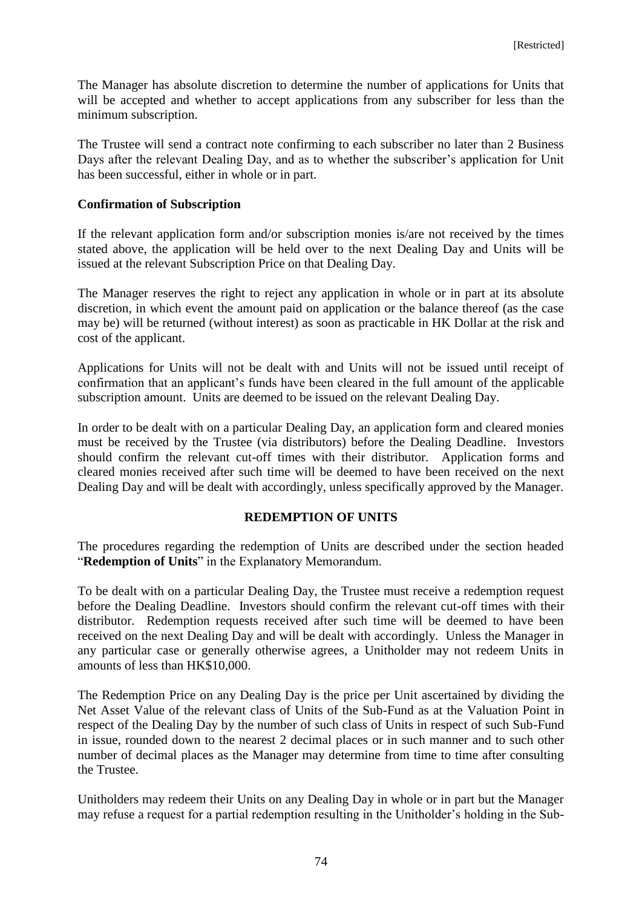The Manager has absolute discretion to determine the number of applications for Units that will be accepted and whether to accept applications from any subscriber for less than the minimum subscription.

The Trustee will send a contract note confirming to each subscriber no later than 2 Business Days after the relevant Dealing Day, and as to whether the subscriber's application for Unit has been successful, either in whole or in part.

**Confirmation of Subscription**

If the relevant application form and/or subscription monies is/are not received by the times stated above, the application will be held over to the next Dealing Day and Units will be issued at the relevant Subscription Price on that Dealing Day.

The Manager reserves the right to reject any application in whole or in part at its absolute discretion, in which event the amount paid on application or the balance thereof (as the case may be) will be returned (without interest) as soon as practicable in HK Dollar at the risk and cost of the applicant.

Applications for Units will not be dealt with and Units will not be issued until receipt of confirmation that an applicant's funds have been cleared in the full amount of the applicable subscription amount. Units are deemed to be issued on the relevant Dealing Day.

In order to be dealt with on a particular Dealing Day, an application form and cleared monies must be received by the Trustee (via distributors) before the Dealing Deadline. Investors should confirm the relevant cut-off times with their distributor. Application forms and cleared monies received after such time will be deemed to have been received on the next Dealing Day and will be dealt with accordingly, unless specifically approved by the Manager.

## REDEMPTION OF UNITS

The procedures regarding the redemption of Units are described under the section headed "**Redemption of Units**" in the Explanatory Memorandum.

To be dealt with on a particular Dealing Day, the Trustee must receive a redemption request before the Dealing Deadline. Investors should confirm the relevant cut-off times with their distributor. Redemption requests received after such time will be deemed to have been received on the next Dealing Day and will be dealt with accordingly. Unless the Manager in any particular case or generally otherwise agrees, a Unitholder may not redeem Units in amounts of less than HK$10,000.

The Redemption Price on any Dealing Day is the price per Unit ascertained by dividing the Net Asset Value of the relevant class of Units of the Sub-Fund as at the Valuation Point in respect of the Dealing Day by the number of such class of Units in respect of such Sub-Fund in issue, rounded down to the nearest 2 decimal places or in such manner and to such other number of decimal places as the Manager may determine from time to time after consulting the Trustee.

Unitholders may redeem their Units on any Dealing Day in whole or in part but the Manager may refuse a request for a partial redemption resulting in the Unitholder's holding in the Sub-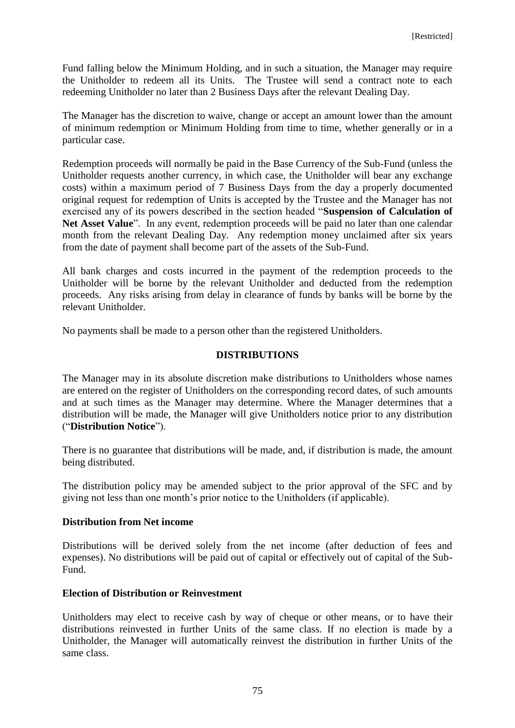Fund falling below the Minimum Holding, and in such a situation, the Manager may require the Unitholder to redeem all its Units. The Trustee will send a contract note to each redeeming Unitholder no later than 2 Business Days after the relevant Dealing Day.

The Manager has the discretion to waive, change or accept an amount lower than the amount of minimum redemption or Minimum Holding from time to time, whether generally or in a particular case.

Redemption proceeds will normally be paid in the Base Currency of the Sub-Fund (unless the Unitholder requests another currency, in which case, the Unitholder will bear any exchange costs) within a maximum period of 7 Business Days from the day a properly documented original request for redemption of Units is accepted by the Trustee and the Manager has not exercised any of its powers described in the section headed "**Suspension of Calculation of Net Asset Value**". In any event, redemption proceeds will be paid no later than one calendar month from the relevant Dealing Day. Any redemption money unclaimed after six years from the date of payment shall become part of the assets of the Sub-Fund.

All bank charges and costs incurred in the payment of the redemption proceeds to the Unitholder will be borne by the relevant Unitholder and deducted from the redemption proceeds. Any risks arising from delay in clearance of funds by banks will be borne by the relevant Unitholder.

No payments shall be made to a person other than the registered Unitholders.

## DISTRIBUTIONS

The Manager may in its absolute discretion make distributions to Unitholders whose names are entered on the register of Unitholders on the corresponding record dates, of such amounts and at such times as the Manager may determine. Where the Manager determines that a distribution will be made, the Manager will give Unitholders notice prior to any distribution ("**Distribution Notice**").

There is no guarantee that distributions will be made, and, if distribution is made, the amount being distributed.

The distribution policy may be amended subject to the prior approval of the SFC and by giving not less than one month's prior notice to the Unitholders (if applicable).

### Distribution from Net income

Distributions will be derived solely from the net income (after deduction of fees and expenses). No distributions will be paid out of capital or effectively out of capital of the Sub-Fund.

### Election of Distribution or Reinvestment

Unitholders may elect to receive cash by way of cheque or other means, or to have their distributions reinvested in further Units of the same class. If no election is made by a Unitholder, the Manager will automatically reinvest the distribution in further Units of the same class.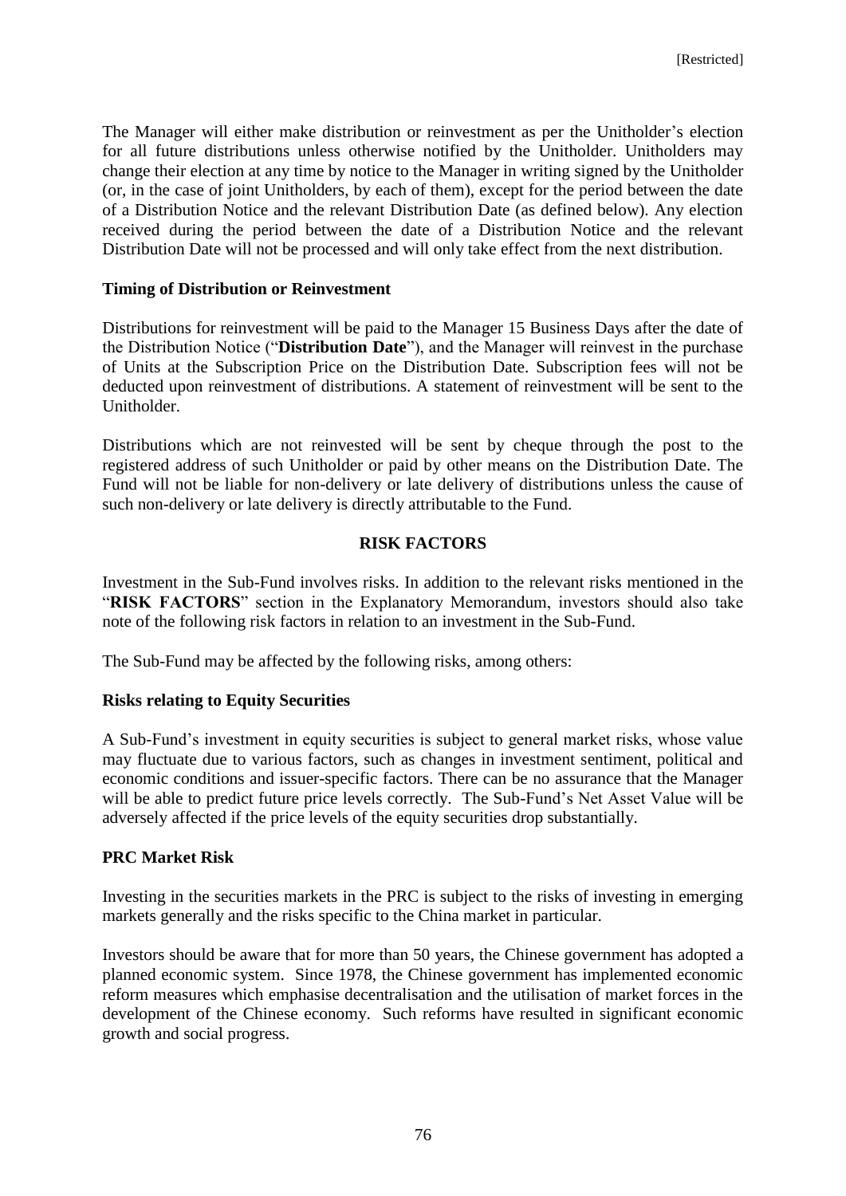The Manager will either make distribution or reinvestment as per the Unitholder's election for all future distributions unless otherwise notified by the Unitholder. Unitholders may change their election at any time by notice to the Manager in writing signed by the Unitholder (or, in the case of joint Unitholders, by each of them), except for the period between the date of a Distribution Notice and the relevant Distribution Date (as defined below). Any election received during the period between the date of a Distribution Notice and the relevant Distribution Date will not be processed and will only take effect from the next distribution.

**Timing of Distribution or Reinvestment**

Distributions for reinvestment will be paid to the Manager 15 Business Days after the date of the Distribution Notice ("**Distribution Date**"), and the Manager will reinvest in the purchase of Units at the Subscription Price on the Distribution Date. Subscription fees will not be deducted upon reinvestment of distributions. A statement of reinvestment will be sent to the Unitholder.

Distributions which are not reinvested will be sent by cheque through the post to the registered address of such Unitholder or paid by other means on the Distribution Date. The Fund will not be liable for non-delivery or late delivery of distributions unless the cause of such non-delivery or late delivery is directly attributable to the Fund.

## RISK FACTORS

Investment in the Sub-Fund involves risks. In addition to the relevant risks mentioned in the "**RISK FACTORS**" section in the Explanatory Memorandum, investors should also take note of the following risk factors in relation to an investment in the Sub-Fund.

The Sub-Fund may be affected by the following risks, among others:

**Risks relating to Equity Securities**

A Sub-Fund's investment in equity securities is subject to general market risks, whose value may fluctuate due to various factors, such as changes in investment sentiment, political and economic conditions and issuer-specific factors. There can be no assurance that the Manager will be able to predict future price levels correctly. The Sub-Fund's Net Asset Value will be adversely affected if the price levels of the equity securities drop substantially.

**PRC Market Risk**

Investing in the securities markets in the PRC is subject to the risks of investing in emerging markets generally and the risks specific to the China market in particular.

Investors should be aware that for more than 50 years, the Chinese government has adopted a planned economic system. Since 1978, the Chinese government has implemented economic reform measures which emphasise decentralisation and the utilisation of market forces in the development of the Chinese economy. Such reforms have resulted in significant economic growth and social progress.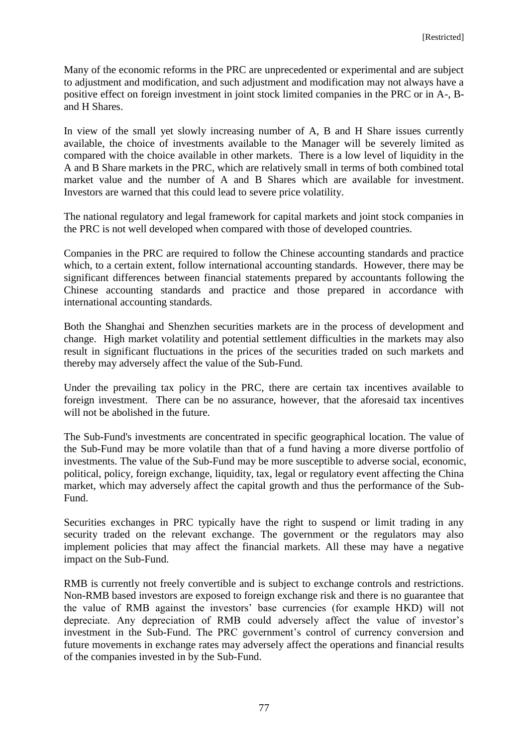Many of the economic reforms in the PRC are unprecedented or experimental and are subject to adjustment and modification, and such adjustment and modification may not always have a positive effect on foreign investment in joint stock limited companies in the PRC or in A-, B- and H Shares.

In view of the small yet slowly increasing number of A, B and H Share issues currently available, the choice of investments available to the Manager will be severely limited as compared with the choice available in other markets. There is a low level of liquidity in the A and B Share markets in the PRC, which are relatively small in terms of both combined total market value and the number of A and B Shares which are available for investment. Investors are warned that this could lead to severe price volatility.

The national regulatory and legal framework for capital markets and joint stock companies in the PRC is not well developed when compared with those of developed countries.

Companies in the PRC are required to follow the Chinese accounting standards and practice which, to a certain extent, follow international accounting standards. However, there may be significant differences between financial statements prepared by accountants following the Chinese accounting standards and practice and those prepared in accordance with international accounting standards.

Both the Shanghai and Shenzhen securities markets are in the process of development and change. High market volatility and potential settlement difficulties in the markets may also result in significant fluctuations in the prices of the securities traded on such markets and thereby may adversely affect the value of the Sub-Fund.

Under the prevailing tax policy in the PRC, there are certain tax incentives available to foreign investment. There can be no assurance, however, that the aforesaid tax incentives will not be abolished in the future.

The Sub-Fund's investments are concentrated in specific geographical location. The value of the Sub-Fund may be more volatile than that of a fund having a more diverse portfolio of investments. The value of the Sub-Fund may be more susceptible to adverse social, economic, political, policy, foreign exchange, liquidity, tax, legal or regulatory event affecting the China market, which may adversely affect the capital growth and thus the performance of the Sub-Fund.

Securities exchanges in PRC typically have the right to suspend or limit trading in any security traded on the relevant exchange. The government or the regulators may also implement policies that may affect the financial markets. All these may have a negative impact on the Sub-Fund.

RMB is currently not freely convertible and is subject to exchange controls and restrictions. Non-RMB based investors are exposed to foreign exchange risk and there is no guarantee that the value of RMB against the investors' base currencies (for example HKD) will not depreciate. Any depreciation of RMB could adversely affect the value of investor's investment in the Sub-Fund. The PRC government's control of currency conversion and future movements in exchange rates may adversely affect the operations and financial results of the companies invested in by the Sub-Fund.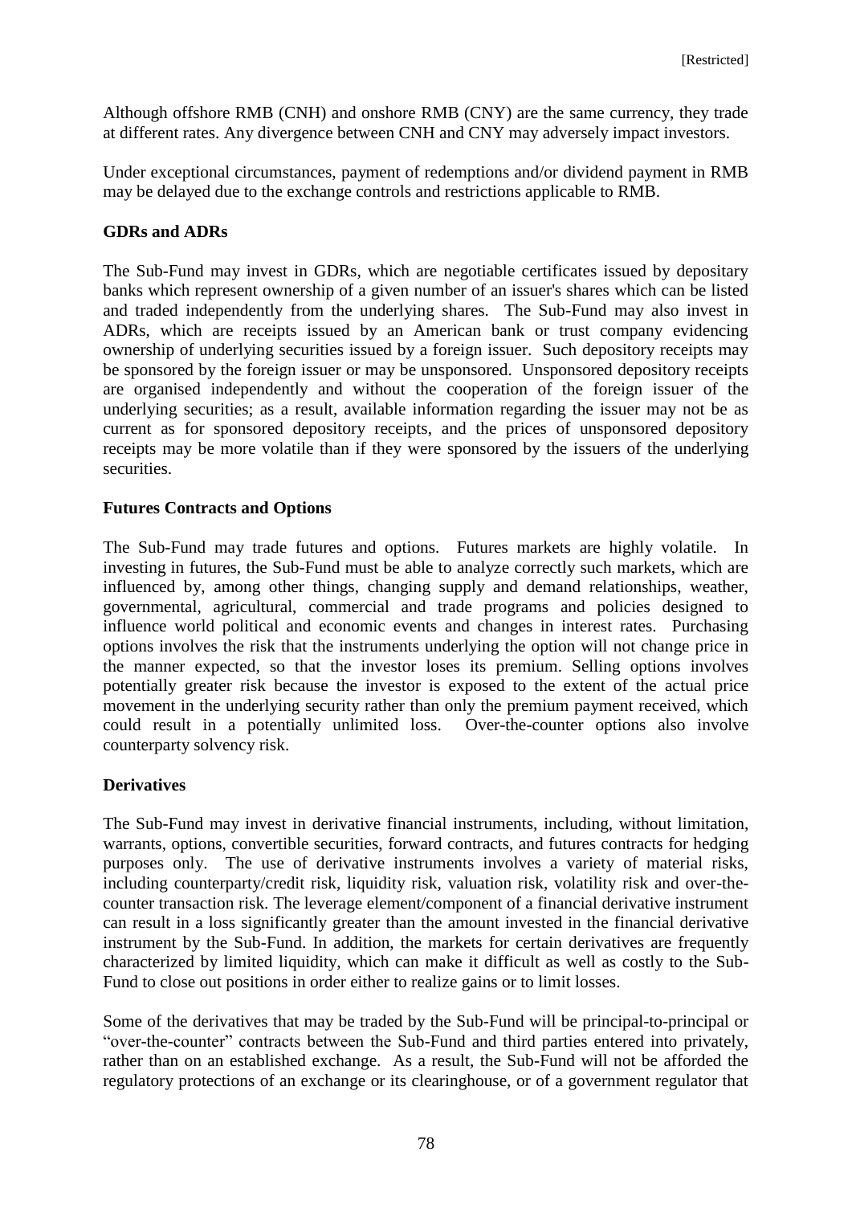Although offshore RMB (CNH) and onshore RMB (CNY) are the same currency, they trade at different rates. Any divergence between CNH and CNY may adversely impact investors.

Under exceptional circumstances, payment of redemptions and/or dividend payment in RMB may be delayed due to the exchange controls and restrictions applicable to RMB.

**GDRs and ADRs**

The Sub-Fund may invest in GDRs, which are negotiable certificates issued by depositary banks which represent ownership of a given number of an issuer's shares which can be listed and traded independently from the underlying shares. The Sub-Fund may also invest in ADRs, which are receipts issued by an American bank or trust company evidencing ownership of underlying securities issued by a foreign issuer. Such depository receipts may be sponsored by the foreign issuer or may be unsponsored. Unsponsored depository receipts are organised independently and without the cooperation of the foreign issuer of the underlying securities; as a result, available information regarding the issuer may not be as current as for sponsored depository receipts, and the prices of unsponsored depository receipts may be more volatile than if they were sponsored by the issuers of the underlying securities.

**Futures Contracts and Options**

The Sub-Fund may trade futures and options. Futures markets are highly volatile. In investing in futures, the Sub-Fund must be able to analyze correctly such markets, which are influenced by, among other things, changing supply and demand relationships, weather, governmental, agricultural, commercial and trade programs and policies designed to influence world political and economic events and changes in interest rates. Purchasing options involves the risk that the instruments underlying the option will not change price in the manner expected, so that the investor loses its premium. Selling options involves potentially greater risk because the investor is exposed to the extent of the actual price movement in the underlying security rather than only the premium payment received, which could result in a potentially unlimited loss. Over-the-counter options also involve counterparty solvency risk.

**Derivatives**

The Sub-Fund may invest in derivative financial instruments, including, without limitation, warrants, options, convertible securities, forward contracts, and futures contracts for hedging purposes only. The use of derivative instruments involves a variety of material risks, including counterparty/credit risk, liquidity risk, valuation risk, volatility risk and over-the-counter transaction risk. The leverage element/component of a financial derivative instrument can result in a loss significantly greater than the amount invested in the financial derivative instrument by the Sub-Fund. In addition, the markets for certain derivatives are frequently characterized by limited liquidity, which can make it difficult as well as costly to the Sub-Fund to close out positions in order either to realize gains or to limit losses.

Some of the derivatives that may be traded by the Sub-Fund will be principal-to-principal or "over-the-counter" contracts between the Sub-Fund and third parties entered into privately, rather than on an established exchange. As a result, the Sub-Fund will not be afforded the regulatory protections of an exchange or its clearinghouse, or of a government regulator that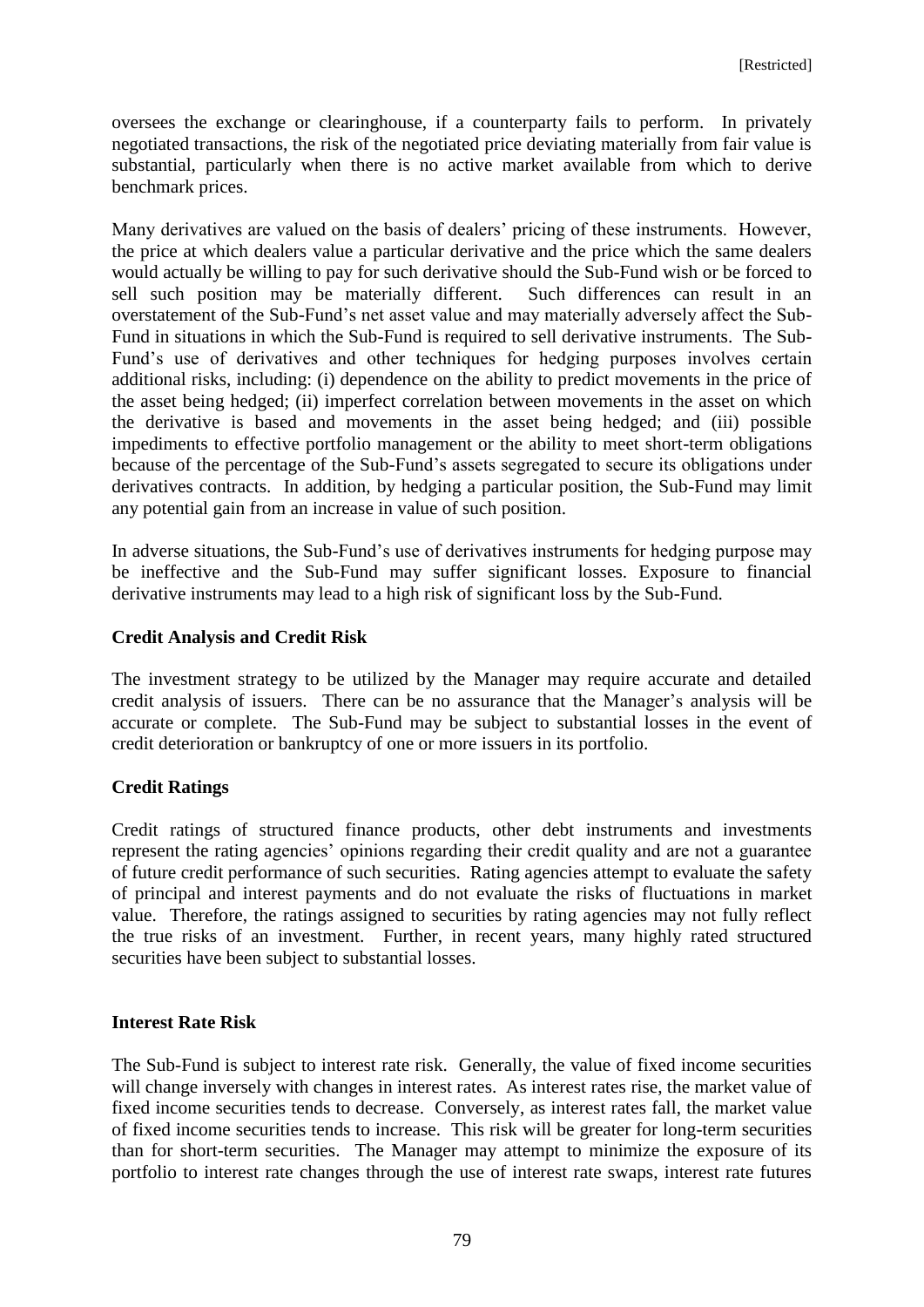oversees the exchange or clearinghouse, if a counterparty fails to perform. In privately negotiated transactions, the risk of the negotiated price deviating materially from fair value is substantial, particularly when there is no active market available from which to derive benchmark prices.

Many derivatives are valued on the basis of dealers' pricing of these instruments. However, the price at which dealers value a particular derivative and the price which the same dealers would actually be willing to pay for such derivative should the Sub-Fund wish or be forced to sell such position may be materially different. Such differences can result in an overstatement of the Sub-Fund's net asset value and may materially adversely affect the Sub-Fund in situations in which the Sub-Fund is required to sell derivative instruments. The Sub-Fund's use of derivatives and other techniques for hedging purposes involves certain additional risks, including: (i) dependence on the ability to predict movements in the price of the asset being hedged; (ii) imperfect correlation between movements in the asset on which the derivative is based and movements in the asset being hedged; and (iii) possible impediments to effective portfolio management or the ability to meet short-term obligations because of the percentage of the Sub-Fund's assets segregated to secure its obligations under derivatives contracts. In addition, by hedging a particular position, the Sub-Fund may limit any potential gain from an increase in value of such position.

In adverse situations, the Sub-Fund's use of derivatives instruments for hedging purpose may be ineffective and the Sub-Fund may suffer significant losses. Exposure to financial derivative instruments may lead to a high risk of significant loss by the Sub-Fund.

**Credit Analysis and Credit Risk**

The investment strategy to be utilized by the Manager may require accurate and detailed credit analysis of issuers. There can be no assurance that the Manager's analysis will be accurate or complete. The Sub-Fund may be subject to substantial losses in the event of credit deterioration or bankruptcy of one or more issuers in its portfolio.

**Credit Ratings**

Credit ratings of structured finance products, other debt instruments and investments represent the rating agencies' opinions regarding their credit quality and are not a guarantee of future credit performance of such securities. Rating agencies attempt to evaluate the safety of principal and interest payments and do not evaluate the risks of fluctuations in market value. Therefore, the ratings assigned to securities by rating agencies may not fully reflect the true risks of an investment. Further, in recent years, many highly rated structured securities have been subject to substantial losses.

**Interest Rate Risk**

The Sub-Fund is subject to interest rate risk. Generally, the value of fixed income securities will change inversely with changes in interest rates. As interest rates rise, the market value of fixed income securities tends to decrease. Conversely, as interest rates fall, the market value of fixed income securities tends to increase. This risk will be greater for long-term securities than for short-term securities. The Manager may attempt to minimize the exposure of its portfolio to interest rate changes through the use of interest rate swaps, interest rate futures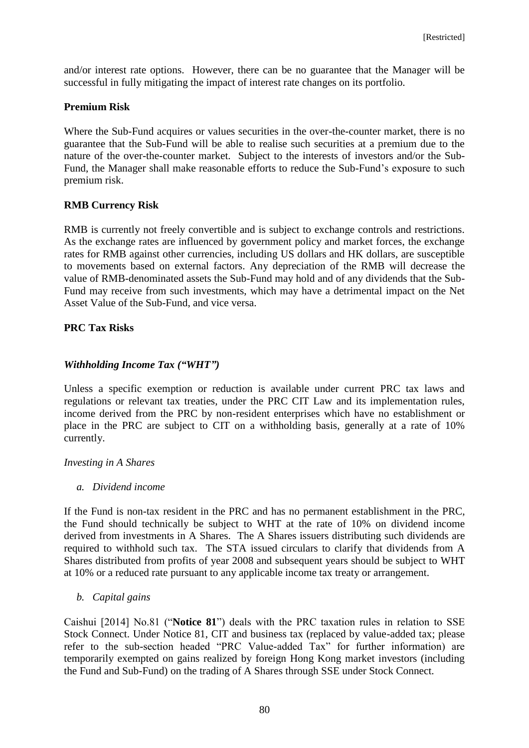and/or interest rate options. However, there can be no guarantee that the Manager will be successful in fully mitigating the impact of interest rate changes on its portfolio.

**Premium Risk**

Where the Sub-Fund acquires or values securities in the over-the-counter market, there is no guarantee that the Sub-Fund will be able to realise such securities at a premium due to the nature of the over-the-counter market. Subject to the interests of investors and/or the Sub-Fund, the Manager shall make reasonable efforts to reduce the Sub-Fund's exposure to such premium risk.

**RMB Currency Risk**

RMB is currently not freely convertible and is subject to exchange controls and restrictions. As the exchange rates are influenced by government policy and market forces, the exchange rates for RMB against other currencies, including US dollars and HK dollars, are susceptible to movements based on external factors. Any depreciation of the RMB will decrease the value of RMB-denominated assets the Sub-Fund may hold and of any dividends that the Sub-Fund may receive from such investments, which may have a detrimental impact on the Net Asset Value of the Sub-Fund, and vice versa.

**PRC Tax Risks**

***Withholding Income Tax ("WHT")***

Unless a specific exemption or reduction is available under current PRC tax laws and regulations or relevant tax treaties, under the PRC CIT Law and its implementation rules, income derived from the PRC by non-resident enterprises which have no establishment or place in the PRC are subject to CIT on a withholding basis, generally at a rate of 10% currently.

*Investing in A Shares*

*a. Dividend income*

If the Fund is non-tax resident in the PRC and has no permanent establishment in the PRC, the Fund should technically be subject to WHT at the rate of 10% on dividend income derived from investments in A Shares. The A Shares issuers distributing such dividends are required to withhold such tax. The STA issued circulars to clarify that dividends from A Shares distributed from profits of year 2008 and subsequent years should be subject to WHT at 10% or a reduced rate pursuant to any applicable income tax treaty or arrangement.

*b. Capital gains*

Caishui [2014] No.81 ("**Notice 81**") deals with the PRC taxation rules in relation to SSE Stock Connect. Under Notice 81, CIT and business tax (replaced by value-added tax; please refer to the sub-section headed "PRC Value-added Tax" for further information) are temporarily exempted on gains realized by foreign Hong Kong market investors (including the Fund and Sub-Fund) on the trading of A Shares through SSE under Stock Connect.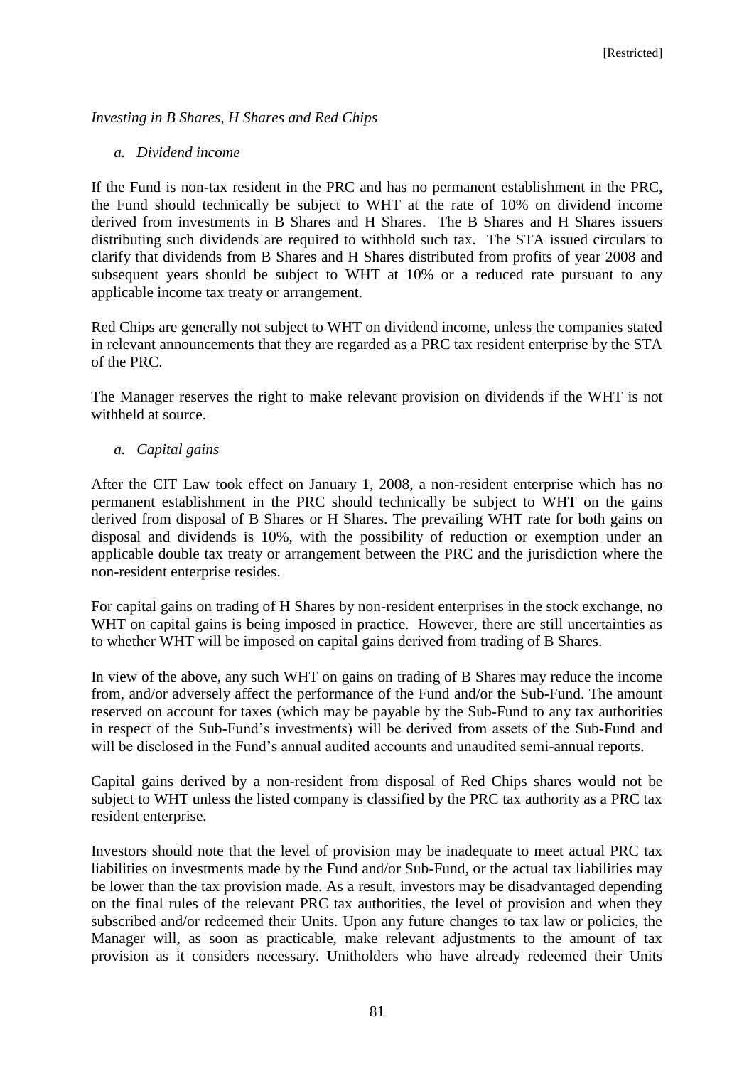*Investing in B Shares, H Shares and Red Chips*

*a. Dividend income*

If the Fund is non-tax resident in the PRC and has no permanent establishment in the PRC, the Fund should technically be subject to WHT at the rate of 10% on dividend income derived from investments in B Shares and H Shares. The B Shares and H Shares issuers distributing such dividends are required to withhold such tax. The STA issued circulars to clarify that dividends from B Shares and H Shares distributed from profits of year 2008 and subsequent years should be subject to WHT at 10% or a reduced rate pursuant to any applicable income tax treaty or arrangement.

Red Chips are generally not subject to WHT on dividend income, unless the companies stated in relevant announcements that they are regarded as a PRC tax resident enterprise by the STA of the PRC.

The Manager reserves the right to make relevant provision on dividends if the WHT is not withheld at source.

*a. Capital gains*

After the CIT Law took effect on January 1, 2008, a non-resident enterprise which has no permanent establishment in the PRC should technically be subject to WHT on the gains derived from disposal of B Shares or H Shares. The prevailing WHT rate for both gains on disposal and dividends is 10%, with the possibility of reduction or exemption under an applicable double tax treaty or arrangement between the PRC and the jurisdiction where the non-resident enterprise resides.

For capital gains on trading of H Shares by non-resident enterprises in the stock exchange, no WHT on capital gains is being imposed in practice. However, there are still uncertainties as to whether WHT will be imposed on capital gains derived from trading of B Shares.

In view of the above, any such WHT on gains on trading of B Shares may reduce the income from, and/or adversely affect the performance of the Fund and/or the Sub-Fund. The amount reserved on account for taxes (which may be payable by the Sub-Fund to any tax authorities in respect of the Sub-Fund's investments) will be derived from assets of the Sub-Fund and will be disclosed in the Fund's annual audited accounts and unaudited semi-annual reports.

Capital gains derived by a non-resident from disposal of Red Chips shares would not be subject to WHT unless the listed company is classified by the PRC tax authority as a PRC tax resident enterprise.

Investors should note that the level of provision may be inadequate to meet actual PRC tax liabilities on investments made by the Fund and/or Sub-Fund, or the actual tax liabilities may be lower than the tax provision made. As a result, investors may be disadvantaged depending on the final rules of the relevant PRC tax authorities, the level of provision and when they subscribed and/or redeemed their Units. Upon any future changes to tax law or policies, the Manager will, as soon as practicable, make relevant adjustments to the amount of tax provision as it considers necessary. Unitholders who have already redeemed their Units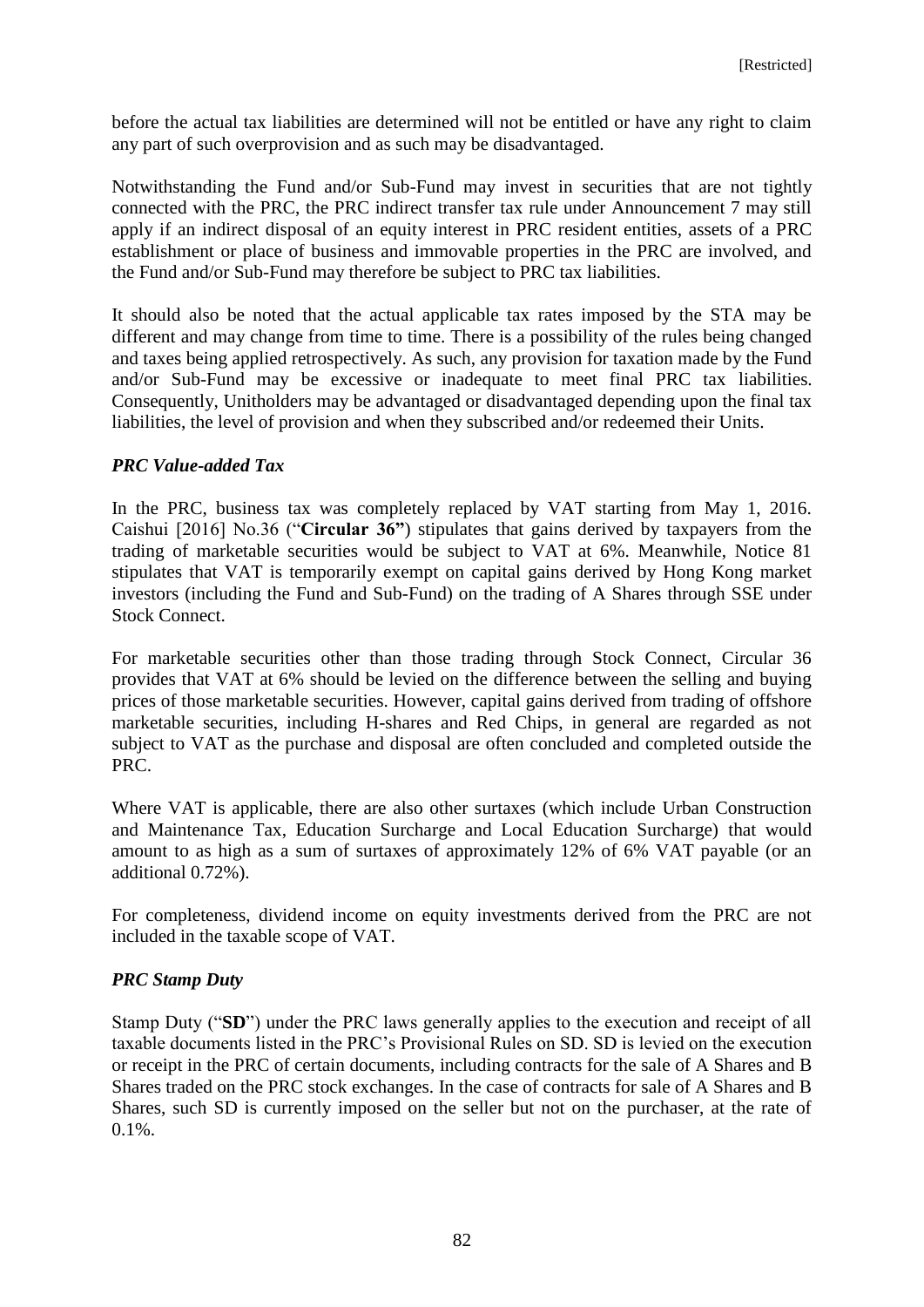before the actual tax liabilities are determined will not be entitled or have any right to claim any part of such overprovision and as such may be disadvantaged.

Notwithstanding the Fund and/or Sub-Fund may invest in securities that are not tightly connected with the PRC, the PRC indirect transfer tax rule under Announcement 7 may still apply if an indirect disposal of an equity interest in PRC resident entities, assets of a PRC establishment or place of business and immovable properties in the PRC are involved, and the Fund and/or Sub-Fund may therefore be subject to PRC tax liabilities.

It should also be noted that the actual applicable tax rates imposed by the STA may be different and may change from time to time. There is a possibility of the rules being changed and taxes being applied retrospectively. As such, any provision for taxation made by the Fund and/or Sub-Fund may be excessive or inadequate to meet final PRC tax liabilities. Consequently, Unitholders may be advantaged or disadvantaged depending upon the final tax liabilities, the level of provision and when they subscribed and/or redeemed their Units.

***PRC Value-added Tax***

In the PRC, business tax was completely replaced by VAT starting from May 1, 2016. Caishui [2016] No.36 ("**Circular 36"**) stipulates that gains derived by taxpayers from the trading of marketable securities would be subject to VAT at 6%. Meanwhile, Notice 81 stipulates that VAT is temporarily exempt on capital gains derived by Hong Kong market investors (including the Fund and Sub-Fund) on the trading of A Shares through SSE under Stock Connect.

For marketable securities other than those trading through Stock Connect, Circular 36 provides that VAT at 6% should be levied on the difference between the selling and buying prices of those marketable securities. However, capital gains derived from trading of offshore marketable securities, including H-shares and Red Chips, in general are regarded as not subject to VAT as the purchase and disposal are often concluded and completed outside the PRC.

Where VAT is applicable, there are also other surtaxes (which include Urban Construction and Maintenance Tax, Education Surcharge and Local Education Surcharge) that would amount to as high as a sum of surtaxes of approximately 12% of 6% VAT payable (or an additional 0.72%).

For completeness, dividend income on equity investments derived from the PRC are not included in the taxable scope of VAT.

***PRC Stamp Duty***

Stamp Duty ("**SD**") under the PRC laws generally applies to the execution and receipt of all taxable documents listed in the PRC's Provisional Rules on SD. SD is levied on the execution or receipt in the PRC of certain documents, including contracts for the sale of A Shares and B Shares traded on the PRC stock exchanges. In the case of contracts for sale of A Shares and B Shares, such SD is currently imposed on the seller but not on the purchaser, at the rate of 0.1%.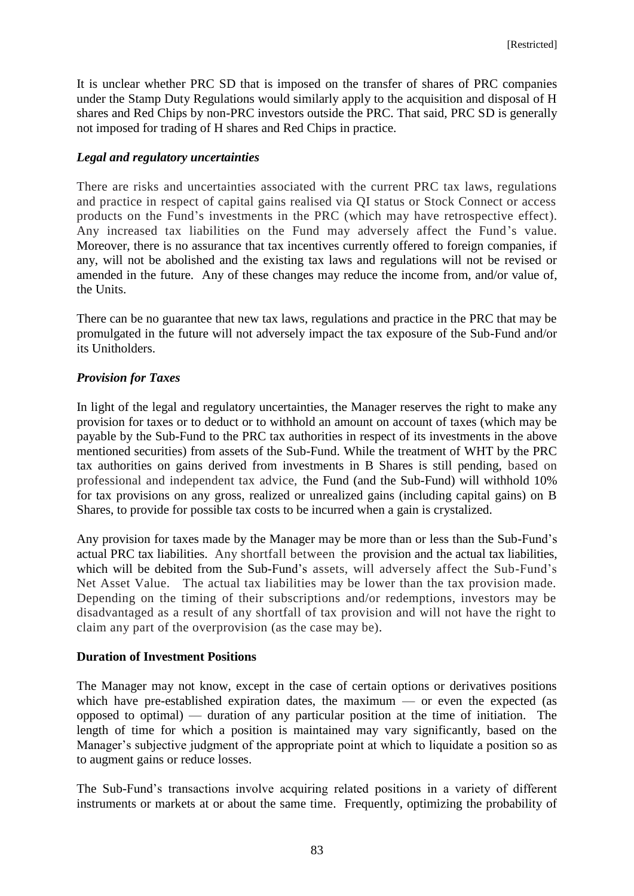It is unclear whether PRC SD that is imposed on the transfer of shares of PRC companies under the Stamp Duty Regulations would similarly apply to the acquisition and disposal of H shares and Red Chips by non-PRC investors outside the PRC. That said, PRC SD is generally not imposed for trading of H shares and Red Chips in practice.

### *Legal and regulatory uncertainties*

There are risks and uncertainties associated with the current PRC tax laws, regulations and practice in respect of capital gains realised via QI status or Stock Connect or access products on the Fund's investments in the PRC (which may have retrospective effect). Any increased tax liabilities on the Fund may adversely affect the Fund's value. Moreover, there is no assurance that tax incentives currently offered to foreign companies, if any, will not be abolished and the existing tax laws and regulations will not be revised or amended in the future. Any of these changes may reduce the income from, and/or value of, the Units.

There can be no guarantee that new tax laws, regulations and practice in the PRC that may be promulgated in the future will not adversely impact the tax exposure of the Sub-Fund and/or its Unitholders.

### *Provision for Taxes*

In light of the legal and regulatory uncertainties, the Manager reserves the right to make any provision for taxes or to deduct or to withhold an amount on account of taxes (which may be payable by the Sub-Fund to the PRC tax authorities in respect of its investments in the above mentioned securities) from assets of the Sub-Fund. While the treatment of WHT by the PRC tax authorities on gains derived from investments in B Shares is still pending, based on professional and independent tax advice, the Fund (and the Sub-Fund) will withhold 10% for tax provisions on any gross, realized or unrealized gains (including capital gains) on B Shares, to provide for possible tax costs to be incurred when a gain is crystalized.

Any provision for taxes made by the Manager may be more than or less than the Sub-Fund's actual PRC tax liabilities. Any shortfall between the provision and the actual tax liabilities, which will be debited from the Sub-Fund's assets, will adversely affect the Sub-Fund's Net Asset Value. The actual tax liabilities may be lower than the tax provision made. Depending on the timing of their subscriptions and/or redemptions, investors may be disadvantaged as a result of any shortfall of tax provision and will not have the right to claim any part of the overprovision (as the case may be).

### **Duration of Investment Positions**

The Manager may not know, except in the case of certain options or derivatives positions which have pre-established expiration dates, the maximum — or even the expected (as opposed to optimal) — duration of any particular position at the time of initiation. The length of time for which a position is maintained may vary significantly, based on the Manager's subjective judgment of the appropriate point at which to liquidate a position so as to augment gains or reduce losses.

The Sub-Fund's transactions involve acquiring related positions in a variety of different instruments or markets at or about the same time. Frequently, optimizing the probability of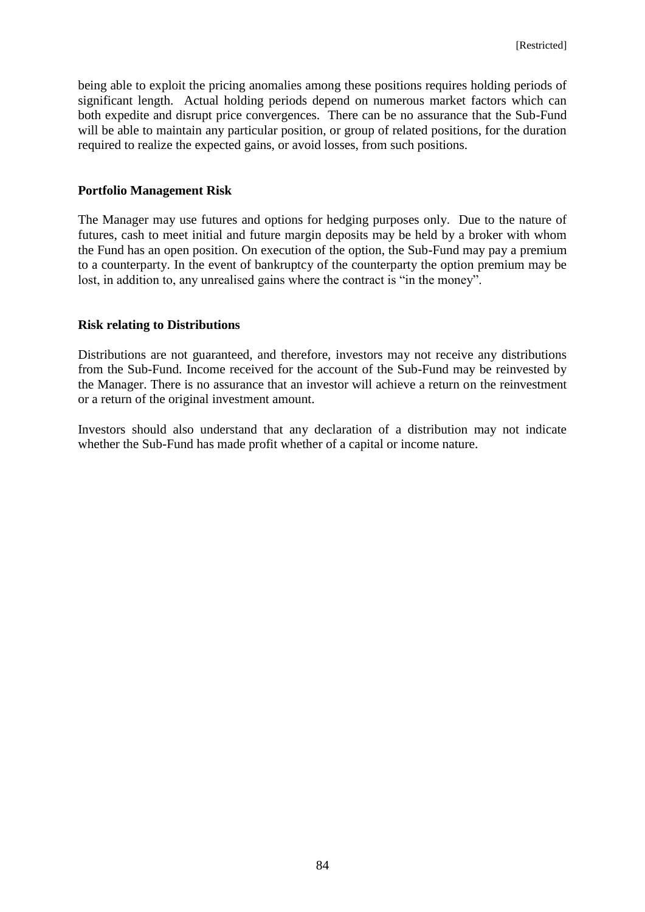being able to exploit the pricing anomalies among these positions requires holding periods of significant length. Actual holding periods depend on numerous market factors which can both expedite and disrupt price convergences. There can be no assurance that the Sub-Fund will be able to maintain any particular position, or group of related positions, for the duration required to realize the expected gains, or avoid losses, from such positions.

**Portfolio Management Risk**

The Manager may use futures and options for hedging purposes only. Due to the nature of futures, cash to meet initial and future margin deposits may be held by a broker with whom the Fund has an open position. On execution of the option, the Sub-Fund may pay a premium to a counterparty. In the event of bankruptcy of the counterparty the option premium may be lost, in addition to, any unrealised gains where the contract is "in the money".

**Risk relating to Distributions**

Distributions are not guaranteed, and therefore, investors may not receive any distributions from the Sub-Fund. Income received for the account of the Sub-Fund may be reinvested by the Manager. There is no assurance that an investor will achieve a return on the reinvestment or a return of the original investment amount.

Investors should also understand that any declaration of a distribution may not indicate whether the Sub-Fund has made profit whether of a capital or income nature.